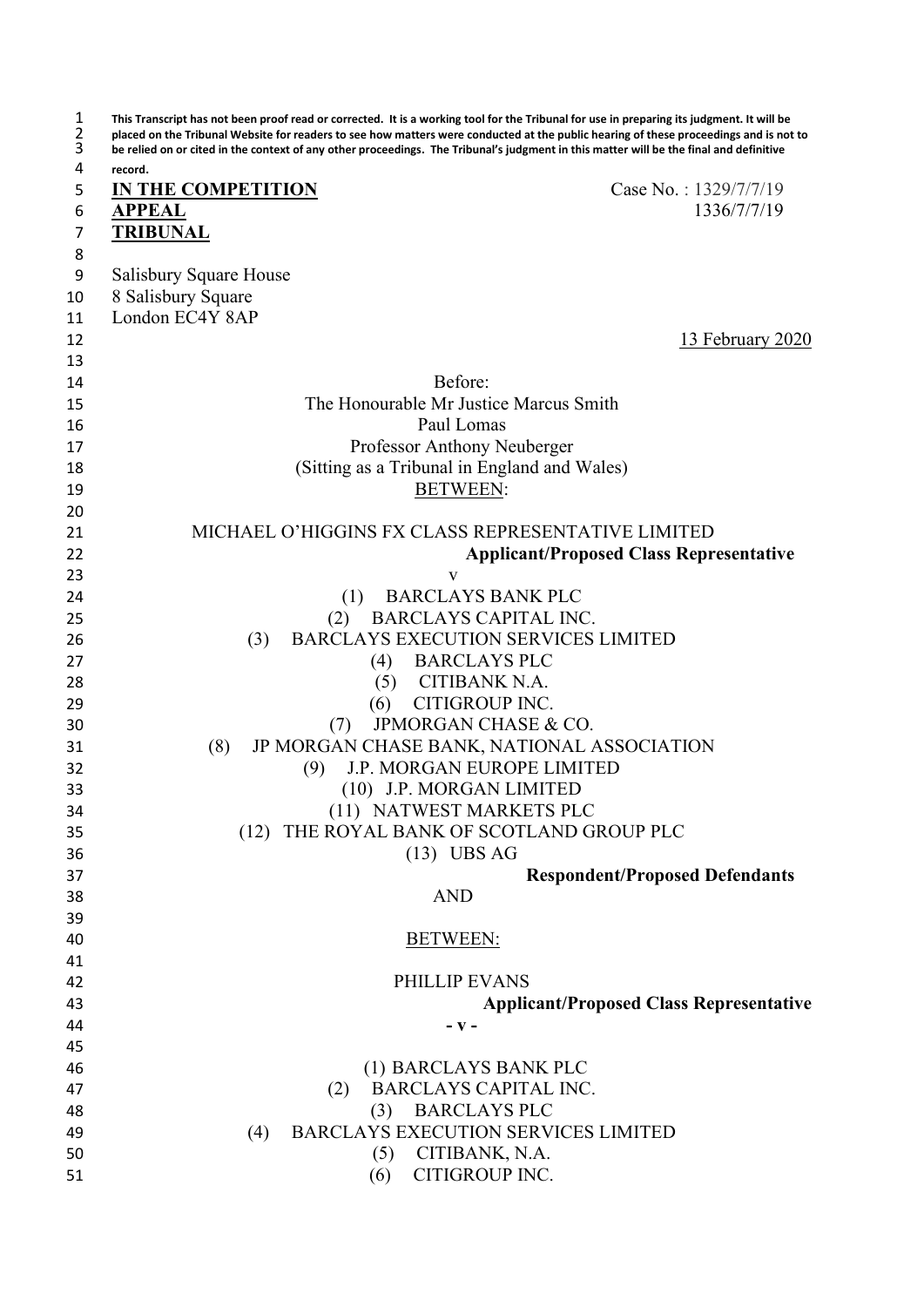**This Transcript has not been proof read or corrected. It is a working tool for the Tribunal for use in preparing its judgment. It will be placed on the Tribunal Website for readers to see how matters were conducted at the public hearing of these proceedings and is not to be relied on or cited in the context of any other proceedings. The Tribunal's judgment in this matter will be the final and definitive record.**

**IN THE COMPETITION APPEAL TRIBUNAL**

Case No. : 1329/7/7/19
1336/7/7/19

Salisbury Square House
8 Salisbury Square
London EC4Y 8AP

13 February 2020

Before:

The Honourable Mr Justice Marcus Smith
Paul Lomas
Professor Anthony Neuberger
(Sitting as a Tribunal in England and Wales)

BETWEEN:

MICHAEL O'HIGGINS FX CLASS REPRESENTATIVE LIMITED

**Applicant/Proposed Class Representative**

v

(1) BARCLAYS BANK PLC
(2) BARCLAYS CAPITAL INC.
(3) BARCLAYS EXECUTION SERVICES LIMITED
(4) BARCLAYS PLC
(5) CITIBANK N.A.
(6) CITIGROUP INC.
(7) JPMORGAN CHASE & CO.
(8) JP MORGAN CHASE BANK, NATIONAL ASSOCIATION
(9) J.P. MORGAN EUROPE LIMITED
(10) J.P. MORGAN LIMITED
(11) NATWEST MARKETS PLC
(12) THE ROYAL BANK OF SCOTLAND GROUP PLC
(13) UBS AG

**Respondent/Proposed Defendants**

AND

BETWEEN:

PHILLIP EVANS

**Applicant/Proposed Class Representative**

- v -

(1) BARCLAYS BANK PLC
(2) BARCLAYS CAPITAL INC.
(3) BARCLAYS PLC
(4) BARCLAYS EXECUTION SERVICES LIMITED
(5) CITIBANK, N.A.
(6) CITIGROUP INC.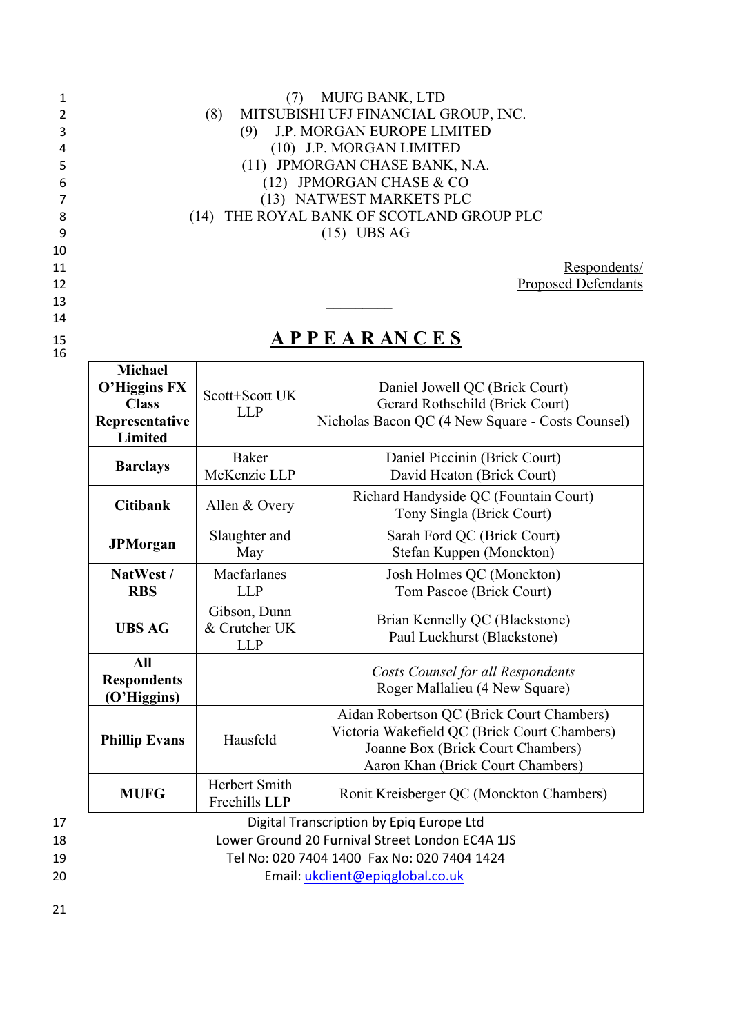(7) MUFG BANK, LTD
(8) MITSUBISHI UFJ FINANCIAL GROUP, INC.
(9) J.P. MORGAN EUROPE LIMITED
(10) J.P. MORGAN LIMITED
(11) JPMORGAN CHASE BANK, N.A.
(12) JPMORGAN CHASE & CO
(13) NATWEST MARKETS PLC
(14) THE ROYAL BANK OF SCOTLAND GROUP PLC
(15) UBS AG

Respondents/
Proposed Defendants

_________

# A P P E A R AN C E S

| | | |
|---|---|---|
| **Michael O'Higgins FX Class Representative Limited** | Scott+Scott UK LLP | Daniel Jowell QC (Brick Court)<br>Gerard Rothschild (Brick Court)<br>Nicholas Bacon QC (4 New Square - Costs Counsel) |
| **Barclays** | Baker McKenzie LLP | Daniel Piccinin (Brick Court)<br>David Heaton (Brick Court) |
| **Citibank** | Allen & Overy | Richard Handyside QC (Fountain Court)<br>Tony Singla (Brick Court) |
| **JPMorgan** | Slaughter and May | Sarah Ford QC (Brick Court)<br>Stefan Kuppen (Monckton) |
| **NatWest / RBS** | Macfarlanes LLP | Josh Holmes QC (Monckton)<br>Tom Pascoe (Brick Court) |
| **UBS AG** | Gibson, Dunn & Crutcher UK LLP | Brian Kennelly QC (Blackstone)<br>Paul Luckhurst (Blackstone) |
| **All Respondents (O'Higgins)** | | *Costs Counsel for all Respondents*<br>Roger Mallalieu (4 New Square) |
| **Phillip Evans** | Hausfeld | Aidan Robertson QC (Brick Court Chambers)<br>Victoria Wakefield QC (Brick Court Chambers)<br>Joanne Box (Brick Court Chambers)<br>Aaron Khan (Brick Court Chambers) |
| **MUFG** | Herbert Smith Freehills LLP | Ronit Kreisberger QC (Monckton Chambers) |

Digital Transcription by Epiq Europe Ltd
Lower Ground 20 Furnival Street London EC4A 1JS
Tel No: 020 7404 1400 Fax No: 020 7404 1424
Email: ukclient@epiqglobal.co.uk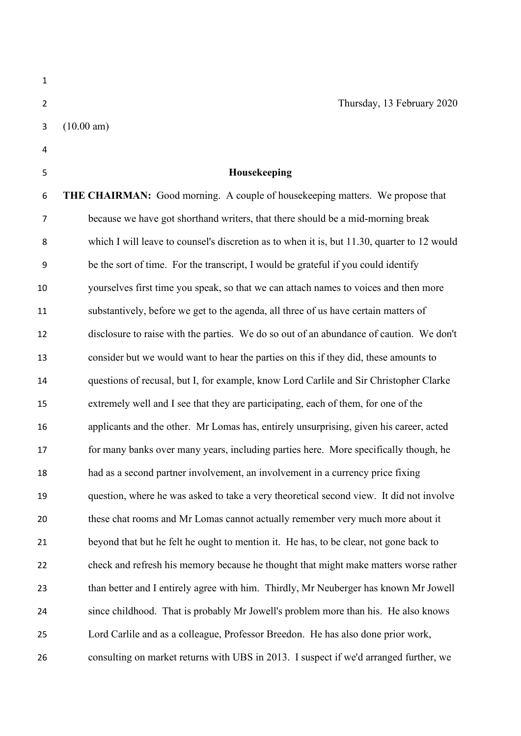Thursday, 13 February 2020

(10.00 am)

## Housekeeping

**THE CHAIRMAN:** Good morning. A couple of housekeeping matters. We propose that because we have got shorthand writers, that there should be a mid-morning break which I will leave to counsel's discretion as to when it is, but 11.30, quarter to 12 would be the sort of time. For the transcript, I would be grateful if you could identify yourselves first time you speak, so that we can attach names to voices and then more substantively, before we get to the agenda, all three of us have certain matters of disclosure to raise with the parties. We do so out of an abundance of caution. We don't consider but we would want to hear the parties on this if they did, these amounts to questions of recusal, but I, for example, know Lord Carlile and Sir Christopher Clarke extremely well and I see that they are participating, each of them, for one of the applicants and the other. Mr Lomas has, entirely unsurprising, given his career, acted for many banks over many years, including parties here. More specifically though, he had as a second partner involvement, an involvement in a currency price fixing question, where he was asked to take a very theoretical second view. It did not involve these chat rooms and Mr Lomas cannot actually remember very much more about it beyond that but he felt he ought to mention it. He has, to be clear, not gone back to check and refresh his memory because he thought that might make matters worse rather than better and I entirely agree with him. Thirdly, Mr Neuberger has known Mr Jowell since childhood. That is probably Mr Jowell's problem more than his. He also knows Lord Carlile and as a colleague, Professor Breedon. He has also done prior work, consulting on market returns with UBS in 2013. I suspect if we'd arranged further, we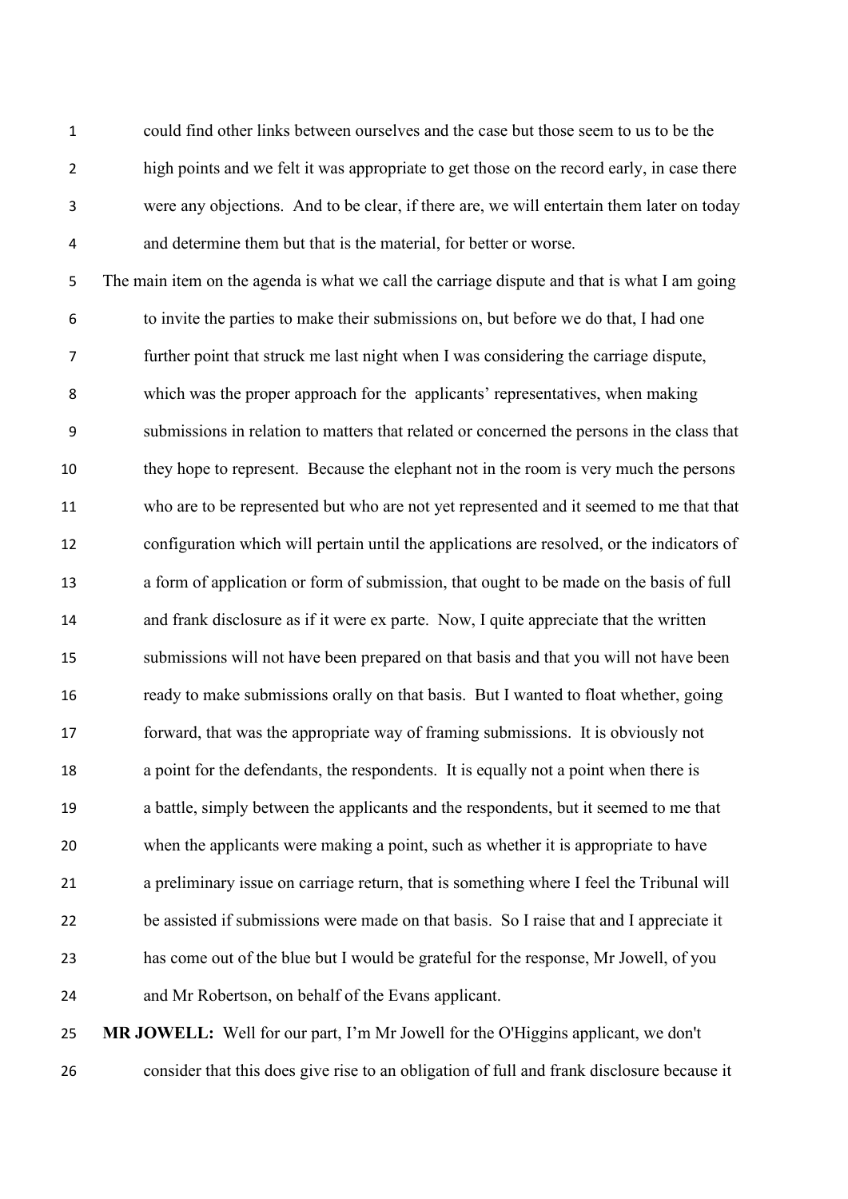could find other links between ourselves and the case but those seem to us to be the high points and we felt it was appropriate to get those on the record early, in case there were any objections. And to be clear, if there are, we will entertain them later on today and determine them but that is the material, for better or worse.

The main item on the agenda is what we call the carriage dispute and that is what I am going to invite the parties to make their submissions on, but before we do that, I had one further point that struck me last night when I was considering the carriage dispute, which was the proper approach for the applicants' representatives, when making submissions in relation to matters that related or concerned the persons in the class that they hope to represent. Because the elephant not in the room is very much the persons who are to be represented but who are not yet represented and it seemed to me that that configuration which will pertain until the applications are resolved, or the indicators of a form of application or form of submission, that ought to be made on the basis of full and frank disclosure as if it were ex parte. Now, I quite appreciate that the written submissions will not have been prepared on that basis and that you will not have been ready to make submissions orally on that basis. But I wanted to float whether, going forward, that was the appropriate way of framing submissions. It is obviously not a point for the defendants, the respondents. It is equally not a point when there is a battle, simply between the applicants and the respondents, but it seemed to me that when the applicants were making a point, such as whether it is appropriate to have a preliminary issue on carriage return, that is something where I feel the Tribunal will be assisted if submissions were made on that basis. So I raise that and I appreciate it has come out of the blue but I would be grateful for the response, Mr Jowell, of you and Mr Robertson, on behalf of the Evans applicant.

**MR JOWELL:** Well for our part, I'm Mr Jowell for the O'Higgins applicant, we don't consider that this does give rise to an obligation of full and frank disclosure because it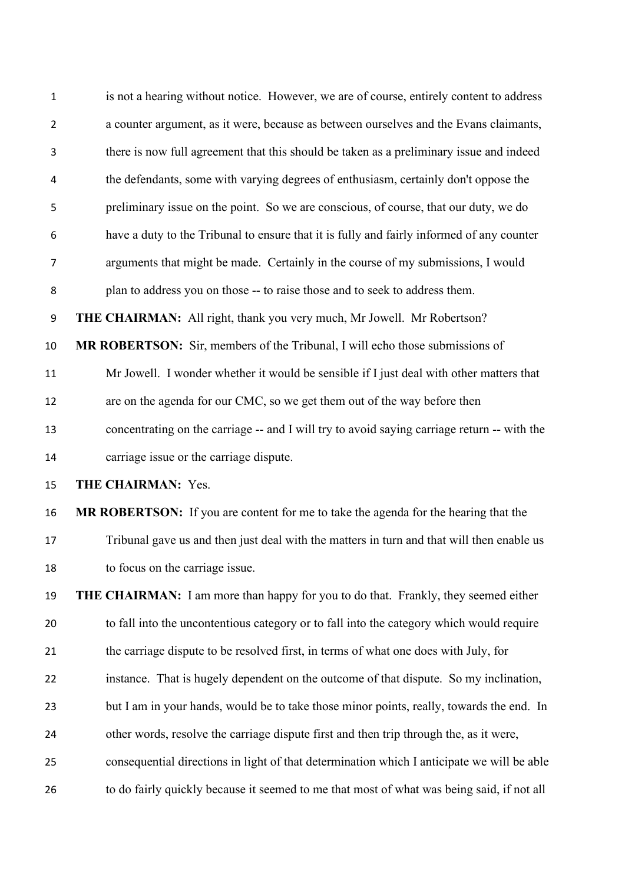is not a hearing without notice. However, we are of course, entirely content to address a counter argument, as it were, because as between ourselves and the Evans claimants, there is now full agreement that this should be taken as a preliminary issue and indeed the defendants, some with varying degrees of enthusiasm, certainly don't oppose the preliminary issue on the point. So we are conscious, of course, that our duty, we do have a duty to the Tribunal to ensure that it is fully and fairly informed of any counter arguments that might be made. Certainly in the course of my submissions, I would plan to address you on those -- to raise those and to seek to address them.

**THE CHAIRMAN:** All right, thank you very much, Mr Jowell. Mr Robertson?

**MR ROBERTSON:** Sir, members of the Tribunal, I will echo those submissions of Mr Jowell. I wonder whether it would be sensible if I just deal with other matters that are on the agenda for our CMC, so we get them out of the way before then concentrating on the carriage -- and I will try to avoid saying carriage return -- with the carriage issue or the carriage dispute.

**THE CHAIRMAN:** Yes.

**MR ROBERTSON:** If you are content for me to take the agenda for the hearing that the Tribunal gave us and then just deal with the matters in turn and that will then enable us to focus on the carriage issue.

**THE CHAIRMAN:** I am more than happy for you to do that. Frankly, they seemed either to fall into the uncontentious category or to fall into the category which would require the carriage dispute to be resolved first, in terms of what one does with July, for instance. That is hugely dependent on the outcome of that dispute. So my inclination, but I am in your hands, would be to take those minor points, really, towards the end. In other words, resolve the carriage dispute first and then trip through the, as it were, consequential directions in light of that determination which I anticipate we will be able to do fairly quickly because it seemed to me that most of what was being said, if not all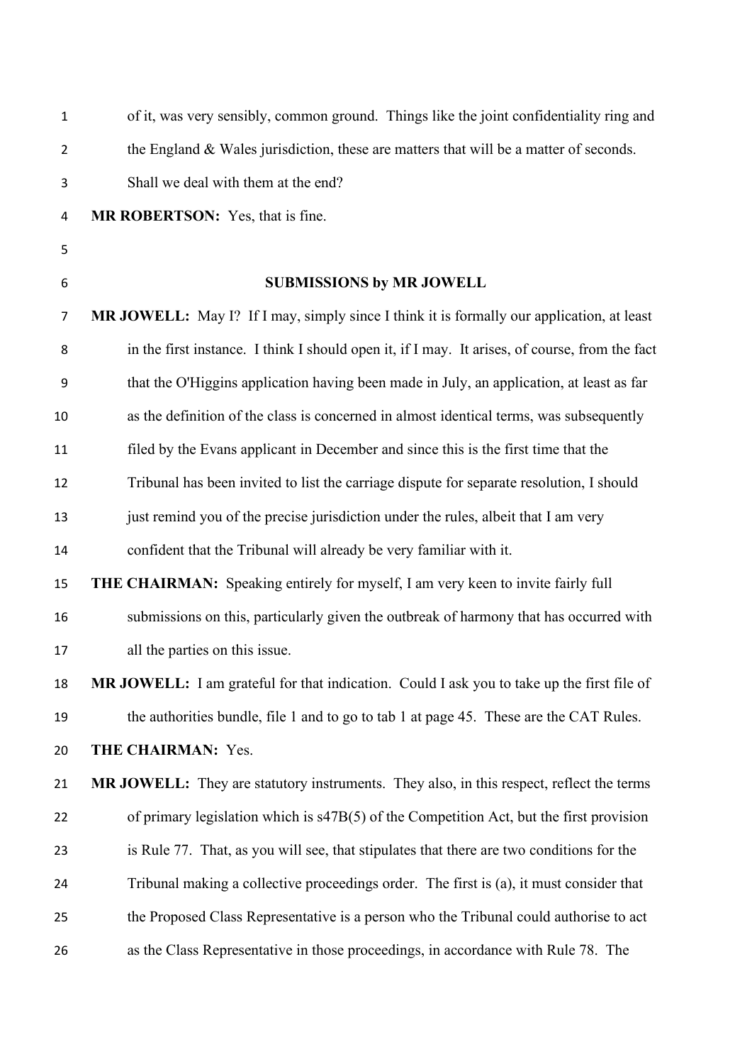of it, was very sensibly, common ground. Things like the joint confidentiality ring and the England & Wales jurisdiction, these are matters that will be a matter of seconds. Shall we deal with them at the end?

**MR ROBERTSON:** Yes, that is fine.

## SUBMISSIONS by MR JOWELL

**MR JOWELL:** May I? If I may, simply since I think it is formally our application, at least in the first instance. I think I should open it, if I may. It arises, of course, from the fact that the O'Higgins application having been made in July, an application, at least as far as the definition of the class is concerned in almost identical terms, was subsequently filed by the Evans applicant in December and since this is the first time that the Tribunal has been invited to list the carriage dispute for separate resolution, I should just remind you of the precise jurisdiction under the rules, albeit that I am very confident that the Tribunal will already be very familiar with it.

**THE CHAIRMAN:** Speaking entirely for myself, I am very keen to invite fairly full submissions on this, particularly given the outbreak of harmony that has occurred with all the parties on this issue.

**MR JOWELL:** I am grateful for that indication. Could I ask you to take up the first file of the authorities bundle, file 1 and to go to tab 1 at page 45. These are the CAT Rules.

**THE CHAIRMAN:** Yes.

**MR JOWELL:** They are statutory instruments. They also, in this respect, reflect the terms of primary legislation which is s47B(5) of the Competition Act, but the first provision is Rule 77. That, as you will see, that stipulates that there are two conditions for the Tribunal making a collective proceedings order. The first is (a), it must consider that the Proposed Class Representative is a person who the Tribunal could authorise to act as the Class Representative in those proceedings, in accordance with Rule 78. The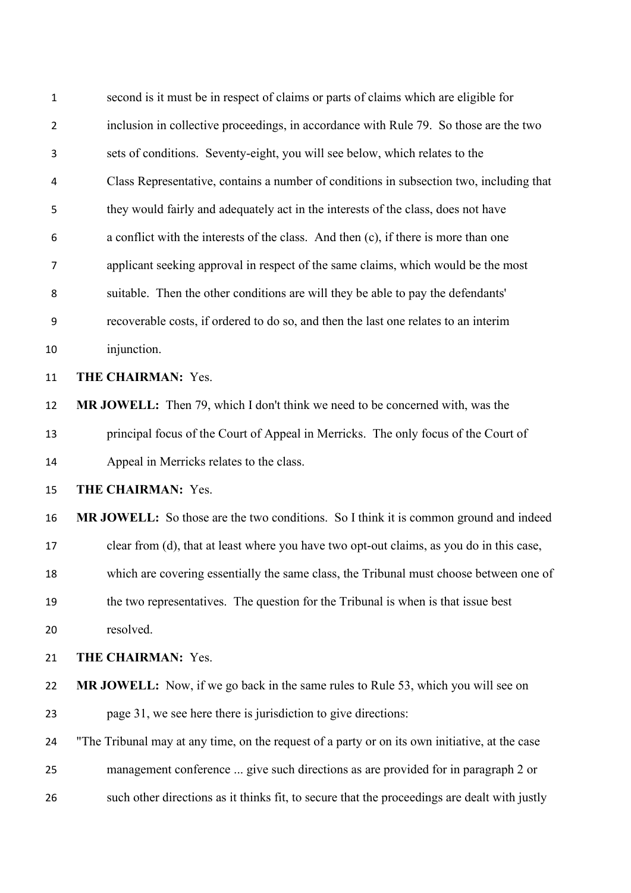second is it must be in respect of claims or parts of claims which are eligible for inclusion in collective proceedings, in accordance with Rule 79. So those are the two sets of conditions. Seventy-eight, you will see below, which relates to the Class Representative, contains a number of conditions in subsection two, including that they would fairly and adequately act in the interests of the class, does not have a conflict with the interests of the class. And then (c), if there is more than one applicant seeking approval in respect of the same claims, which would be the most suitable. Then the other conditions are will they be able to pay the defendants' recoverable costs, if ordered to do so, and then the last one relates to an interim injunction.

**THE CHAIRMAN:** Yes.

**MR JOWELL:** Then 79, which I don't think we need to be concerned with, was the principal focus of the Court of Appeal in Merricks. The only focus of the Court of Appeal in Merricks relates to the class.

**THE CHAIRMAN:** Yes.

**MR JOWELL:** So those are the two conditions. So I think it is common ground and indeed clear from (d), that at least where you have two opt-out claims, as you do in this case, which are covering essentially the same class, the Tribunal must choose between one of the two representatives. The question for the Tribunal is when is that issue best resolved.

**THE CHAIRMAN:** Yes.

**MR JOWELL:** Now, if we go back in the same rules to Rule 53, which you will see on page 31, we see here there is jurisdiction to give directions:

"The Tribunal may at any time, on the request of a party or on its own initiative, at the case management conference ... give such directions as are provided for in paragraph 2 or such other directions as it thinks fit, to secure that the proceedings are dealt with justly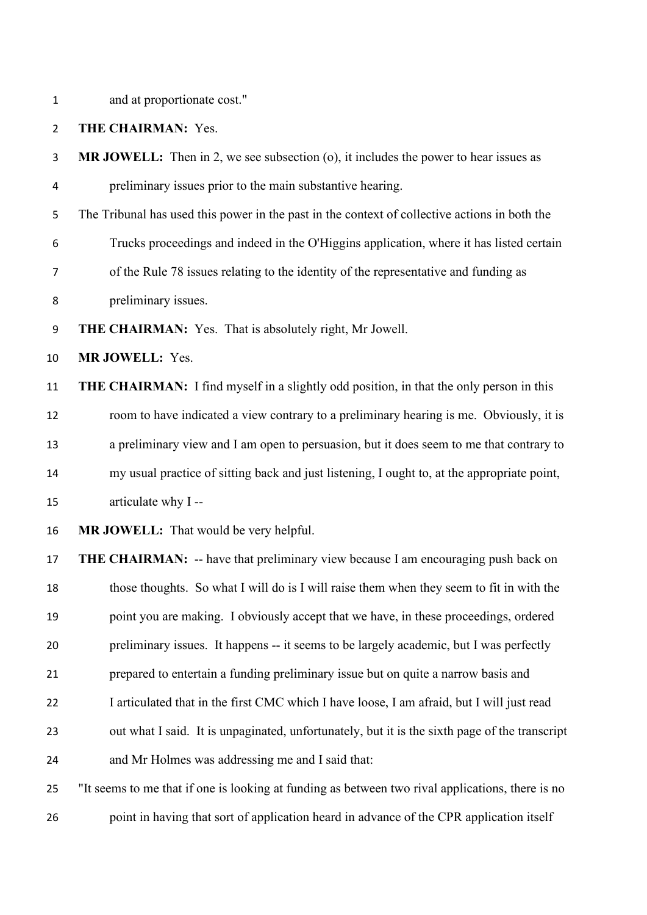and at proportionate cost."

**THE CHAIRMAN:** Yes.

**MR JOWELL:** Then in 2, we see subsection (o), it includes the power to hear issues as preliminary issues prior to the main substantive hearing.

The Tribunal has used this power in the past in the context of collective actions in both the Trucks proceedings and indeed in the O'Higgins application, where it has listed certain of the Rule 78 issues relating to the identity of the representative and funding as preliminary issues.

**THE CHAIRMAN:** Yes. That is absolutely right, Mr Jowell.

**MR JOWELL:** Yes.

**THE CHAIRMAN:** I find myself in a slightly odd position, in that the only person in this room to have indicated a view contrary to a preliminary hearing is me. Obviously, it is a preliminary view and I am open to persuasion, but it does seem to me that contrary to my usual practice of sitting back and just listening, I ought to, at the appropriate point, articulate why I --

**MR JOWELL:** That would be very helpful.

**THE CHAIRMAN:** -- have that preliminary view because I am encouraging push back on those thoughts. So what I will do is I will raise them when they seem to fit in with the point you are making. I obviously accept that we have, in these proceedings, ordered preliminary issues. It happens -- it seems to be largely academic, but I was perfectly prepared to entertain a funding preliminary issue but on quite a narrow basis and I articulated that in the first CMC which I have loose, I am afraid, but I will just read out what I said. It is unpaginated, unfortunately, but it is the sixth page of the transcript and Mr Holmes was addressing me and I said that:

"It seems to me that if one is looking at funding as between two rival applications, there is no point in having that sort of application heard in advance of the CPR application itself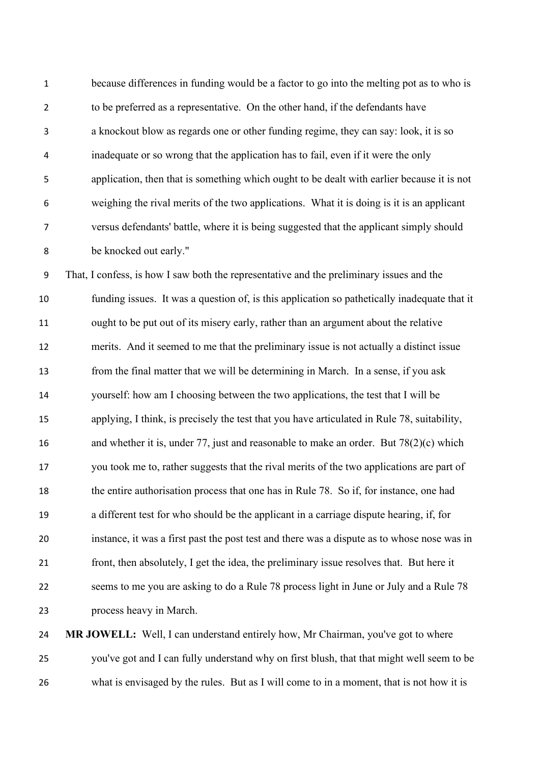because differences in funding would be a factor to go into the melting pot as to who is to be preferred as a representative. On the other hand, if the defendants have a knockout blow as regards one or other funding regime, they can say: look, it is so inadequate or so wrong that the application has to fail, even if it were the only application, then that is something which ought to be dealt with earlier because it is not weighing the rival merits of the two applications. What it is doing is it is an applicant versus defendants' battle, where it is being suggested that the applicant simply should be knocked out early."

That, I confess, is how I saw both the representative and the preliminary issues and the funding issues. It was a question of, is this application so pathetically inadequate that it ought to be put out of its misery early, rather than an argument about the relative merits. And it seemed to me that the preliminary issue is not actually a distinct issue from the final matter that we will be determining in March. In a sense, if you ask yourself: how am I choosing between the two applications, the test that I will be applying, I think, is precisely the test that you have articulated in Rule 78, suitability, and whether it is, under 77, just and reasonable to make an order. But 78(2)(c) which you took me to, rather suggests that the rival merits of the two applications are part of the entire authorisation process that one has in Rule 78. So if, for instance, one had a different test for who should be the applicant in a carriage dispute hearing, if, for instance, it was a first past the post test and there was a dispute as to whose nose was in front, then absolutely, I get the idea, the preliminary issue resolves that. But here it seems to me you are asking to do a Rule 78 process light in June or July and a Rule 78 process heavy in March.

**MR JOWELL:** Well, I can understand entirely how, Mr Chairman, you've got to where you've got and I can fully understand why on first blush, that that might well seem to be what is envisaged by the rules. But as I will come to in a moment, that is not how it is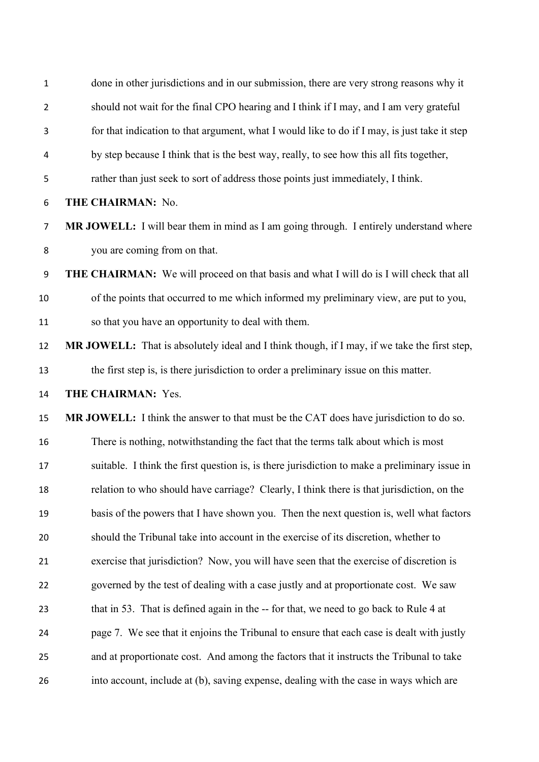done in other jurisdictions and in our submission, there are very strong reasons why it should not wait for the final CPO hearing and I think if I may, and I am very grateful for that indication to that argument, what I would like to do if I may, is just take it step by step because I think that is the best way, really, to see how this all fits together, rather than just seek to sort of address those points just immediately, I think.

**THE CHAIRMAN:** No.

**MR JOWELL:** I will bear them in mind as I am going through. I entirely understand where you are coming from on that.

**THE CHAIRMAN:** We will proceed on that basis and what I will do is I will check that all of the points that occurred to me which informed my preliminary view, are put to you, so that you have an opportunity to deal with them.

**MR JOWELL:** That is absolutely ideal and I think though, if I may, if we take the first step, the first step is, is there jurisdiction to order a preliminary issue on this matter.

**THE CHAIRMAN:** Yes.

**MR JOWELL:** I think the answer to that must be the CAT does have jurisdiction to do so. There is nothing, notwithstanding the fact that the terms talk about which is most suitable. I think the first question is, is there jurisdiction to make a preliminary issue in relation to who should have carriage? Clearly, I think there is that jurisdiction, on the basis of the powers that I have shown you. Then the next question is, well what factors should the Tribunal take into account in the exercise of its discretion, whether to exercise that jurisdiction? Now, you will have seen that the exercise of discretion is governed by the test of dealing with a case justly and at proportionate cost. We saw that in 53. That is defined again in the -- for that, we need to go back to Rule 4 at page 7. We see that it enjoins the Tribunal to ensure that each case is dealt with justly and at proportionate cost. And among the factors that it instructs the Tribunal to take into account, include at (b), saving expense, dealing with the case in ways which are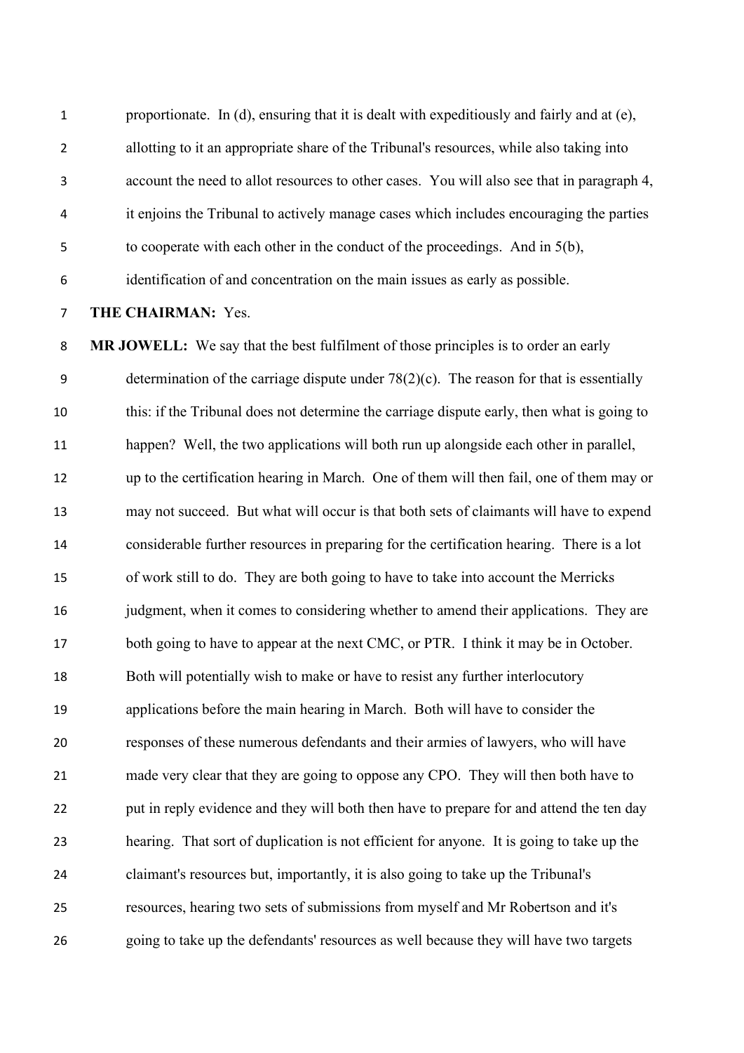proportionate. In (d), ensuring that it is dealt with expeditiously and fairly and at (e), allotting to it an appropriate share of the Tribunal's resources, while also taking into account the need to allot resources to other cases. You will also see that in paragraph 4, it enjoins the Tribunal to actively manage cases which includes encouraging the parties to cooperate with each other in the conduct of the proceedings. And in 5(b), identification of and concentration on the main issues as early as possible.

**THE CHAIRMAN:** Yes.

**MR JOWELL:** We say that the best fulfilment of those principles is to order an early determination of the carriage dispute under 78(2)(c). The reason for that is essentially this: if the Tribunal does not determine the carriage dispute early, then what is going to happen? Well, the two applications will both run up alongside each other in parallel, up to the certification hearing in March. One of them will then fail, one of them may or may not succeed. But what will occur is that both sets of claimants will have to expend considerable further resources in preparing for the certification hearing. There is a lot of work still to do. They are both going to have to take into account the Merricks judgment, when it comes to considering whether to amend their applications. They are both going to have to appear at the next CMC, or PTR. I think it may be in October. Both will potentially wish to make or have to resist any further interlocutory applications before the main hearing in March. Both will have to consider the responses of these numerous defendants and their armies of lawyers, who will have made very clear that they are going to oppose any CPO. They will then both have to put in reply evidence and they will both then have to prepare for and attend the ten day hearing. That sort of duplication is not efficient for anyone. It is going to take up the claimant's resources but, importantly, it is also going to take up the Tribunal's resources, hearing two sets of submissions from myself and Mr Robertson and it's going to take up the defendants' resources as well because they will have two targets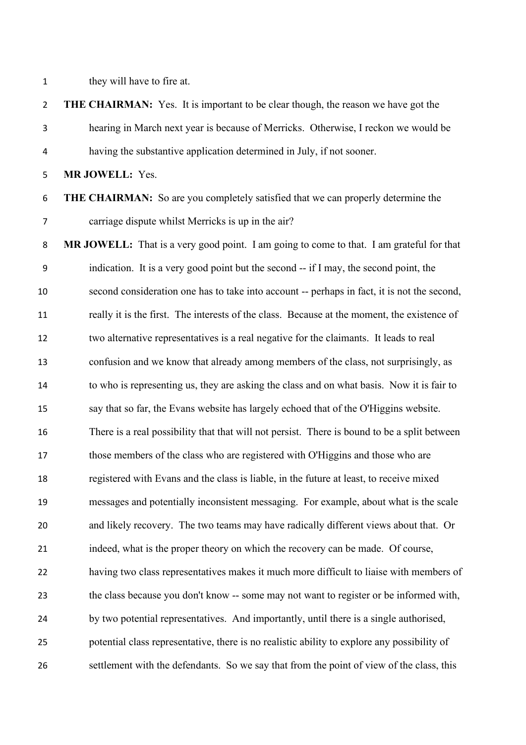they will have to fire at.

**THE CHAIRMAN:** Yes. It is important to be clear though, the reason we have got the hearing in March next year is because of Merricks. Otherwise, I reckon we would be having the substantive application determined in July, if not sooner.

**MR JOWELL:** Yes.

**THE CHAIRMAN:** So are you completely satisfied that we can properly determine the carriage dispute whilst Merricks is up in the air?

**MR JOWELL:** That is a very good point. I am going to come to that. I am grateful for that indication. It is a very good point but the second -- if I may, the second point, the second consideration one has to take into account -- perhaps in fact, it is not the second, really it is the first. The interests of the class. Because at the moment, the existence of two alternative representatives is a real negative for the claimants. It leads to real confusion and we know that already among members of the class, not surprisingly, as to who is representing us, they are asking the class and on what basis. Now it is fair to say that so far, the Evans website has largely echoed that of the O'Higgins website. There is a real possibility that that will not persist. There is bound to be a split between those members of the class who are registered with O'Higgins and those who are registered with Evans and the class is liable, in the future at least, to receive mixed messages and potentially inconsistent messaging. For example, about what is the scale and likely recovery. The two teams may have radically different views about that. Or indeed, what is the proper theory on which the recovery can be made. Of course, having two class representatives makes it much more difficult to liaise with members of the class because you don't know -- some may not want to register or be informed with, by two potential representatives. And importantly, until there is a single authorised, potential class representative, there is no realistic ability to explore any possibility of settlement with the defendants. So we say that from the point of view of the class, this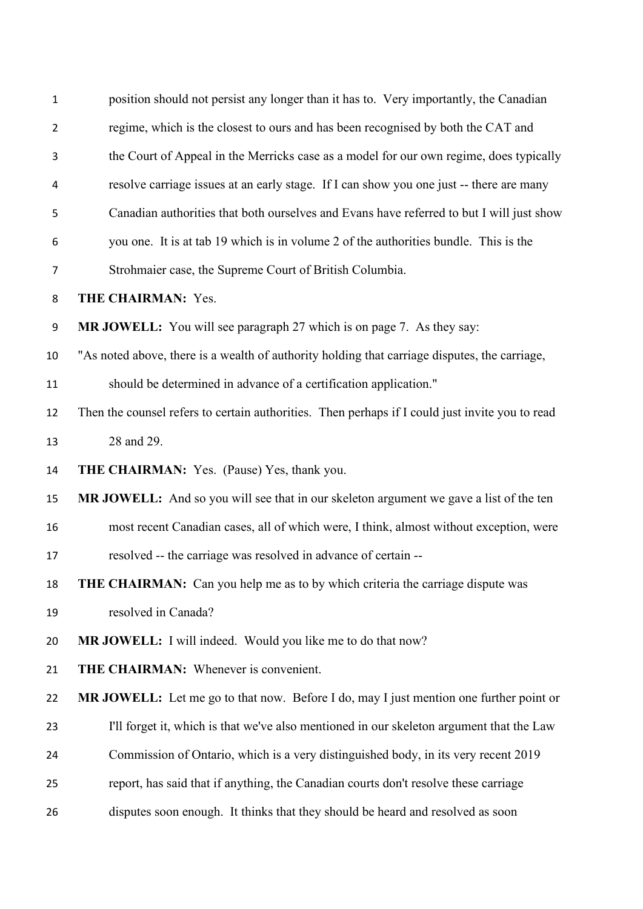position should not persist any longer than it has to. Very importantly, the Canadian regime, which is the closest to ours and has been recognised by both the CAT and the Court of Appeal in the Merricks case as a model for our own regime, does typically resolve carriage issues at an early stage. If I can show you one just -- there are many Canadian authorities that both ourselves and Evans have referred to but I will just show you one. It is at tab 19 which is in volume 2 of the authorities bundle. This is the Strohmaier case, the Supreme Court of British Columbia.

**THE CHAIRMAN:** Yes.

**MR JOWELL:** You will see paragraph 27 which is on page 7. As they say:

"As noted above, there is a wealth of authority holding that carriage disputes, the carriage, should be determined in advance of a certification application."

Then the counsel refers to certain authorities. Then perhaps if I could just invite you to read 28 and 29.

**THE CHAIRMAN:** Yes. (Pause) Yes, thank you.

**MR JOWELL:** And so you will see that in our skeleton argument we gave a list of the ten most recent Canadian cases, all of which were, I think, almost without exception, were resolved -- the carriage was resolved in advance of certain --

**THE CHAIRMAN:** Can you help me as to by which criteria the carriage dispute was resolved in Canada?

**MR JOWELL:** I will indeed. Would you like me to do that now?

**THE CHAIRMAN:** Whenever is convenient.

**MR JOWELL:** Let me go to that now. Before I do, may I just mention one further point or I'll forget it, which is that we've also mentioned in our skeleton argument that the Law Commission of Ontario, which is a very distinguished body, in its very recent 2019 report, has said that if anything, the Canadian courts don't resolve these carriage disputes soon enough. It thinks that they should be heard and resolved as soon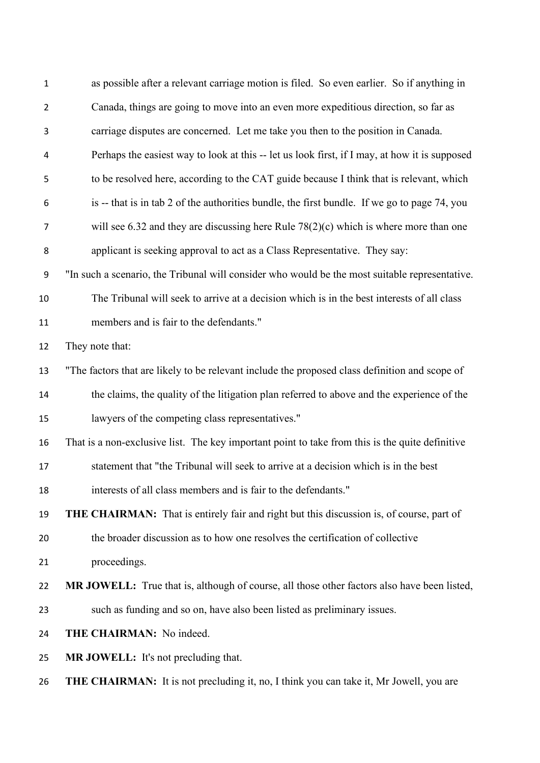as possible after a relevant carriage motion is filed. So even earlier. So if anything in Canada, things are going to move into an even more expeditious direction, so far as carriage disputes are concerned. Let me take you then to the position in Canada. Perhaps the easiest way to look at this -- let us look first, if I may, at how it is supposed to be resolved here, according to the CAT guide because I think that is relevant, which is -- that is in tab 2 of the authorities bundle, the first bundle. If we go to page 74, you will see 6.32 and they are discussing here Rule 78(2)(c) which is where more than one applicant is seeking approval to act as a Class Representative. They say:

"In such a scenario, the Tribunal will consider who would be the most suitable representative. The Tribunal will seek to arrive at a decision which is in the best interests of all class members and is fair to the defendants."

They note that:

"The factors that are likely to be relevant include the proposed class definition and scope of the claims, the quality of the litigation plan referred to above and the experience of the lawyers of the competing class representatives."

That is a non-exclusive list. The key important point to take from this is the quite definitive statement that "the Tribunal will seek to arrive at a decision which is in the best interests of all class members and is fair to the defendants."

**THE CHAIRMAN:** That is entirely fair and right but this discussion is, of course, part of the broader discussion as to how one resolves the certification of collective proceedings.

**MR JOWELL:** True that is, although of course, all those other factors also have been listed, such as funding and so on, have also been listed as preliminary issues.

**THE CHAIRMAN:** No indeed.

**MR JOWELL:** It's not precluding that.

**THE CHAIRMAN:** It is not precluding it, no, I think you can take it, Mr Jowell, you are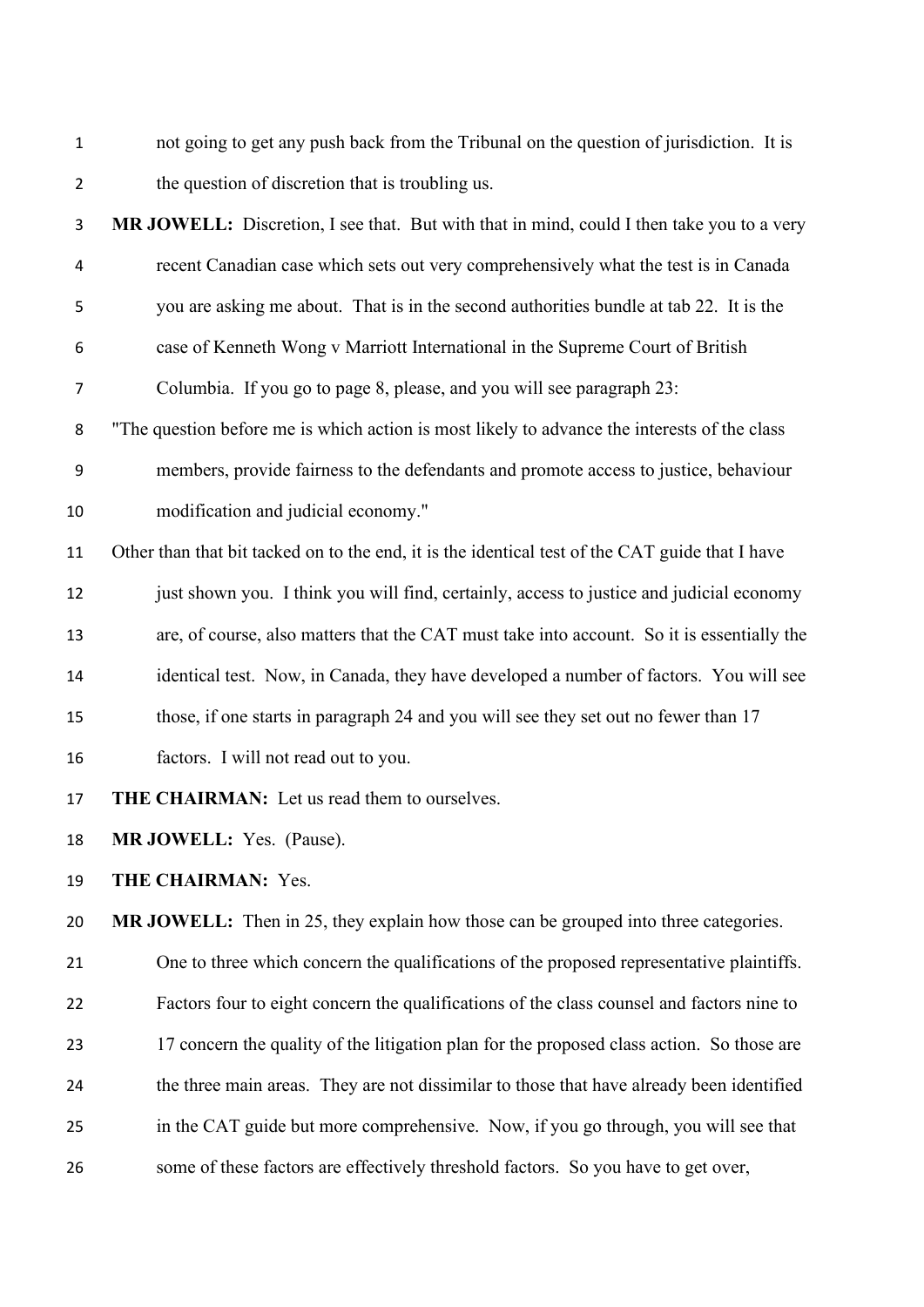not going to get any push back from the Tribunal on the question of jurisdiction. It is the question of discretion that is troubling us.

**MR JOWELL:** Discretion, I see that. But with that in mind, could I then take you to a very recent Canadian case which sets out very comprehensively what the test is in Canada you are asking me about. That is in the second authorities bundle at tab 22. It is the case of Kenneth Wong v Marriott International in the Supreme Court of British Columbia. If you go to page 8, please, and you will see paragraph 23:

"The question before me is which action is most likely to advance the interests of the class members, provide fairness to the defendants and promote access to justice, behaviour modification and judicial economy."

Other than that bit tacked on to the end, it is the identical test of the CAT guide that I have just shown you. I think you will find, certainly, access to justice and judicial economy are, of course, also matters that the CAT must take into account. So it is essentially the identical test. Now, in Canada, they have developed a number of factors. You will see those, if one starts in paragraph 24 and you will see they set out no fewer than 17 factors. I will not read out to you.

**THE CHAIRMAN:** Let us read them to ourselves.

**MR JOWELL:** Yes. (Pause).

**THE CHAIRMAN:** Yes.

**MR JOWELL:** Then in 25, they explain how those can be grouped into three categories. One to three which concern the qualifications of the proposed representative plaintiffs. Factors four to eight concern the qualifications of the class counsel and factors nine to 17 concern the quality of the litigation plan for the proposed class action. So those are the three main areas. They are not dissimilar to those that have already been identified in the CAT guide but more comprehensive. Now, if you go through, you will see that some of these factors are effectively threshold factors. So you have to get over,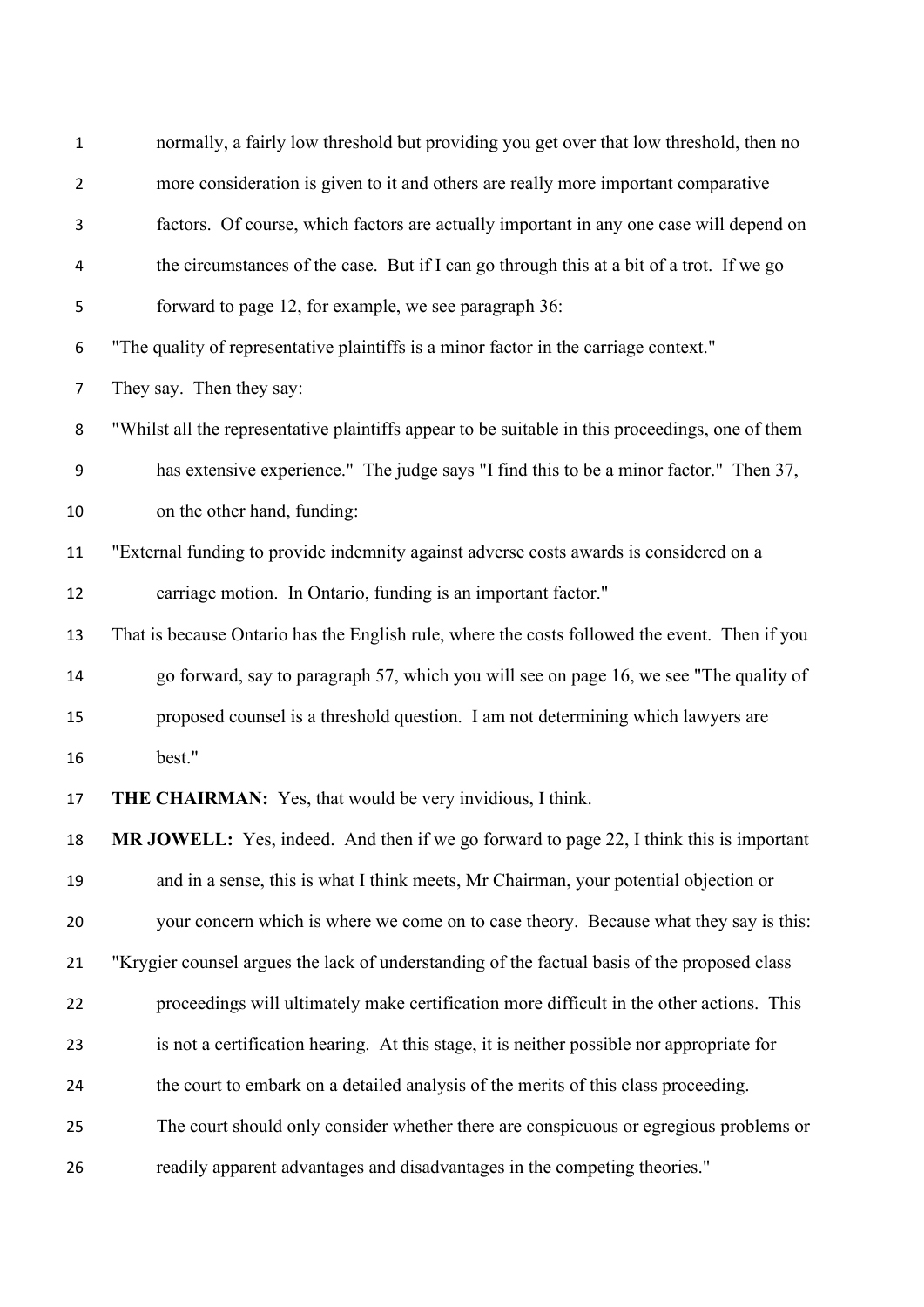normally, a fairly low threshold but providing you get over that low threshold, then no more consideration is given to it and others are really more important comparative factors. Of course, which factors are actually important in any one case will depend on the circumstances of the case. But if I can go through this at a bit of a trot. If we go forward to page 12, for example, we see paragraph 36:

"The quality of representative plaintiffs is a minor factor in the carriage context."

They say. Then they say:

"Whilst all the representative plaintiffs appear to be suitable in this proceedings, one of them has extensive experience." The judge says "I find this to be a minor factor." Then 37, on the other hand, funding:

"External funding to provide indemnity against adverse costs awards is considered on a carriage motion. In Ontario, funding is an important factor."

That is because Ontario has the English rule, where the costs followed the event. Then if you go forward, say to paragraph 57, which you will see on page 16, we see "The quality of proposed counsel is a threshold question. I am not determining which lawyers are best."

**THE CHAIRMAN:** Yes, that would be very invidious, I think.

**MR JOWELL:** Yes, indeed. And then if we go forward to page 22, I think this is important and in a sense, this is what I think meets, Mr Chairman, your potential objection or your concern which is where we come on to case theory. Because what they say is this:

"Krygier counsel argues the lack of understanding of the factual basis of the proposed class proceedings will ultimately make certification more difficult in the other actions. This is not a certification hearing. At this stage, it is neither possible nor appropriate for the court to embark on a detailed analysis of the merits of this class proceeding. The court should only consider whether there are conspicuous or egregious problems or readily apparent advantages and disadvantages in the competing theories."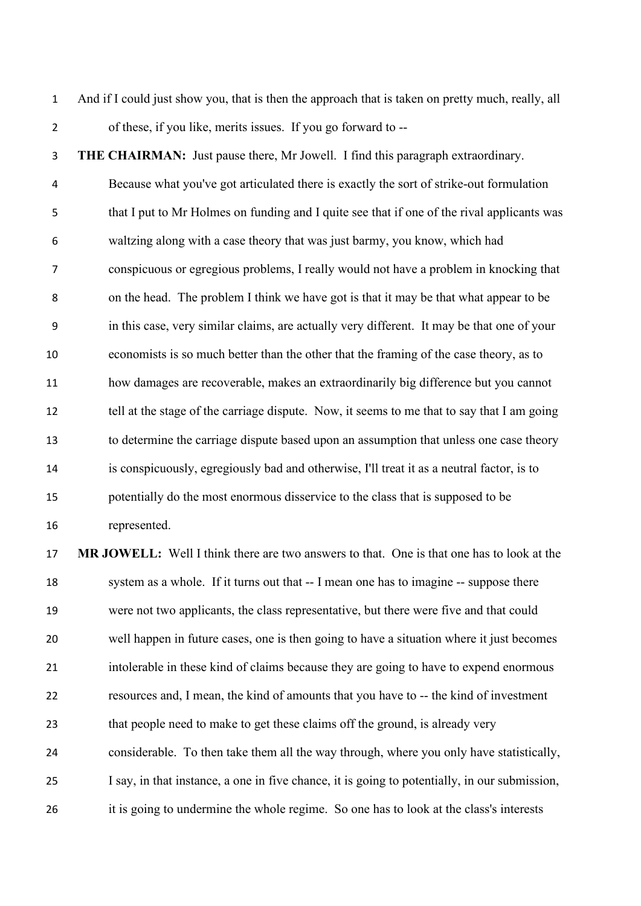And if I could just show you, that is then the approach that is taken on pretty much, really, all of these, if you like, merits issues. If you go forward to --

**THE CHAIRMAN:** Just pause there, Mr Jowell. I find this paragraph extraordinary. Because what you've got articulated there is exactly the sort of strike-out formulation that I put to Mr Holmes on funding and I quite see that if one of the rival applicants was waltzing along with a case theory that was just barmy, you know, which had conspicuous or egregious problems, I really would not have a problem in knocking that on the head. The problem I think we have got is that it may be that what appear to be in this case, very similar claims, are actually very different. It may be that one of your economists is so much better than the other that the framing of the case theory, as to how damages are recoverable, makes an extraordinarily big difference but you cannot tell at the stage of the carriage dispute. Now, it seems to me that to say that I am going to determine the carriage dispute based upon an assumption that unless one case theory is conspicuously, egregiously bad and otherwise, I'll treat it as a neutral factor, is to potentially do the most enormous disservice to the class that is supposed to be represented.

**MR JOWELL:** Well I think there are two answers to that. One is that one has to look at the system as a whole. If it turns out that -- I mean one has to imagine -- suppose there were not two applicants, the class representative, but there were five and that could well happen in future cases, one is then going to have a situation where it just becomes intolerable in these kind of claims because they are going to have to expend enormous resources and, I mean, the kind of amounts that you have to -- the kind of investment that people need to make to get these claims off the ground, is already very considerable. To then take them all the way through, where you only have statistically, I say, in that instance, a one in five chance, it is going to potentially, in our submission, it is going to undermine the whole regime. So one has to look at the class's interests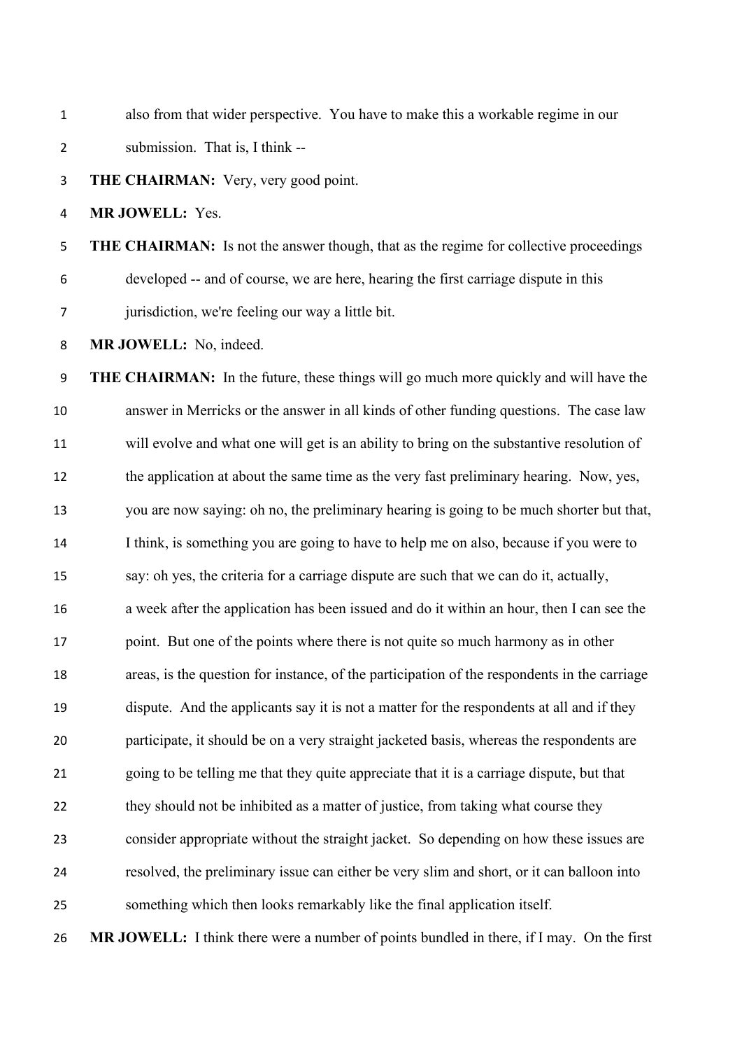also from that wider perspective. You have to make this a workable regime in our submission. That is, I think --

**THE CHAIRMAN:** Very, very good point.

**MR JOWELL:** Yes.

**THE CHAIRMAN:** Is not the answer though, that as the regime for collective proceedings developed -- and of course, we are here, hearing the first carriage dispute in this jurisdiction, we're feeling our way a little bit.

**MR JOWELL:** No, indeed.

**THE CHAIRMAN:** In the future, these things will go much more quickly and will have the answer in Merricks or the answer in all kinds of other funding questions. The case law will evolve and what one will get is an ability to bring on the substantive resolution of the application at about the same time as the very fast preliminary hearing. Now, yes, you are now saying: oh no, the preliminary hearing is going to be much shorter but that, I think, is something you are going to have to help me on also, because if you were to say: oh yes, the criteria for a carriage dispute are such that we can do it, actually, a week after the application has been issued and do it within an hour, then I can see the point. But one of the points where there is not quite so much harmony as in other areas, is the question for instance, of the participation of the respondents in the carriage dispute. And the applicants say it is not a matter for the respondents at all and if they participate, it should be on a very straight jacketed basis, whereas the respondents are going to be telling me that they quite appreciate that it is a carriage dispute, but that they should not be inhibited as a matter of justice, from taking what course they consider appropriate without the straight jacket. So depending on how these issues are resolved, the preliminary issue can either be very slim and short, or it can balloon into something which then looks remarkably like the final application itself.

**MR JOWELL:** I think there were a number of points bundled in there, if I may. On the first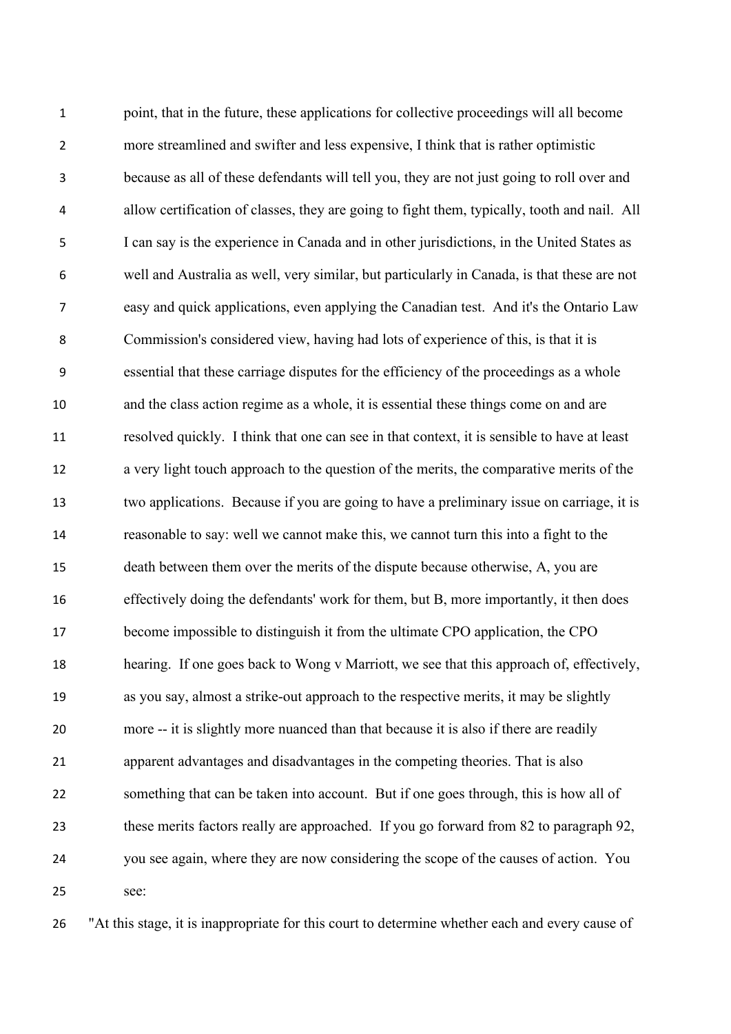point, that in the future, these applications for collective proceedings will all become more streamlined and swifter and less expensive, I think that is rather optimistic because as all of these defendants will tell you, they are not just going to roll over and allow certification of classes, they are going to fight them, typically, tooth and nail. All I can say is the experience in Canada and in other jurisdictions, in the United States as well and Australia as well, very similar, but particularly in Canada, is that these are not easy and quick applications, even applying the Canadian test. And it's the Ontario Law Commission's considered view, having had lots of experience of this, is that it is essential that these carriage disputes for the efficiency of the proceedings as a whole and the class action regime as a whole, it is essential these things come on and are resolved quickly. I think that one can see in that context, it is sensible to have at least a very light touch approach to the question of the merits, the comparative merits of the two applications. Because if you are going to have a preliminary issue on carriage, it is reasonable to say: well we cannot make this, we cannot turn this into a fight to the death between them over the merits of the dispute because otherwise, A, you are effectively doing the defendants' work for them, but B, more importantly, it then does become impossible to distinguish it from the ultimate CPO application, the CPO hearing. If one goes back to Wong v Marriott, we see that this approach of, effectively, as you say, almost a strike-out approach to the respective merits, it may be slightly more -- it is slightly more nuanced than that because it is also if there are readily apparent advantages and disadvantages in the competing theories. That is also something that can be taken into account. But if one goes through, this is how all of these merits factors really are approached. If you go forward from 82 to paragraph 92, you see again, where they are now considering the scope of the causes of action. You see:

"At this stage, it is inappropriate for this court to determine whether each and every cause of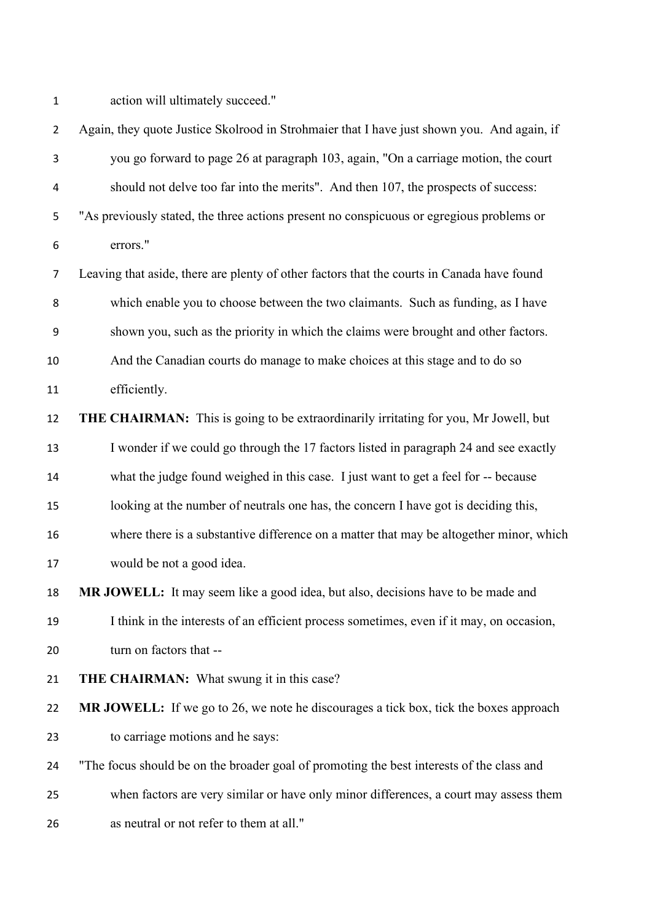action will ultimately succeed."

Again, they quote Justice Skolrood in Strohmaier that I have just shown you. And again, if you go forward to page 26 at paragraph 103, again, "On a carriage motion, the court should not delve too far into the merits". And then 107, the prospects of success:

"As previously stated, the three actions present no conspicuous or egregious problems or errors."

Leaving that aside, there are plenty of other factors that the courts in Canada have found which enable you to choose between the two claimants. Such as funding, as I have shown you, such as the priority in which the claims were brought and other factors. And the Canadian courts do manage to make choices at this stage and to do so efficiently.

**THE CHAIRMAN:** This is going to be extraordinarily irritating for you, Mr Jowell, but I wonder if we could go through the 17 factors listed in paragraph 24 and see exactly what the judge found weighed in this case. I just want to get a feel for -- because looking at the number of neutrals one has, the concern I have got is deciding this, where there is a substantive difference on a matter that may be altogether minor, which would be not a good idea.

**MR JOWELL:** It may seem like a good idea, but also, decisions have to be made and I think in the interests of an efficient process sometimes, even if it may, on occasion, turn on factors that --

**THE CHAIRMAN:** What swung it in this case?

**MR JOWELL:** If we go to 26, we note he discourages a tick box, tick the boxes approach to carriage motions and he says:

"The focus should be on the broader goal of promoting the best interests of the class and when factors are very similar or have only minor differences, a court may assess them as neutral or not refer to them at all."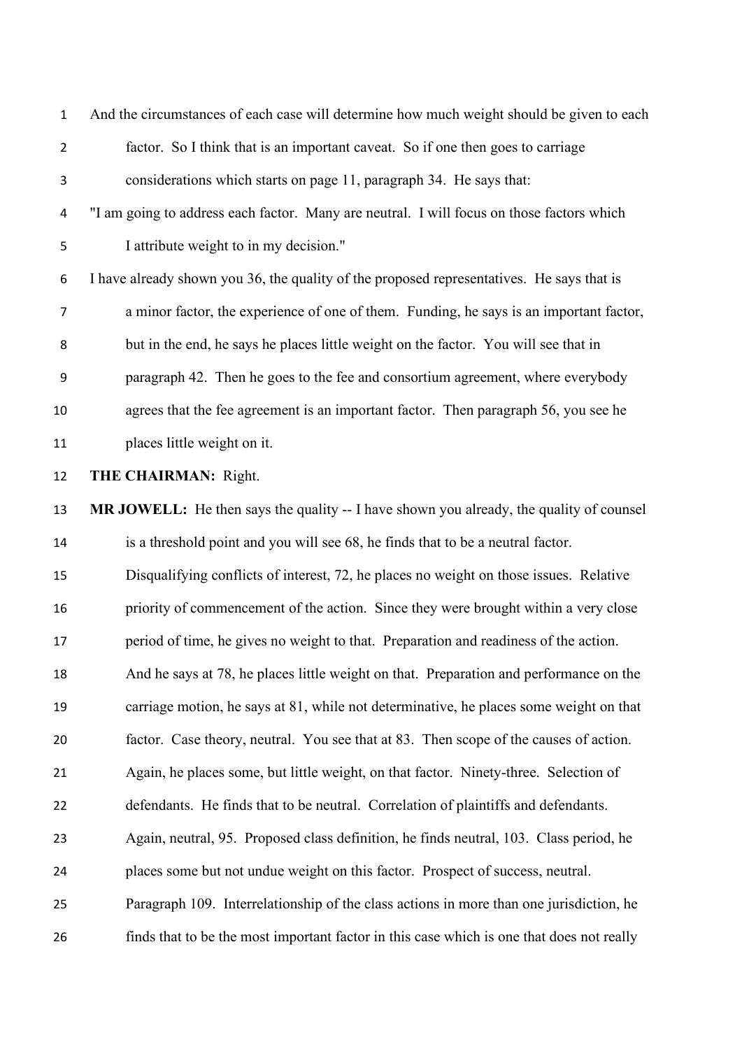And the circumstances of each case will determine how much weight should be given to each factor. So I think that is an important caveat. So if one then goes to carriage considerations which starts on page 11, paragraph 34. He says that:

"I am going to address each factor. Many are neutral. I will focus on those factors which I attribute weight to in my decision."

I have already shown you 36, the quality of the proposed representatives. He says that is a minor factor, the experience of one of them. Funding, he says is an important factor, but in the end, he says he places little weight on the factor. You will see that in paragraph 42. Then he goes to the fee and consortium agreement, where everybody agrees that the fee agreement is an important factor. Then paragraph 56, you see he places little weight on it.

**THE CHAIRMAN:** Right.

**MR JOWELL:** He then says the quality -- I have shown you already, the quality of counsel is a threshold point and you will see 68, he finds that to be a neutral factor. Disqualifying conflicts of interest, 72, he places no weight on those issues. Relative priority of commencement of the action. Since they were brought within a very close period of time, he gives no weight to that. Preparation and readiness of the action. And he says at 78, he places little weight on that. Preparation and performance on the carriage motion, he says at 81, while not determinative, he places some weight on that factor. Case theory, neutral. You see that at 83. Then scope of the causes of action. Again, he places some, but little weight, on that factor. Ninety-three. Selection of defendants. He finds that to be neutral. Correlation of plaintiffs and defendants. Again, neutral, 95. Proposed class definition, he finds neutral, 103. Class period, he places some but not undue weight on this factor. Prospect of success, neutral. Paragraph 109. Interrelationship of the class actions in more than one jurisdiction, he finds that to be the most important factor in this case which is one that does not really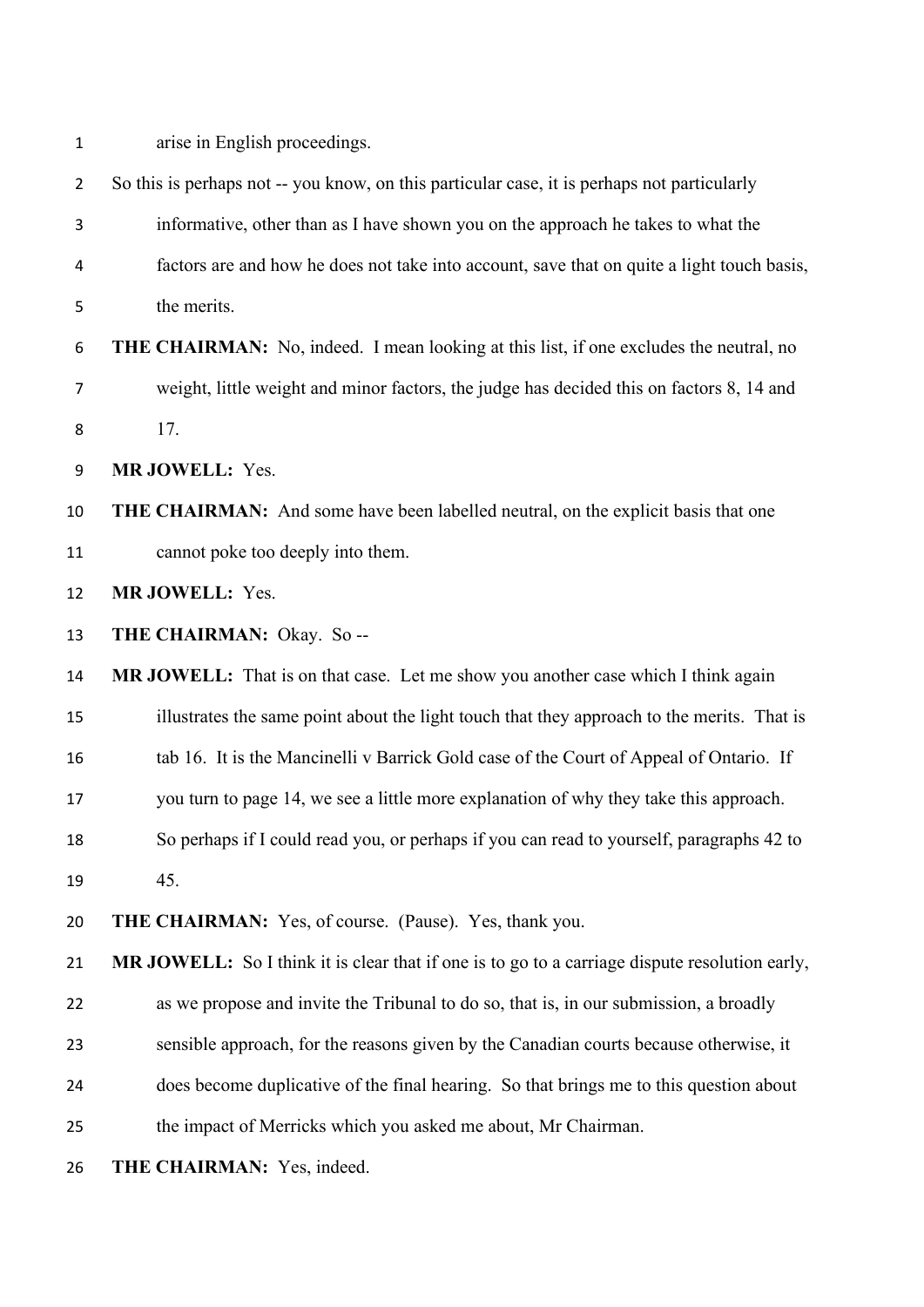arise in English proceedings.

So this is perhaps not -- you know, on this particular case, it is perhaps not particularly informative, other than as I have shown you on the approach he takes to what the factors are and how he does not take into account, save that on quite a light touch basis, the merits.

**THE CHAIRMAN:** No, indeed. I mean looking at this list, if one excludes the neutral, no weight, little weight and minor factors, the judge has decided this on factors 8, 14 and 17.

**MR JOWELL:** Yes.

**THE CHAIRMAN:** And some have been labelled neutral, on the explicit basis that one cannot poke too deeply into them.

**MR JOWELL:** Yes.

**THE CHAIRMAN:** Okay. So --

**MR JOWELL:** That is on that case. Let me show you another case which I think again illustrates the same point about the light touch that they approach to the merits. That is tab 16. It is the Mancinelli v Barrick Gold case of the Court of Appeal of Ontario. If you turn to page 14, we see a little more explanation of why they take this approach. So perhaps if I could read you, or perhaps if you can read to yourself, paragraphs 42 to 45.

**THE CHAIRMAN:** Yes, of course. (Pause). Yes, thank you.

**MR JOWELL:** So I think it is clear that if one is to go to a carriage dispute resolution early, as we propose and invite the Tribunal to do so, that is, in our submission, a broadly sensible approach, for the reasons given by the Canadian courts because otherwise, it does become duplicative of the final hearing. So that brings me to this question about the impact of Merricks which you asked me about, Mr Chairman.

**THE CHAIRMAN:** Yes, indeed.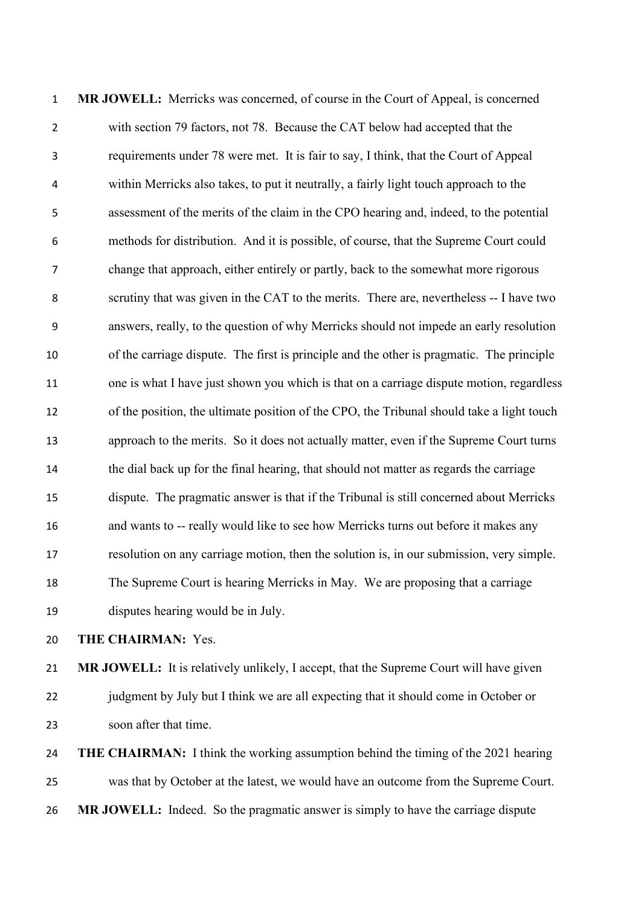**MR JOWELL:** Merricks was concerned, of course in the Court of Appeal, is concerned with section 79 factors, not 78. Because the CAT below had accepted that the requirements under 78 were met. It is fair to say, I think, that the Court of Appeal within Merricks also takes, to put it neutrally, a fairly light touch approach to the assessment of the merits of the claim in the CPO hearing and, indeed, to the potential methods for distribution. And it is possible, of course, that the Supreme Court could change that approach, either entirely or partly, back to the somewhat more rigorous scrutiny that was given in the CAT to the merits. There are, nevertheless -- I have two answers, really, to the question of why Merricks should not impede an early resolution of the carriage dispute. The first is principle and the other is pragmatic. The principle one is what I have just shown you which is that on a carriage dispute motion, regardless of the position, the ultimate position of the CPO, the Tribunal should take a light touch approach to the merits. So it does not actually matter, even if the Supreme Court turns the dial back up for the final hearing, that should not matter as regards the carriage dispute. The pragmatic answer is that if the Tribunal is still concerned about Merricks and wants to -- really would like to see how Merricks turns out before it makes any resolution on any carriage motion, then the solution is, in our submission, very simple. The Supreme Court is hearing Merricks in May. We are proposing that a carriage disputes hearing would be in July.

**THE CHAIRMAN:** Yes.

**MR JOWELL:** It is relatively unlikely, I accept, that the Supreme Court will have given judgment by July but I think we are all expecting that it should come in October or soon after that time.

**THE CHAIRMAN:** I think the working assumption behind the timing of the 2021 hearing was that by October at the latest, we would have an outcome from the Supreme Court.

**MR JOWELL:** Indeed. So the pragmatic answer is simply to have the carriage dispute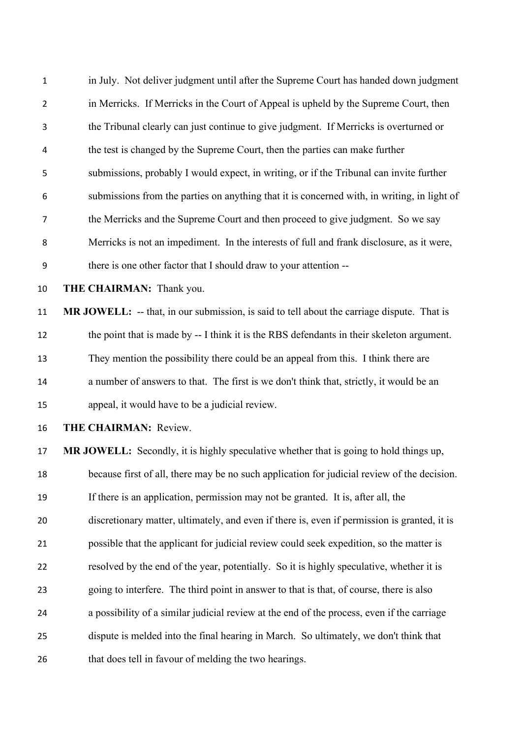in July. Not deliver judgment until after the Supreme Court has handed down judgment in Merricks. If Merricks in the Court of Appeal is upheld by the Supreme Court, then the Tribunal clearly can just continue to give judgment. If Merricks is overturned or the test is changed by the Supreme Court, then the parties can make further submissions, probably I would expect, in writing, or if the Tribunal can invite further submissions from the parties on anything that it is concerned with, in writing, in light of the Merricks and the Supreme Court and then proceed to give judgment. So we say Merricks is not an impediment. In the interests of full and frank disclosure, as it were, there is one other factor that I should draw to your attention --

**THE CHAIRMAN:** Thank you.

**MR JOWELL:** -- that, in our submission, is said to tell about the carriage dispute. That is the point that is made by -- I think it is the RBS defendants in their skeleton argument. They mention the possibility there could be an appeal from this. I think there are a number of answers to that. The first is we don't think that, strictly, it would be an appeal, it would have to be a judicial review.

**THE CHAIRMAN:** Review.

**MR JOWELL:** Secondly, it is highly speculative whether that is going to hold things up, because first of all, there may be no such application for judicial review of the decision. If there is an application, permission may not be granted. It is, after all, the discretionary matter, ultimately, and even if there is, even if permission is granted, it is possible that the applicant for judicial review could seek expedition, so the matter is resolved by the end of the year, potentially. So it is highly speculative, whether it is going to interfere. The third point in answer to that is that, of course, there is also a possibility of a similar judicial review at the end of the process, even if the carriage dispute is melded into the final hearing in March. So ultimately, we don't think that that does tell in favour of melding the two hearings.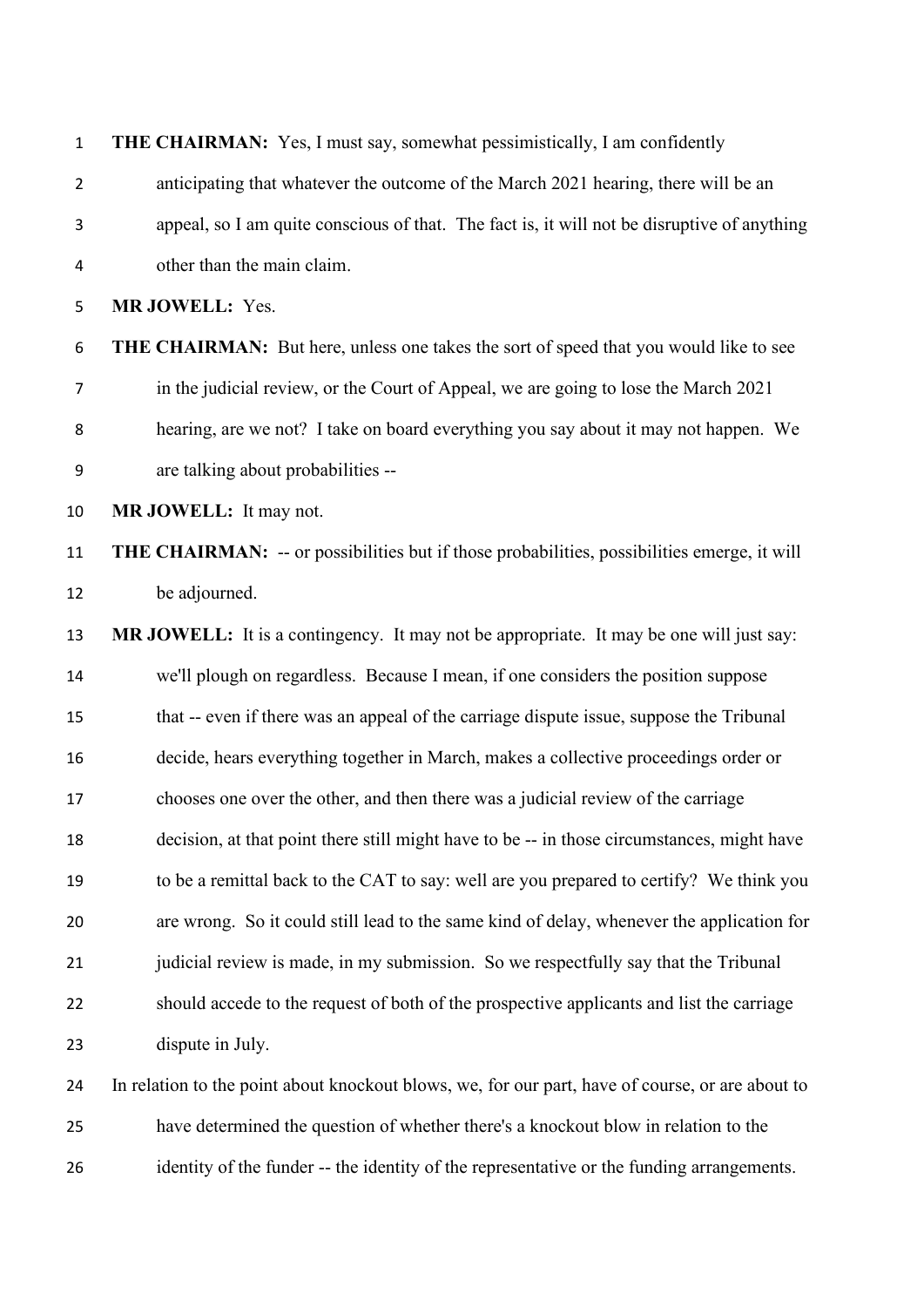**THE CHAIRMAN:** Yes, I must say, somewhat pessimistically, I am confidently anticipating that whatever the outcome of the March 2021 hearing, there will be an appeal, so I am quite conscious of that. The fact is, it will not be disruptive of anything other than the main claim.

**MR JOWELL:** Yes.

**THE CHAIRMAN:** But here, unless one takes the sort of speed that you would like to see in the judicial review, or the Court of Appeal, we are going to lose the March 2021 hearing, are we not? I take on board everything you say about it may not happen. We are talking about probabilities --

**MR JOWELL:** It may not.

**THE CHAIRMAN:** -- or possibilities but if those probabilities, possibilities emerge, it will be adjourned.

**MR JOWELL:** It is a contingency. It may not be appropriate. It may be one will just say: we'll plough on regardless. Because I mean, if one considers the position suppose that -- even if there was an appeal of the carriage dispute issue, suppose the Tribunal decide, hears everything together in March, makes a collective proceedings order or chooses one over the other, and then there was a judicial review of the carriage decision, at that point there still might have to be -- in those circumstances, might have to be a remittal back to the CAT to say: well are you prepared to certify? We think you are wrong. So it could still lead to the same kind of delay, whenever the application for judicial review is made, in my submission. So we respectfully say that the Tribunal should accede to the request of both of the prospective applicants and list the carriage dispute in July.

In relation to the point about knockout blows, we, for our part, have of course, or are about to have determined the question of whether there's a knockout blow in relation to the identity of the funder -- the identity of the representative or the funding arrangements.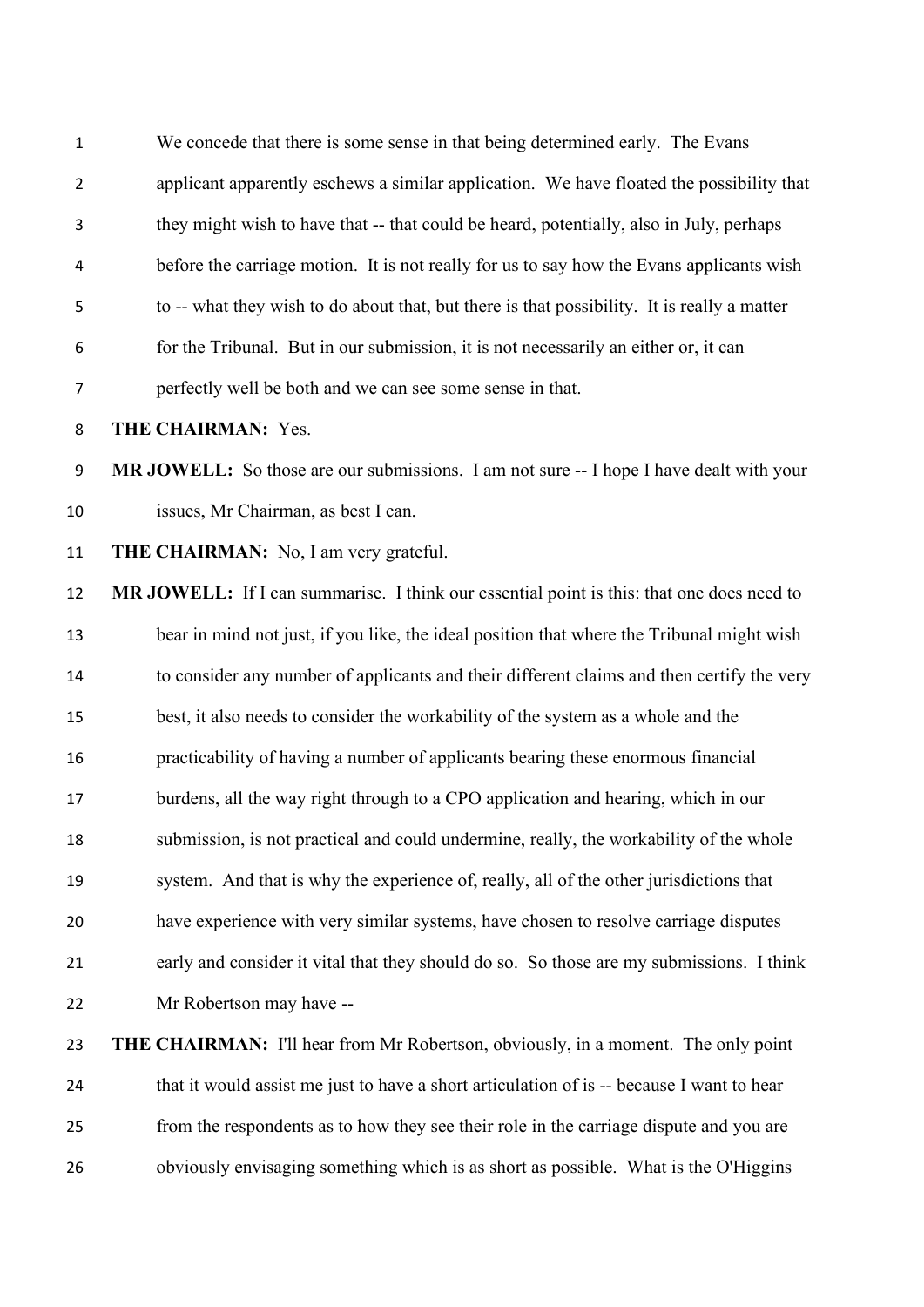We concede that there is some sense in that being determined early. The Evans applicant apparently eschews a similar application. We have floated the possibility that they might wish to have that -- that could be heard, potentially, also in July, perhaps before the carriage motion. It is not really for us to say how the Evans applicants wish to -- what they wish to do about that, but there is that possibility. It is really a matter for the Tribunal. But in our submission, it is not necessarily an either or, it can perfectly well be both and we can see some sense in that.

**THE CHAIRMAN:** Yes.

**MR JOWELL:** So those are our submissions. I am not sure -- I hope I have dealt with your issues, Mr Chairman, as best I can.

**THE CHAIRMAN:** No, I am very grateful.

**MR JOWELL:** If I can summarise. I think our essential point is this: that one does need to bear in mind not just, if you like, the ideal position that where the Tribunal might wish to consider any number of applicants and their different claims and then certify the very best, it also needs to consider the workability of the system as a whole and the practicability of having a number of applicants bearing these enormous financial burdens, all the way right through to a CPO application and hearing, which in our submission, is not practical and could undermine, really, the workability of the whole system. And that is why the experience of, really, all of the other jurisdictions that have experience with very similar systems, have chosen to resolve carriage disputes early and consider it vital that they should do so. So those are my submissions. I think Mr Robertson may have --

**THE CHAIRMAN:** I'll hear from Mr Robertson, obviously, in a moment. The only point that it would assist me just to have a short articulation of is -- because I want to hear from the respondents as to how they see their role in the carriage dispute and you are obviously envisaging something which is as short as possible. What is the O'Higgins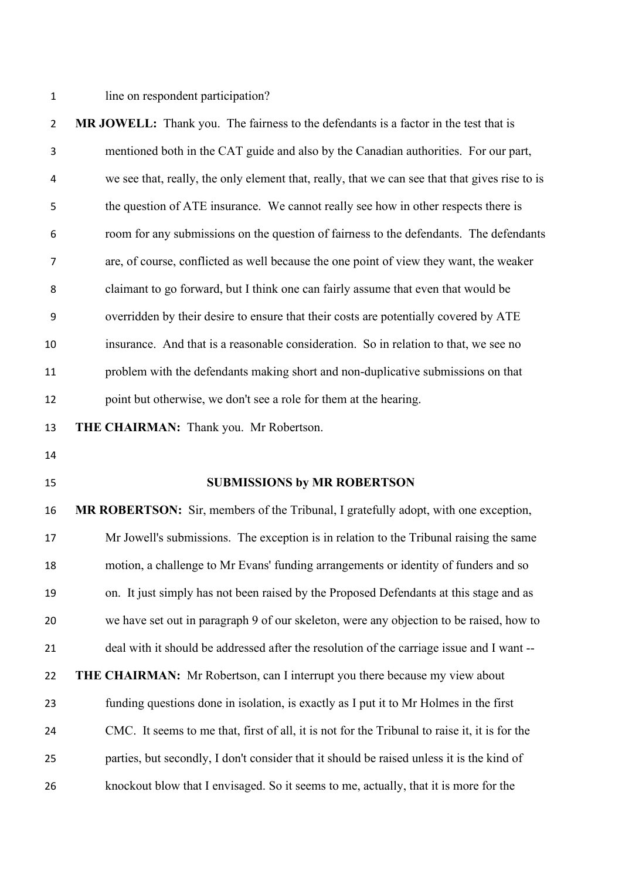line on respondent participation?

**MR JOWELL:** Thank you. The fairness to the defendants is a factor in the test that is mentioned both in the CAT guide and also by the Canadian authorities. For our part, we see that, really, the only element that, really, that we can see that that gives rise to is the question of ATE insurance. We cannot really see how in other respects there is room for any submissions on the question of fairness to the defendants. The defendants are, of course, conflicted as well because the one point of view they want, the weaker claimant to go forward, but I think one can fairly assume that even that would be overridden by their desire to ensure that their costs are potentially covered by ATE insurance. And that is a reasonable consideration. So in relation to that, we see no problem with the defendants making short and non-duplicative submissions on that point but otherwise, we don't see a role for them at the hearing.

**THE CHAIRMAN:** Thank you. Mr Robertson.

**SUBMISSIONS by MR ROBERTSON**

**MR ROBERTSON:** Sir, members of the Tribunal, I gratefully adopt, with one exception, Mr Jowell's submissions. The exception is in relation to the Tribunal raising the same motion, a challenge to Mr Evans' funding arrangements or identity of funders and so on. It just simply has not been raised by the Proposed Defendants at this stage and as we have set out in paragraph 9 of our skeleton, were any objection to be raised, how to deal with it should be addressed after the resolution of the carriage issue and I want --

**THE CHAIRMAN:** Mr Robertson, can I interrupt you there because my view about funding questions done in isolation, is exactly as I put it to Mr Holmes in the first CMC. It seems to me that, first of all, it is not for the Tribunal to raise it, it is for the parties, but secondly, I don't consider that it should be raised unless it is the kind of knockout blow that I envisaged. So it seems to me, actually, that it is more for the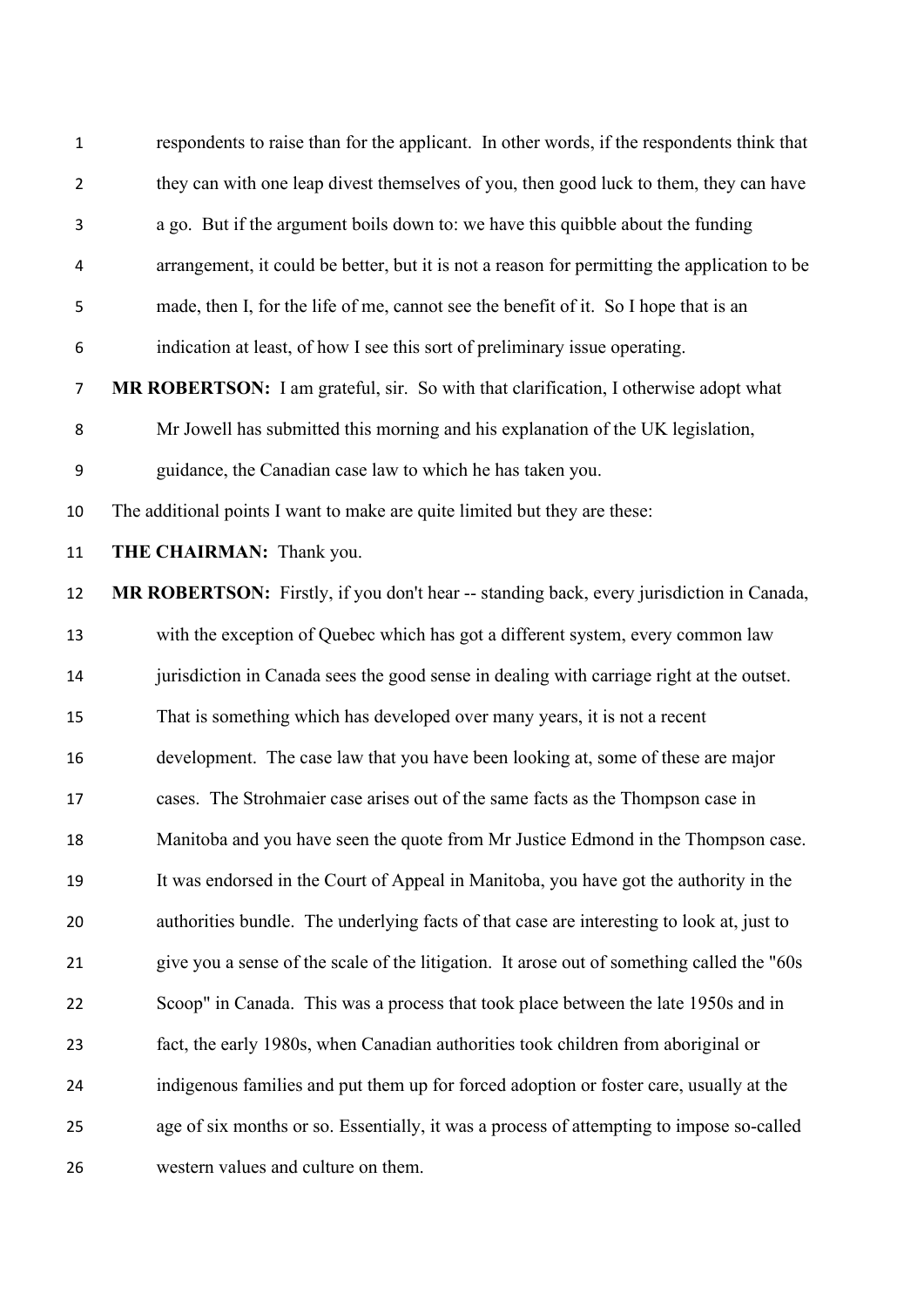respondents to raise than for the applicant. In other words, if the respondents think that they can with one leap divest themselves of you, then good luck to them, they can have a go. But if the argument boils down to: we have this quibble about the funding arrangement, it could be better, but it is not a reason for permitting the application to be made, then I, for the life of me, cannot see the benefit of it. So I hope that is an indication at least, of how I see this sort of preliminary issue operating.

**MR ROBERTSON:** I am grateful, sir. So with that clarification, I otherwise adopt what Mr Jowell has submitted this morning and his explanation of the UK legislation, guidance, the Canadian case law to which he has taken you.

The additional points I want to make are quite limited but they are these:

**THE CHAIRMAN:** Thank you.

**MR ROBERTSON:** Firstly, if you don't hear -- standing back, every jurisdiction in Canada, with the exception of Quebec which has got a different system, every common law jurisdiction in Canada sees the good sense in dealing with carriage right at the outset. That is something which has developed over many years, it is not a recent development. The case law that you have been looking at, some of these are major cases. The Strohmaier case arises out of the same facts as the Thompson case in Manitoba and you have seen the quote from Mr Justice Edmond in the Thompson case. It was endorsed in the Court of Appeal in Manitoba, you have got the authority in the authorities bundle. The underlying facts of that case are interesting to look at, just to give you a sense of the scale of the litigation. It arose out of something called the "60s Scoop" in Canada. This was a process that took place between the late 1950s and in fact, the early 1980s, when Canadian authorities took children from aboriginal or indigenous families and put them up for forced adoption or foster care, usually at the age of six months or so. Essentially, it was a process of attempting to impose so-called western values and culture on them.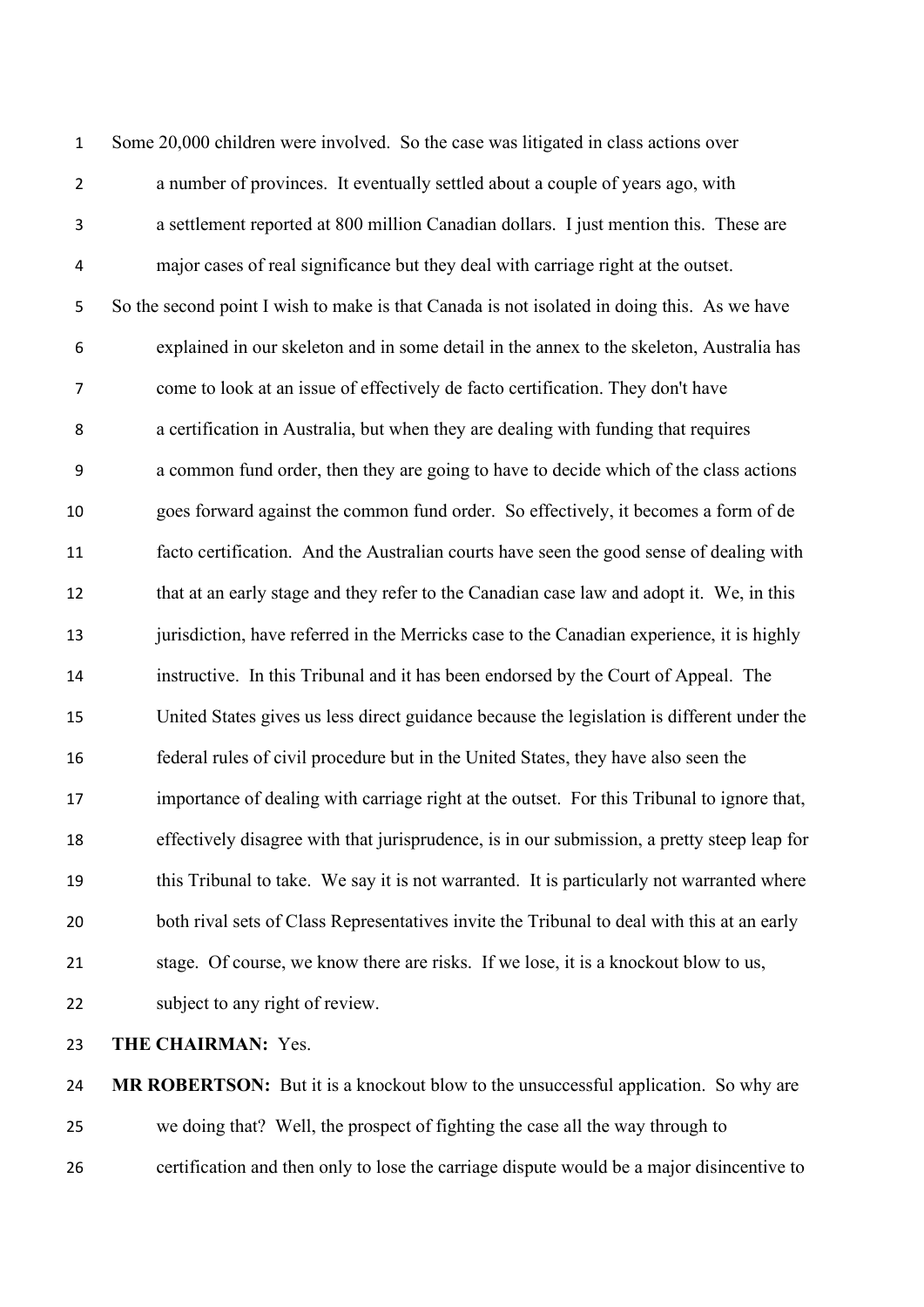Some 20,000 children were involved. So the case was litigated in class actions over a number of provinces. It eventually settled about a couple of years ago, with a settlement reported at 800 million Canadian dollars. I just mention this. These are major cases of real significance but they deal with carriage right at the outset.

So the second point I wish to make is that Canada is not isolated in doing this. As we have explained in our skeleton and in some detail in the annex to the skeleton, Australia has come to look at an issue of effectively de facto certification. They don't have a certification in Australia, but when they are dealing with funding that requires a common fund order, then they are going to have to decide which of the class actions goes forward against the common fund order. So effectively, it becomes a form of de facto certification. And the Australian courts have seen the good sense of dealing with that at an early stage and they refer to the Canadian case law and adopt it. We, in this jurisdiction, have referred in the Merricks case to the Canadian experience, it is highly instructive. In this Tribunal and it has been endorsed by the Court of Appeal. The United States gives us less direct guidance because the legislation is different under the federal rules of civil procedure but in the United States, they have also seen the importance of dealing with carriage right at the outset. For this Tribunal to ignore that, effectively disagree with that jurisprudence, is in our submission, a pretty steep leap for this Tribunal to take. We say it is not warranted. It is particularly not warranted where both rival sets of Class Representatives invite the Tribunal to deal with this at an early stage. Of course, we know there are risks. If we lose, it is a knockout blow to us, subject to any right of review.

**THE CHAIRMAN:** Yes.

**MR ROBERTSON:** But it is a knockout blow to the unsuccessful application. So why are we doing that? Well, the prospect of fighting the case all the way through to certification and then only to lose the carriage dispute would be a major disincentive to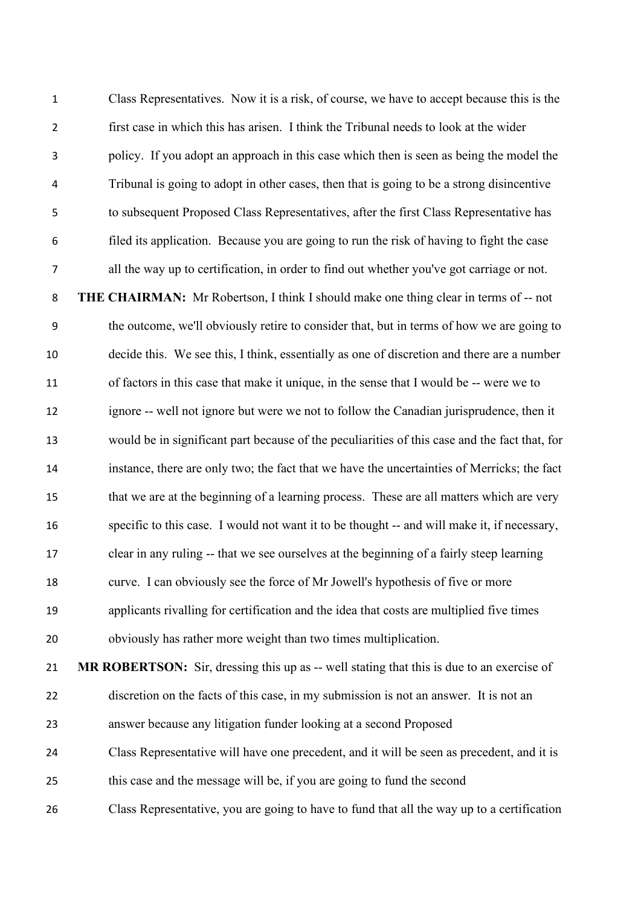Class Representatives. Now it is a risk, of course, we have to accept because this is the first case in which this has arisen. I think the Tribunal needs to look at the wider policy. If you adopt an approach in this case which then is seen as being the model the Tribunal is going to adopt in other cases, then that is going to be a strong disincentive to subsequent Proposed Class Representatives, after the first Class Representative has filed its application. Because you are going to run the risk of having to fight the case all the way up to certification, in order to find out whether you've got carriage or not.

**THE CHAIRMAN:** Mr Robertson, I think I should make one thing clear in terms of -- not the outcome, we'll obviously retire to consider that, but in terms of how we are going to decide this. We see this, I think, essentially as one of discretion and there are a number of factors in this case that make it unique, in the sense that I would be -- were we to ignore -- well not ignore but were we not to follow the Canadian jurisprudence, then it would be in significant part because of the peculiarities of this case and the fact that, for instance, there are only two; the fact that we have the uncertainties of Merricks; the fact that we are at the beginning of a learning process. These are all matters which are very specific to this case. I would not want it to be thought -- and will make it, if necessary, clear in any ruling -- that we see ourselves at the beginning of a fairly steep learning curve. I can obviously see the force of Mr Jowell's hypothesis of five or more applicants rivalling for certification and the idea that costs are multiplied five times obviously has rather more weight than two times multiplication.

**MR ROBERTSON:** Sir, dressing this up as -- well stating that this is due to an exercise of discretion on the facts of this case, in my submission is not an answer. It is not an answer because any litigation funder looking at a second Proposed Class Representative will have one precedent, and it will be seen as precedent, and it is this case and the message will be, if you are going to fund the second Class Representative, you are going to have to fund that all the way up to a certification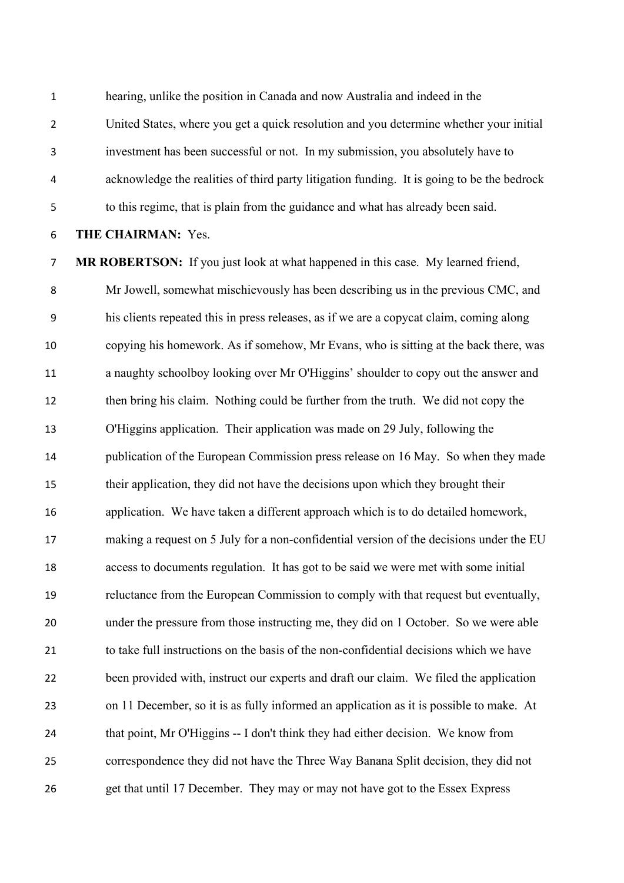hearing, unlike the position in Canada and now Australia and indeed in the United States, where you get a quick resolution and you determine whether your initial investment has been successful or not. In my submission, you absolutely have to acknowledge the realities of third party litigation funding. It is going to be the bedrock to this regime, that is plain from the guidance and what has already been said.

**THE CHAIRMAN:** Yes.

**MR ROBERTSON:** If you just look at what happened in this case. My learned friend, Mr Jowell, somewhat mischievously has been describing us in the previous CMC, and his clients repeated this in press releases, as if we are a copycat claim, coming along copying his homework. As if somehow, Mr Evans, who is sitting at the back there, was a naughty schoolboy looking over Mr O'Higgins' shoulder to copy out the answer and then bring his claim. Nothing could be further from the truth. We did not copy the O'Higgins application. Their application was made on 29 July, following the publication of the European Commission press release on 16 May. So when they made their application, they did not have the decisions upon which they brought their application. We have taken a different approach which is to do detailed homework, making a request on 5 July for a non-confidential version of the decisions under the EU access to documents regulation. It has got to be said we were met with some initial reluctance from the European Commission to comply with that request but eventually, under the pressure from those instructing me, they did on 1 October. So we were able to take full instructions on the basis of the non-confidential decisions which we have been provided with, instruct our experts and draft our claim. We filed the application on 11 December, so it is as fully informed an application as it is possible to make. At that point, Mr O'Higgins -- I don't think they had either decision. We know from correspondence they did not have the Three Way Banana Split decision, they did not get that until 17 December. They may or may not have got to the Essex Express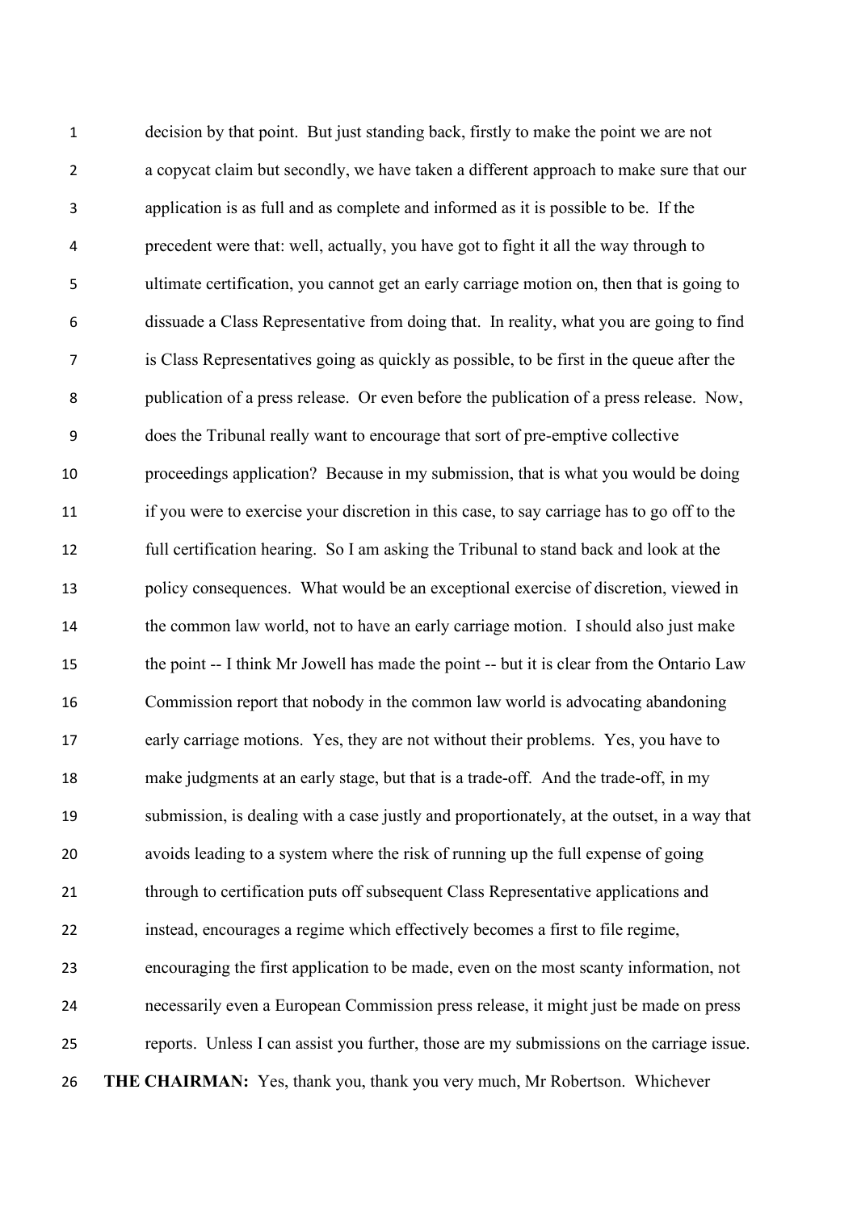decision by that point. But just standing back, firstly to make the point we are not a copycat claim but secondly, we have taken a different approach to make sure that our application is as full and as complete and informed as it is possible to be. If the precedent were that: well, actually, you have got to fight it all the way through to ultimate certification, you cannot get an early carriage motion on, then that is going to dissuade a Class Representative from doing that. In reality, what you are going to find is Class Representatives going as quickly as possible, to be first in the queue after the publication of a press release. Or even before the publication of a press release. Now, does the Tribunal really want to encourage that sort of pre-emptive collective proceedings application? Because in my submission, that is what you would be doing if you were to exercise your discretion in this case, to say carriage has to go off to the full certification hearing. So I am asking the Tribunal to stand back and look at the policy consequences. What would be an exceptional exercise of discretion, viewed in the common law world, not to have an early carriage motion. I should also just make the point -- I think Mr Jowell has made the point -- but it is clear from the Ontario Law Commission report that nobody in the common law world is advocating abandoning early carriage motions. Yes, they are not without their problems. Yes, you have to make judgments at an early stage, but that is a trade-off. And the trade-off, in my submission, is dealing with a case justly and proportionately, at the outset, in a way that avoids leading to a system where the risk of running up the full expense of going through to certification puts off subsequent Class Representative applications and instead, encourages a regime which effectively becomes a first to file regime, encouraging the first application to be made, even on the most scanty information, not necessarily even a European Commission press release, it might just be made on press reports. Unless I can assist you further, those are my submissions on the carriage issue.

**THE CHAIRMAN:** Yes, thank you, thank you very much, Mr Robertson. Whichever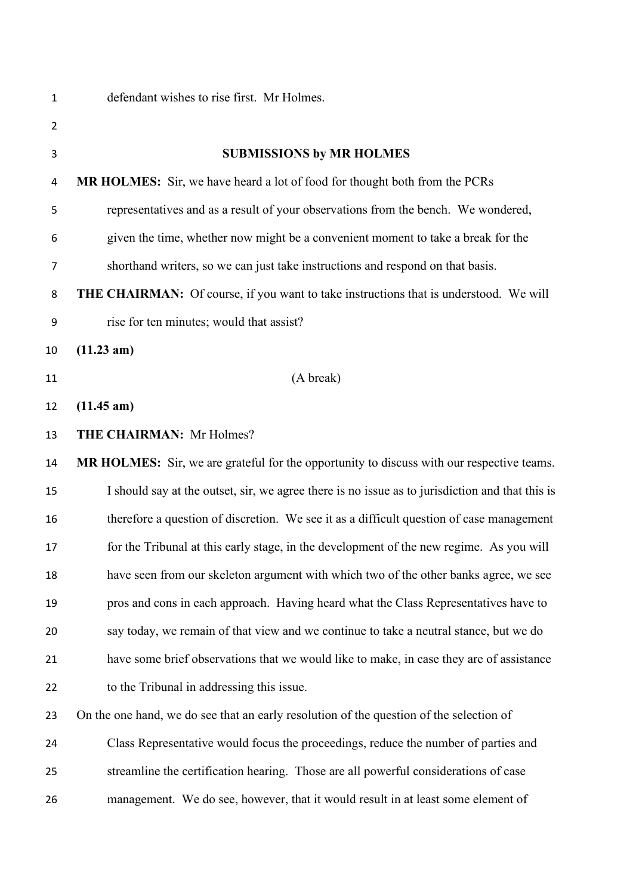defendant wishes to rise first. Mr Holmes.

**SUBMISSIONS by MR HOLMES**

**MR HOLMES:** Sir, we have heard a lot of food for thought both from the PCRs representatives and as a result of your observations from the bench. We wondered, given the time, whether now might be a convenient moment to take a break for the shorthand writers, so we can just take instructions and respond on that basis.

**THE CHAIRMAN:** Of course, if you want to take instructions that is understood. We will rise for ten minutes; would that assist?

**(11.23 am)**

(A break)

**(11.45 am)**

**THE CHAIRMAN:** Mr Holmes?

**MR HOLMES:** Sir, we are grateful for the opportunity to discuss with our respective teams. I should say at the outset, sir, we agree there is no issue as to jurisdiction and that this is therefore a question of discretion. We see it as a difficult question of case management for the Tribunal at this early stage, in the development of the new regime. As you will have seen from our skeleton argument with which two of the other banks agree, we see pros and cons in each approach. Having heard what the Class Representatives have to say today, we remain of that view and we continue to take a neutral stance, but we do have some brief observations that we would like to make, in case they are of assistance to the Tribunal in addressing this issue.

On the one hand, we do see that an early resolution of the question of the selection of Class Representative would focus the proceedings, reduce the number of parties and streamline the certification hearing. Those are all powerful considerations of case management. We do see, however, that it would result in at least some element of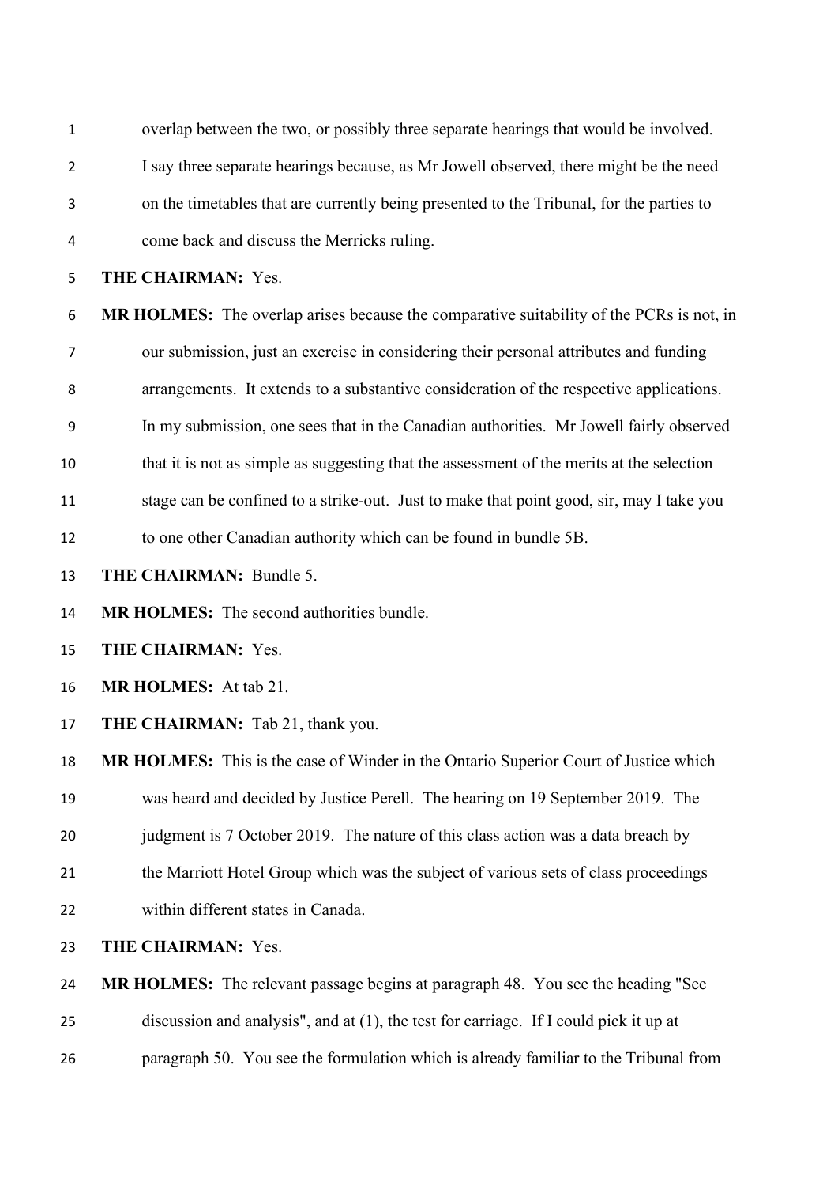overlap between the two, or possibly three separate hearings that would be involved. I say three separate hearings because, as Mr Jowell observed, there might be the need on the timetables that are currently being presented to the Tribunal, for the parties to come back and discuss the Merricks ruling.

**THE CHAIRMAN:** Yes.

**MR HOLMES:** The overlap arises because the comparative suitability of the PCRs is not, in our submission, just an exercise in considering their personal attributes and funding arrangements. It extends to a substantive consideration of the respective applications. In my submission, one sees that in the Canadian authorities. Mr Jowell fairly observed that it is not as simple as suggesting that the assessment of the merits at the selection stage can be confined to a strike-out. Just to make that point good, sir, may I take you to one other Canadian authority which can be found in bundle 5B.

**THE CHAIRMAN:** Bundle 5.

**MR HOLMES:** The second authorities bundle.

**THE CHAIRMAN:** Yes.

**MR HOLMES:** At tab 21.

**THE CHAIRMAN:** Tab 21, thank you.

**MR HOLMES:** This is the case of Winder in the Ontario Superior Court of Justice which was heard and decided by Justice Perell. The hearing on 19 September 2019. The judgment is 7 October 2019. The nature of this class action was a data breach by the Marriott Hotel Group which was the subject of various sets of class proceedings within different states in Canada.

**THE CHAIRMAN:** Yes.

**MR HOLMES:** The relevant passage begins at paragraph 48. You see the heading "See discussion and analysis", and at (1), the test for carriage. If I could pick it up at paragraph 50. You see the formulation which is already familiar to the Tribunal from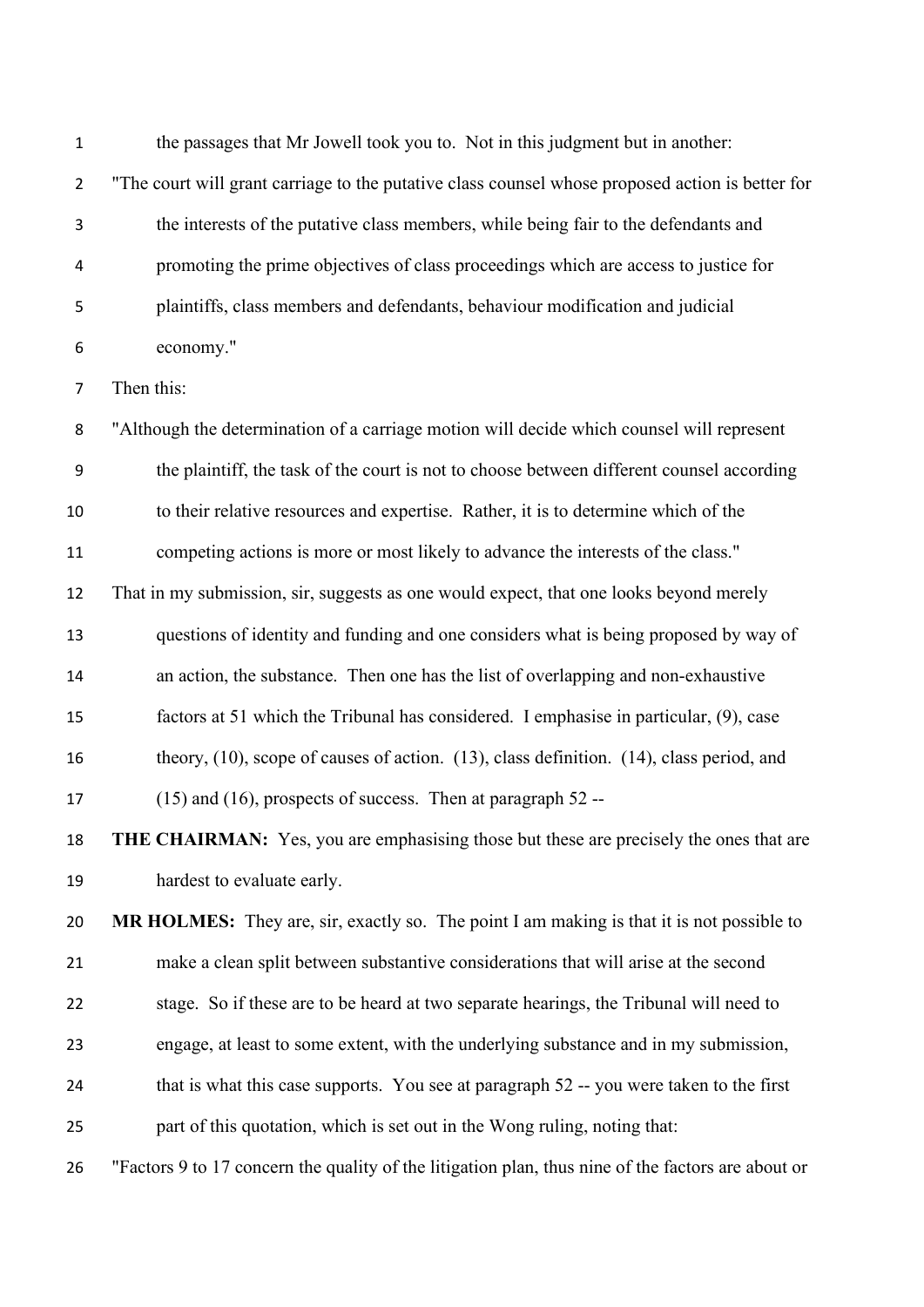the passages that Mr Jowell took you to. Not in this judgment but in another:

"The court will grant carriage to the putative class counsel whose proposed action is better for the interests of the putative class members, while being fair to the defendants and promoting the prime objectives of class proceedings which are access to justice for plaintiffs, class members and defendants, behaviour modification and judicial economy."

Then this:

"Although the determination of a carriage motion will decide which counsel will represent the plaintiff, the task of the court is not to choose between different counsel according to their relative resources and expertise. Rather, it is to determine which of the competing actions is more or most likely to advance the interests of the class."

That in my submission, sir, suggests as one would expect, that one looks beyond merely questions of identity and funding and one considers what is being proposed by way of an action, the substance. Then one has the list of overlapping and non-exhaustive factors at 51 which the Tribunal has considered. I emphasise in particular, (9), case theory, (10), scope of causes of action. (13), class definition. (14), class period, and (15) and (16), prospects of success. Then at paragraph 52 --

**THE CHAIRMAN:** Yes, you are emphasising those but these are precisely the ones that are hardest to evaluate early.

**MR HOLMES:** They are, sir, exactly so. The point I am making is that it is not possible to make a clean split between substantive considerations that will arise at the second stage. So if these are to be heard at two separate hearings, the Tribunal will need to engage, at least to some extent, with the underlying substance and in my submission, that is what this case supports. You see at paragraph 52 -- you were taken to the first part of this quotation, which is set out in the Wong ruling, noting that:

"Factors 9 to 17 concern the quality of the litigation plan, thus nine of the factors are about or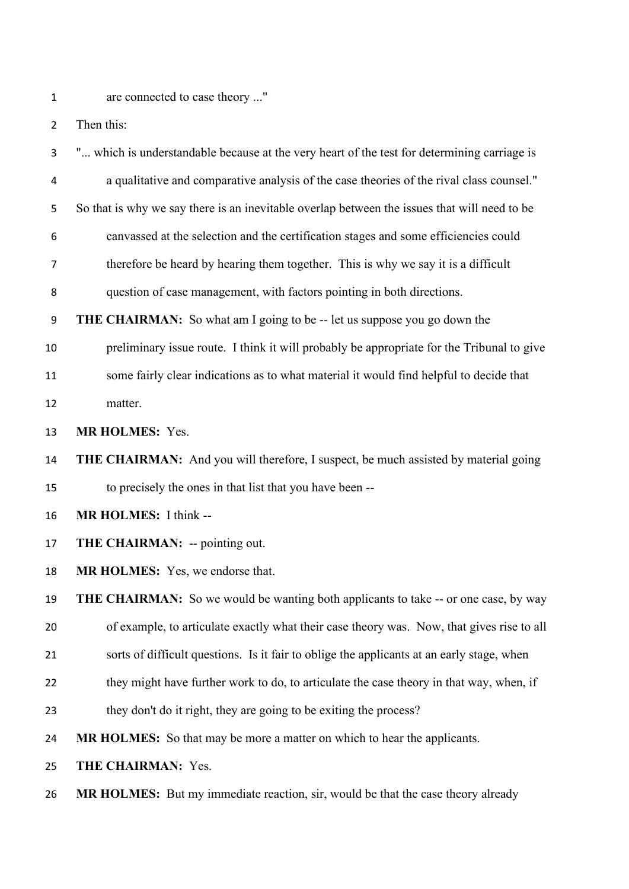are connected to case theory ..."

Then this:

"... which is understandable because at the very heart of the test for determining carriage is a qualitative and comparative analysis of the case theories of the rival class counsel."

So that is why we say there is an inevitable overlap between the issues that will need to be canvassed at the selection and the certification stages and some efficiencies could therefore be heard by hearing them together. This is why we say it is a difficult question of case management, with factors pointing in both directions.

**THE CHAIRMAN:** So what am I going to be -- let us suppose you go down the preliminary issue route. I think it will probably be appropriate for the Tribunal to give some fairly clear indications as to what material it would find helpful to decide that matter.

**MR HOLMES:** Yes.

**THE CHAIRMAN:** And you will therefore, I suspect, be much assisted by material going to precisely the ones in that list that you have been --

**MR HOLMES:** I think --

**THE CHAIRMAN:** -- pointing out.

**MR HOLMES:** Yes, we endorse that.

**THE CHAIRMAN:** So we would be wanting both applicants to take -- or one case, by way of example, to articulate exactly what their case theory was. Now, that gives rise to all sorts of difficult questions. Is it fair to oblige the applicants at an early stage, when they might have further work to do, to articulate the case theory in that way, when, if they don't do it right, they are going to be exiting the process?

**MR HOLMES:** So that may be more a matter on which to hear the applicants.

**THE CHAIRMAN:** Yes.

**MR HOLMES:** But my immediate reaction, sir, would be that the case theory already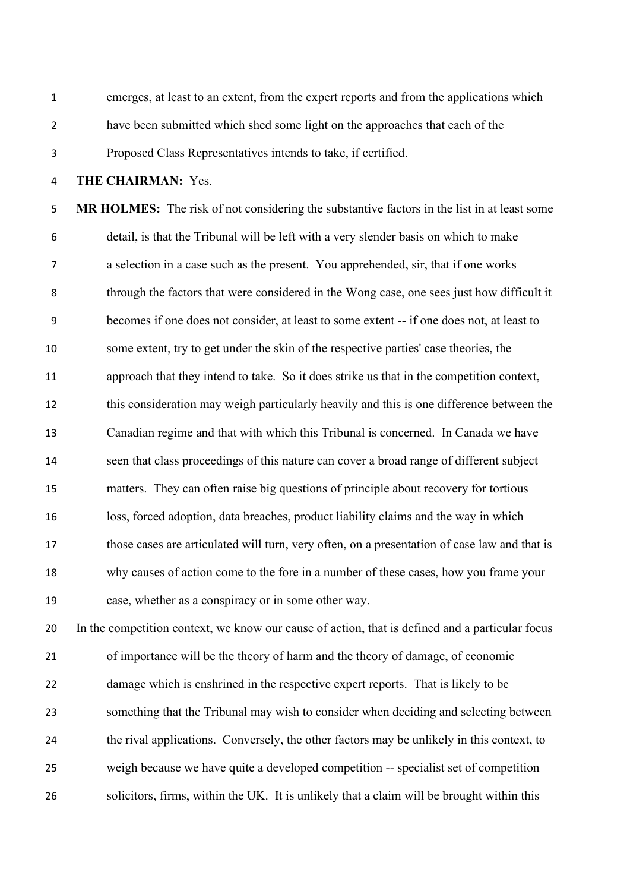emerges, at least to an extent, from the expert reports and from the applications which have been submitted which shed some light on the approaches that each of the Proposed Class Representatives intends to take, if certified.

**THE CHAIRMAN:** Yes.

**MR HOLMES:** The risk of not considering the substantive factors in the list in at least some detail, is that the Tribunal will be left with a very slender basis on which to make a selection in a case such as the present. You apprehended, sir, that if one works through the factors that were considered in the Wong case, one sees just how difficult it becomes if one does not consider, at least to some extent -- if one does not, at least to some extent, try to get under the skin of the respective parties' case theories, the approach that they intend to take. So it does strike us that in the competition context, this consideration may weigh particularly heavily and this is one difference between the Canadian regime and that with which this Tribunal is concerned. In Canada we have seen that class proceedings of this nature can cover a broad range of different subject matters. They can often raise big questions of principle about recovery for tortious loss, forced adoption, data breaches, product liability claims and the way in which those cases are articulated will turn, very often, on a presentation of case law and that is why causes of action come to the fore in a number of these cases, how you frame your case, whether as a conspiracy or in some other way.

In the competition context, we know our cause of action, that is defined and a particular focus of importance will be the theory of harm and the theory of damage, of economic damage which is enshrined in the respective expert reports. That is likely to be something that the Tribunal may wish to consider when deciding and selecting between the rival applications. Conversely, the other factors may be unlikely in this context, to weigh because we have quite a developed competition -- specialist set of competition solicitors, firms, within the UK. It is unlikely that a claim will be brought within this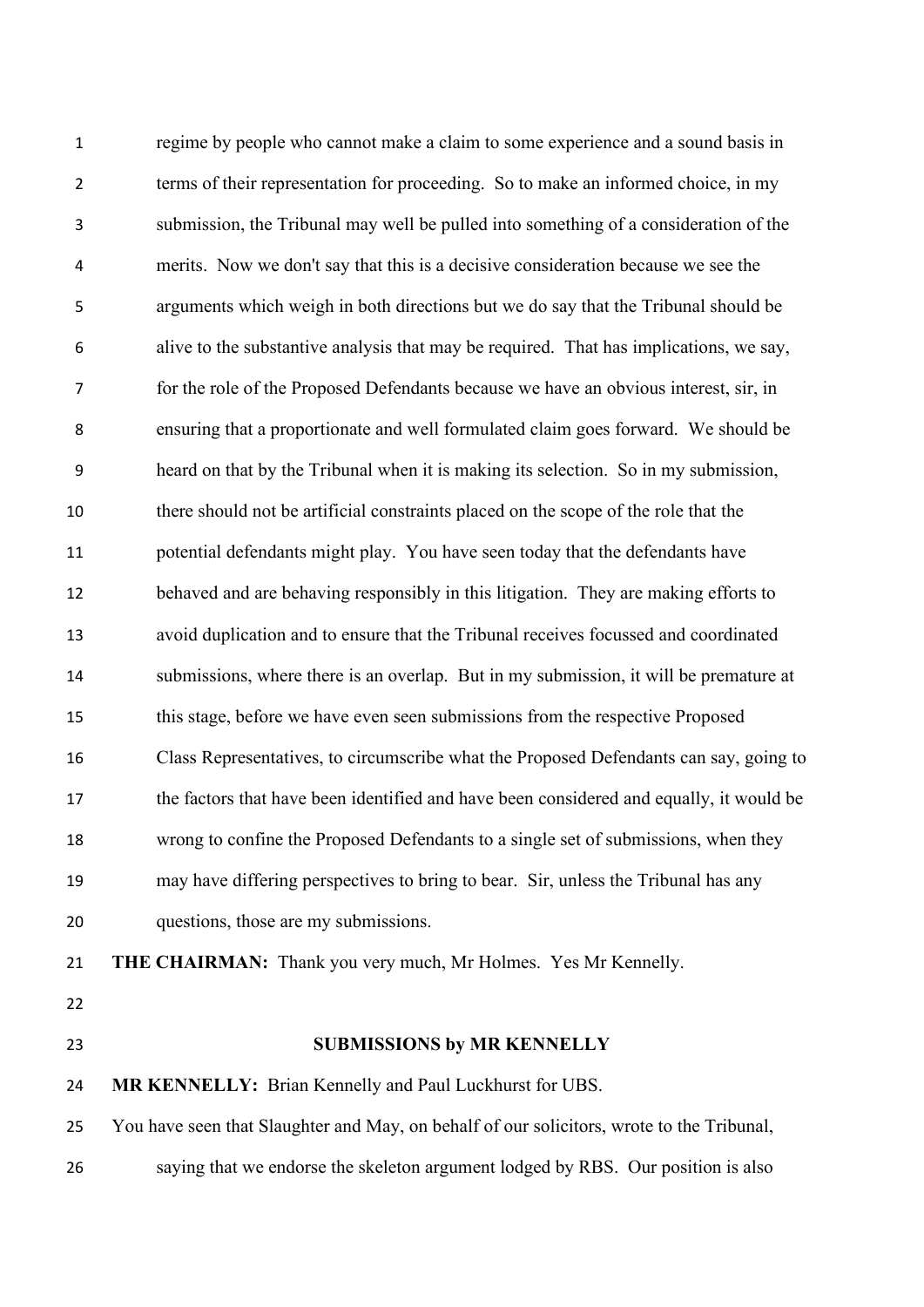regime by people who cannot make a claim to some experience and a sound basis in terms of their representation for proceeding. So to make an informed choice, in my submission, the Tribunal may well be pulled into something of a consideration of the merits. Now we don't say that this is a decisive consideration because we see the arguments which weigh in both directions but we do say that the Tribunal should be alive to the substantive analysis that may be required. That has implications, we say, for the role of the Proposed Defendants because we have an obvious interest, sir, in ensuring that a proportionate and well formulated claim goes forward. We should be heard on that by the Tribunal when it is making its selection. So in my submission, there should not be artificial constraints placed on the scope of the role that the potential defendants might play. You have seen today that the defendants have behaved and are behaving responsibly in this litigation. They are making efforts to avoid duplication and to ensure that the Tribunal receives focussed and coordinated submissions, where there is an overlap. But in my submission, it will be premature at this stage, before we have even seen submissions from the respective Proposed Class Representatives, to circumscribe what the Proposed Defendants can say, going to the factors that have been identified and have been considered and equally, it would be wrong to confine the Proposed Defendants to a single set of submissions, when they may have differing perspectives to bring to bear. Sir, unless the Tribunal has any questions, those are my submissions.

**THE CHAIRMAN:** Thank you very much, Mr Holmes. Yes Mr Kennelly.

**SUBMISSIONS by MR KENNELLY**

**MR KENNELLY:** Brian Kennelly and Paul Luckhurst for UBS.

You have seen that Slaughter and May, on behalf of our solicitors, wrote to the Tribunal, saying that we endorse the skeleton argument lodged by RBS. Our position is also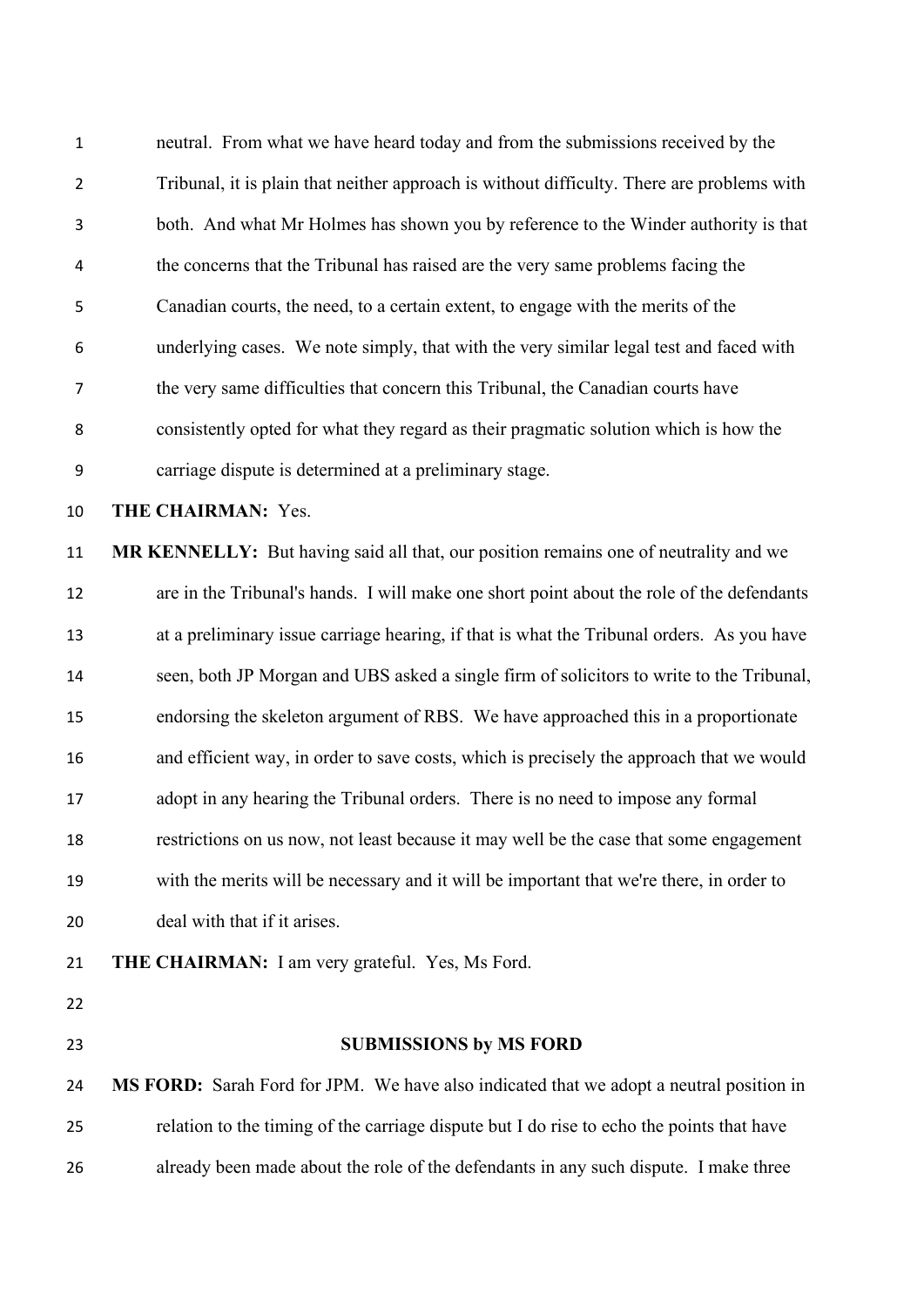neutral. From what we have heard today and from the submissions received by the Tribunal, it is plain that neither approach is without difficulty. There are problems with both. And what Mr Holmes has shown you by reference to the Winder authority is that the concerns that the Tribunal has raised are the very same problems facing the Canadian courts, the need, to a certain extent, to engage with the merits of the underlying cases. We note simply, that with the very similar legal test and faced with the very same difficulties that concern this Tribunal, the Canadian courts have consistently opted for what they regard as their pragmatic solution which is how the carriage dispute is determined at a preliminary stage.

**THE CHAIRMAN:** Yes.

**MR KENNELLY:** But having said all that, our position remains one of neutrality and we are in the Tribunal's hands. I will make one short point about the role of the defendants at a preliminary issue carriage hearing, if that is what the Tribunal orders. As you have seen, both JP Morgan and UBS asked a single firm of solicitors to write to the Tribunal, endorsing the skeleton argument of RBS. We have approached this in a proportionate and efficient way, in order to save costs, which is precisely the approach that we would adopt in any hearing the Tribunal orders. There is no need to impose any formal restrictions on us now, not least because it may well be the case that some engagement with the merits will be necessary and it will be important that we're there, in order to deal with that if it arises.

**THE CHAIRMAN:** I am very grateful. Yes, Ms Ford.

**SUBMISSIONS by MS FORD**

**MS FORD:** Sarah Ford for JPM. We have also indicated that we adopt a neutral position in relation to the timing of the carriage dispute but I do rise to echo the points that have already been made about the role of the defendants in any such dispute. I make three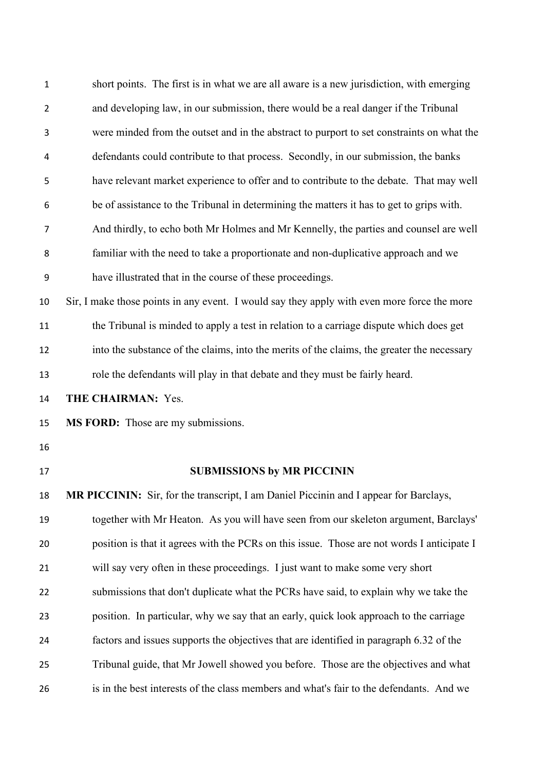short points. The first is in what we are all aware is a new jurisdiction, with emerging and developing law, in our submission, there would be a real danger if the Tribunal were minded from the outset and in the abstract to purport to set constraints on what the defendants could contribute to that process. Secondly, in our submission, the banks have relevant market experience to offer and to contribute to the debate. That may well be of assistance to the Tribunal in determining the matters it has to get to grips with. And thirdly, to echo both Mr Holmes and Mr Kennelly, the parties and counsel are well familiar with the need to take a proportionate and non-duplicative approach and we have illustrated that in the course of these proceedings.

Sir, I make those points in any event. I would say they apply with even more force the more the Tribunal is minded to apply a test in relation to a carriage dispute which does get into the substance of the claims, into the merits of the claims, the greater the necessary role the defendants will play in that debate and they must be fairly heard.

**THE CHAIRMAN:** Yes.

**MS FORD:** Those are my submissions.

**SUBMISSIONS by MR PICCININ**

**MR PICCININ:** Sir, for the transcript, I am Daniel Piccinin and I appear for Barclays, together with Mr Heaton. As you will have seen from our skeleton argument, Barclays' position is that it agrees with the PCRs on this issue. Those are not words I anticipate I will say very often in these proceedings. I just want to make some very short submissions that don't duplicate what the PCRs have said, to explain why we take the position. In particular, why we say that an early, quick look approach to the carriage factors and issues supports the objectives that are identified in paragraph 6.32 of the Tribunal guide, that Mr Jowell showed you before. Those are the objectives and what is in the best interests of the class members and what's fair to the defendants. And we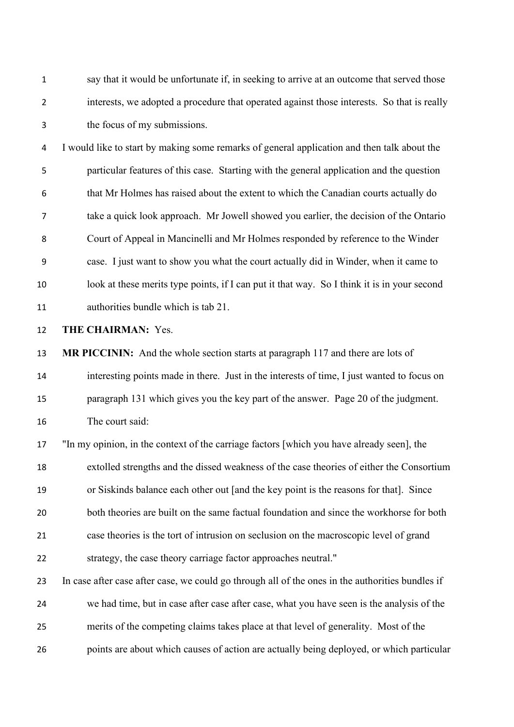say that it would be unfortunate if, in seeking to arrive at an outcome that served those interests, we adopted a procedure that operated against those interests. So that is really the focus of my submissions.

I would like to start by making some remarks of general application and then talk about the particular features of this case. Starting with the general application and the question that Mr Holmes has raised about the extent to which the Canadian courts actually do take a quick look approach. Mr Jowell showed you earlier, the decision of the Ontario Court of Appeal in Mancinelli and Mr Holmes responded by reference to the Winder case. I just want to show you what the court actually did in Winder, when it came to look at these merits type points, if I can put it that way. So I think it is in your second authorities bundle which is tab 21.

**THE CHAIRMAN:** Yes.

**MR PICCININ:** And the whole section starts at paragraph 117 and there are lots of interesting points made in there. Just in the interests of time, I just wanted to focus on paragraph 131 which gives you the key part of the answer. Page 20 of the judgment. The court said:

"In my opinion, in the context of the carriage factors [which you have already seen], the extolled strengths and the dissed weakness of the case theories of either the Consortium or Siskinds balance each other out [and the key point is the reasons for that]. Since both theories are built on the same factual foundation and since the workhorse for both case theories is the tort of intrusion on seclusion on the macroscopic level of grand strategy, the case theory carriage factor approaches neutral."

In case after case after case, we could go through all of the ones in the authorities bundles if we had time, but in case after case after case, what you have seen is the analysis of the merits of the competing claims takes place at that level of generality. Most of the points are about which causes of action are actually being deployed, or which particular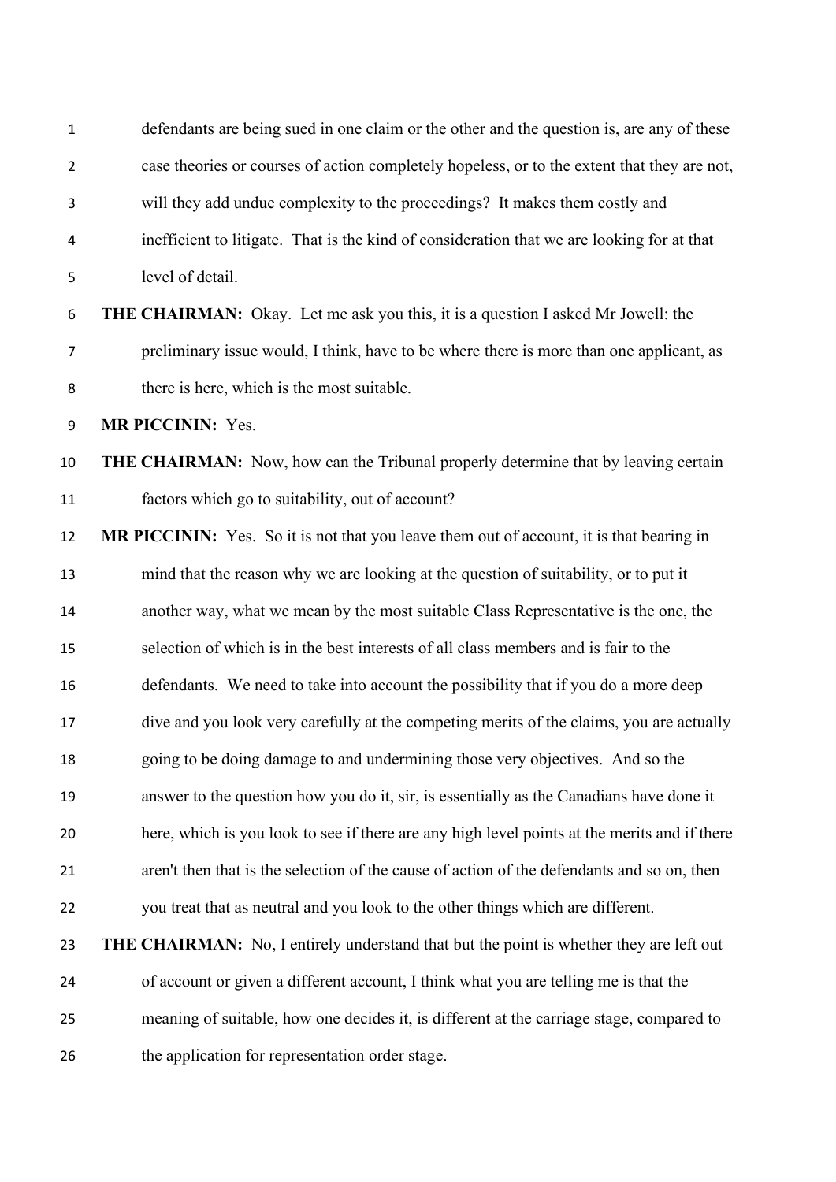defendants are being sued in one claim or the other and the question is, are any of these case theories or courses of action completely hopeless, or to the extent that they are not, will they add undue complexity to the proceedings? It makes them costly and inefficient to litigate. That is the kind of consideration that we are looking for at that level of detail.

**THE CHAIRMAN:** Okay. Let me ask you this, it is a question I asked Mr Jowell: the preliminary issue would, I think, have to be where there is more than one applicant, as there is here, which is the most suitable.

**MR PICCININ:** Yes.

**THE CHAIRMAN:** Now, how can the Tribunal properly determine that by leaving certain factors which go to suitability, out of account?

**MR PICCININ:** Yes. So it is not that you leave them out of account, it is that bearing in mind that the reason why we are looking at the question of suitability, or to put it another way, what we mean by the most suitable Class Representative is the one, the selection of which is in the best interests of all class members and is fair to the defendants. We need to take into account the possibility that if you do a more deep dive and you look very carefully at the competing merits of the claims, you are actually going to be doing damage to and undermining those very objectives. And so the answer to the question how you do it, sir, is essentially as the Canadians have done it here, which is you look to see if there are any high level points at the merits and if there aren't then that is the selection of the cause of action of the defendants and so on, then you treat that as neutral and you look to the other things which are different.

**THE CHAIRMAN:** No, I entirely understand that but the point is whether they are left out of account or given a different account, I think what you are telling me is that the meaning of suitable, how one decides it, is different at the carriage stage, compared to the application for representation order stage.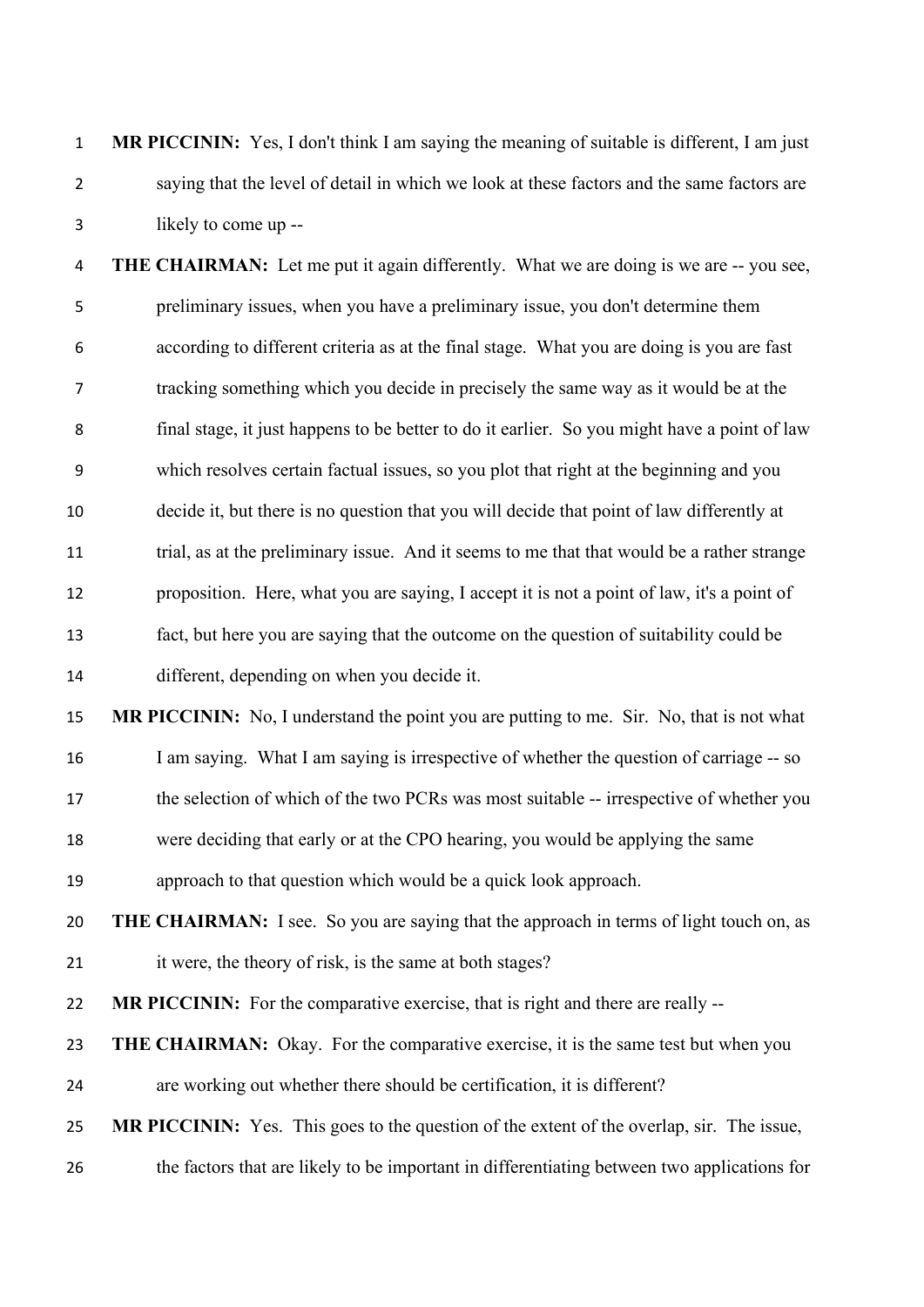**MR PICCININ:** Yes, I don't think I am saying the meaning of suitable is different, I am just saying that the level of detail in which we look at these factors and the same factors are likely to come up --

**THE CHAIRMAN:** Let me put it again differently. What we are doing is we are -- you see, preliminary issues, when you have a preliminary issue, you don't determine them according to different criteria as at the final stage. What you are doing is you are fast tracking something which you decide in precisely the same way as it would be at the final stage, it just happens to be better to do it earlier. So you might have a point of law which resolves certain factual issues, so you plot that right at the beginning and you decide it, but there is no question that you will decide that point of law differently at trial, as at the preliminary issue. And it seems to me that that would be a rather strange proposition. Here, what you are saying, I accept it is not a point of law, it's a point of fact, but here you are saying that the outcome on the question of suitability could be different, depending on when you decide it.

**MR PICCININ:** No, I understand the point you are putting to me. Sir. No, that is not what I am saying. What I am saying is irrespective of whether the question of carriage -- so the selection of which of the two PCRs was most suitable -- irrespective of whether you were deciding that early or at the CPO hearing, you would be applying the same approach to that question which would be a quick look approach.

**THE CHAIRMAN:** I see. So you are saying that the approach in terms of light touch on, as it were, the theory of risk, is the same at both stages?

**MR PICCININ:** For the comparative exercise, that is right and there are really --

**THE CHAIRMAN:** Okay. For the comparative exercise, it is the same test but when you are working out whether there should be certification, it is different?

**MR PICCININ:** Yes. This goes to the question of the extent of the overlap, sir. The issue, the factors that are likely to be important in differentiating between two applications for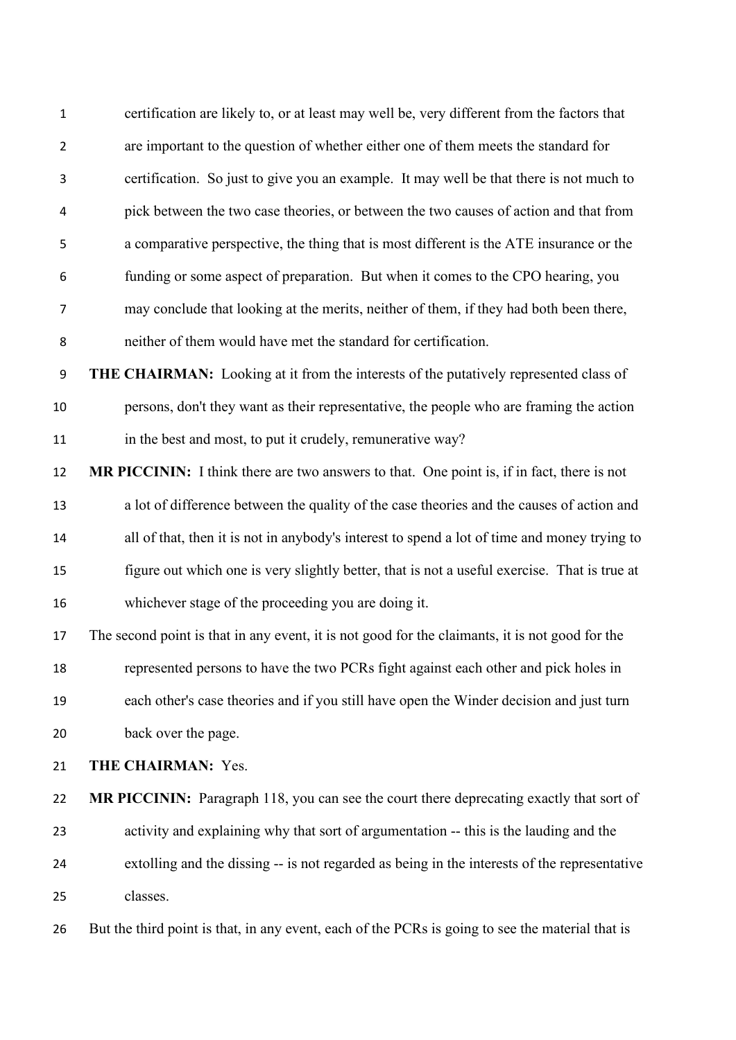certification are likely to, or at least may well be, very different from the factors that are important to the question of whether either one of them meets the standard for certification. So just to give you an example. It may well be that there is not much to pick between the two case theories, or between the two causes of action and that from a comparative perspective, the thing that is most different is the ATE insurance or the funding or some aspect of preparation. But when it comes to the CPO hearing, you may conclude that looking at the merits, neither of them, if they had both been there, neither of them would have met the standard for certification.

**THE CHAIRMAN:** Looking at it from the interests of the putatively represented class of persons, don't they want as their representative, the people who are framing the action in the best and most, to put it crudely, remunerative way?

**MR PICCININ:** I think there are two answers to that. One point is, if in fact, there is not a lot of difference between the quality of the case theories and the causes of action and all of that, then it is not in anybody's interest to spend a lot of time and money trying to figure out which one is very slightly better, that is not a useful exercise. That is true at whichever stage of the proceeding you are doing it.

The second point is that in any event, it is not good for the claimants, it is not good for the represented persons to have the two PCRs fight against each other and pick holes in each other's case theories and if you still have open the Winder decision and just turn back over the page.

**THE CHAIRMAN:** Yes.

**MR PICCININ:** Paragraph 118, you can see the court there deprecating exactly that sort of activity and explaining why that sort of argumentation -- this is the lauding and the extolling and the dissing -- is not regarded as being in the interests of the representative classes.

But the third point is that, in any event, each of the PCRs is going to see the material that is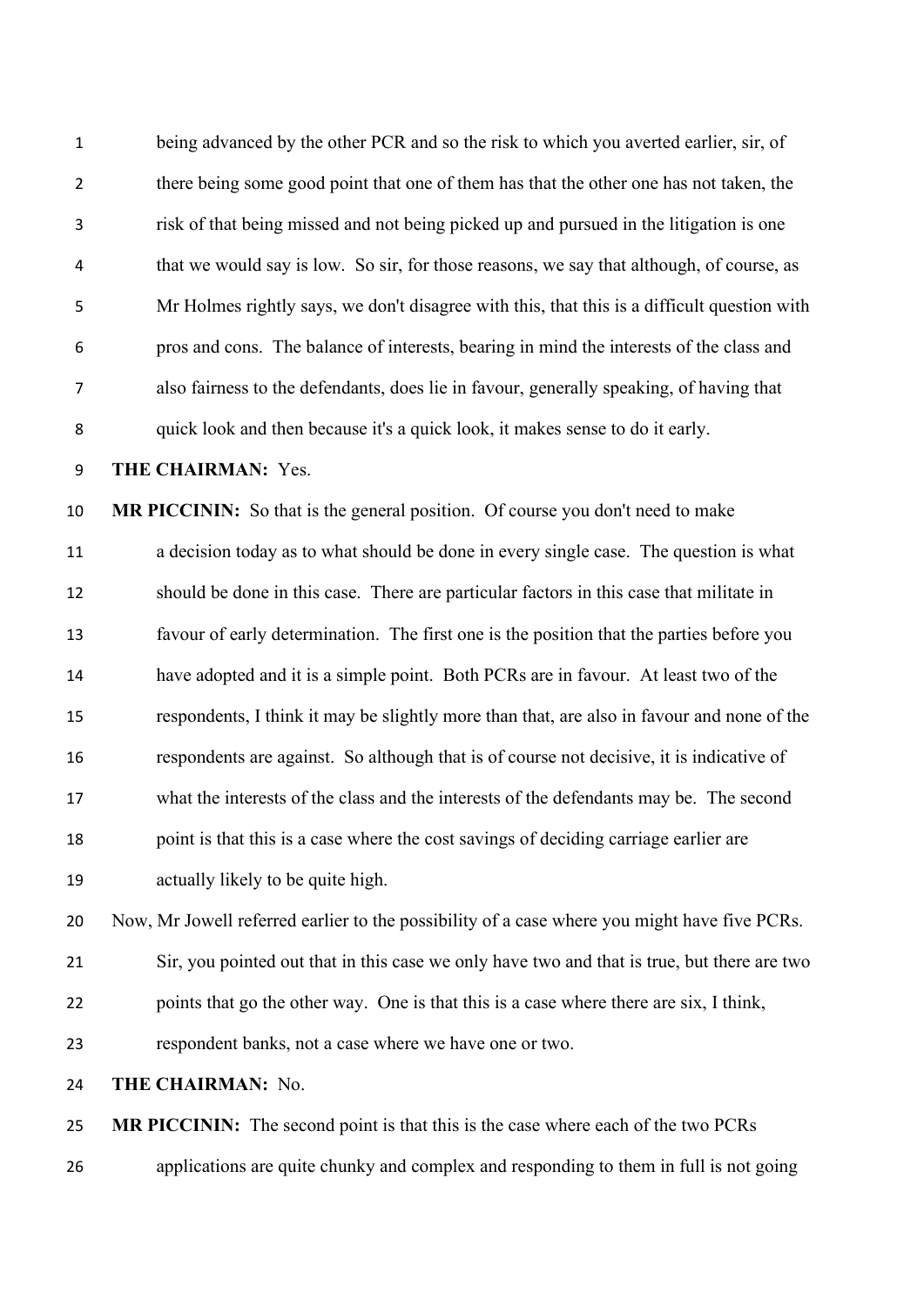being advanced by the other PCR and so the risk to which you averted earlier, sir, of there being some good point that one of them has that the other one has not taken, the risk of that being missed and not being picked up and pursued in the litigation is one that we would say is low. So sir, for those reasons, we say that although, of course, as Mr Holmes rightly says, we don't disagree with this, that this is a difficult question with pros and cons. The balance of interests, bearing in mind the interests of the class and also fairness to the defendants, does lie in favour, generally speaking, of having that quick look and then because it's a quick look, it makes sense to do it early.

**THE CHAIRMAN:** Yes.

**MR PICCININ:** So that is the general position. Of course you don't need to make a decision today as to what should be done in every single case. The question is what should be done in this case. There are particular factors in this case that militate in favour of early determination. The first one is the position that the parties before you have adopted and it is a simple point. Both PCRs are in favour. At least two of the respondents, I think it may be slightly more than that, are also in favour and none of the respondents are against. So although that is of course not decisive, it is indicative of what the interests of the class and the interests of the defendants may be. The second point is that this is a case where the cost savings of deciding carriage earlier are actually likely to be quite high.

Now, Mr Jowell referred earlier to the possibility of a case where you might have five PCRs. Sir, you pointed out that in this case we only have two and that is true, but there are two points that go the other way. One is that this is a case where there are six, I think, respondent banks, not a case where we have one or two.

**THE CHAIRMAN:** No.

**MR PICCININ:** The second point is that this is the case where each of the two PCRs applications are quite chunky and complex and responding to them in full is not going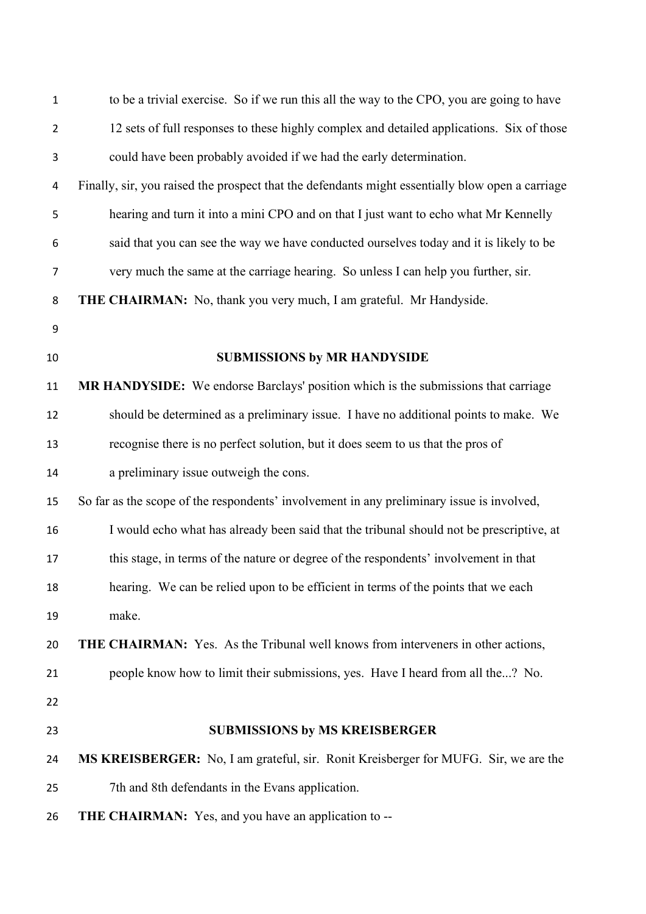to be a trivial exercise. So if we run this all the way to the CPO, you are going to have 12 sets of full responses to these highly complex and detailed applications. Six of those could have been probably avoided if we had the early determination.

Finally, sir, you raised the prospect that the defendants might essentially blow open a carriage hearing and turn it into a mini CPO and on that I just want to echo what Mr Kennelly said that you can see the way we have conducted ourselves today and it is likely to be very much the same at the carriage hearing. So unless I can help you further, sir.

**THE CHAIRMAN:** No, thank you very much, I am grateful. Mr Handyside.

**SUBMISSIONS by MR HANDYSIDE**

**MR HANDYSIDE:** We endorse Barclays' position which is the submissions that carriage should be determined as a preliminary issue. I have no additional points to make. We recognise there is no perfect solution, but it does seem to us that the pros of a preliminary issue outweigh the cons.

So far as the scope of the respondents' involvement in any preliminary issue is involved, I would echo what has already been said that the tribunal should not be prescriptive, at this stage, in terms of the nature or degree of the respondents' involvement in that hearing. We can be relied upon to be efficient in terms of the points that we each make.

**THE CHAIRMAN:** Yes. As the Tribunal well knows from interveners in other actions, people know how to limit their submissions, yes. Have I heard from all the...? No.

**SUBMISSIONS by MS KREISBERGER**

**MS KREISBERGER:** No, I am grateful, sir. Ronit Kreisberger for MUFG. Sir, we are the 7th and 8th defendants in the Evans application.

**THE CHAIRMAN:** Yes, and you have an application to --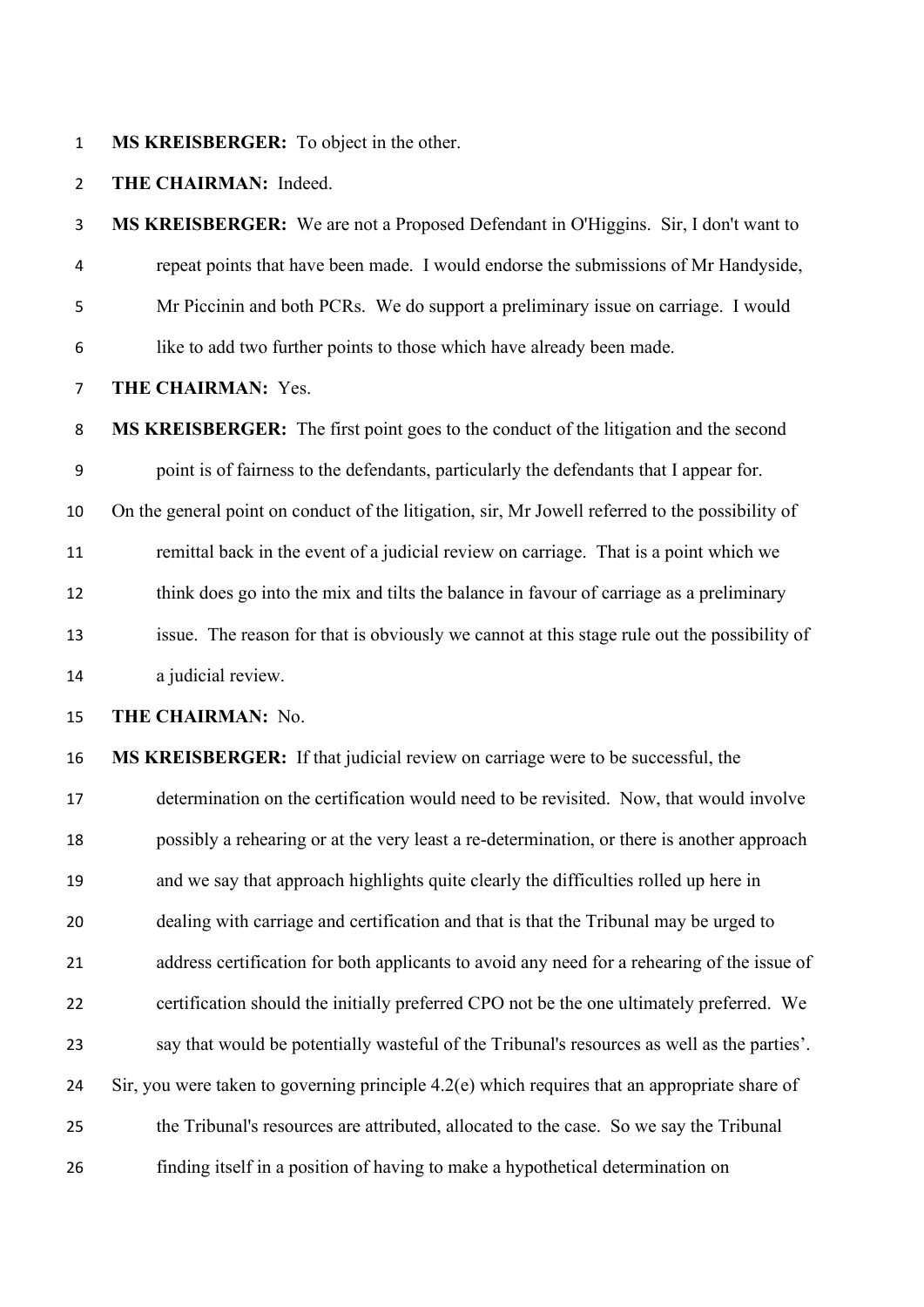**MS KREISBERGER:** To object in the other.

**THE CHAIRMAN:** Indeed.

**MS KREISBERGER:** We are not a Proposed Defendant in O'Higgins. Sir, I don't want to repeat points that have been made. I would endorse the submissions of Mr Handyside, Mr Piccinin and both PCRs. We do support a preliminary issue on carriage. I would like to add two further points to those which have already been made.

**THE CHAIRMAN:** Yes.

**MS KREISBERGER:** The first point goes to the conduct of the litigation and the second point is of fairness to the defendants, particularly the defendants that I appear for.

On the general point on conduct of the litigation, sir, Mr Jowell referred to the possibility of remittal back in the event of a judicial review on carriage. That is a point which we think does go into the mix and tilts the balance in favour of carriage as a preliminary issue. The reason for that is obviously we cannot at this stage rule out the possibility of a judicial review.

**THE CHAIRMAN:** No.

**MS KREISBERGER:** If that judicial review on carriage were to be successful, the determination on the certification would need to be revisited. Now, that would involve possibly a rehearing or at the very least a re-determination, or there is another approach and we say that approach highlights quite clearly the difficulties rolled up here in dealing with carriage and certification and that is that the Tribunal may be urged to address certification for both applicants to avoid any need for a rehearing of the issue of certification should the initially preferred CPO not be the one ultimately preferred. We say that would be potentially wasteful of the Tribunal's resources as well as the parties'.

Sir, you were taken to governing principle 4.2(e) which requires that an appropriate share of the Tribunal's resources are attributed, allocated to the case. So we say the Tribunal finding itself in a position of having to make a hypothetical determination on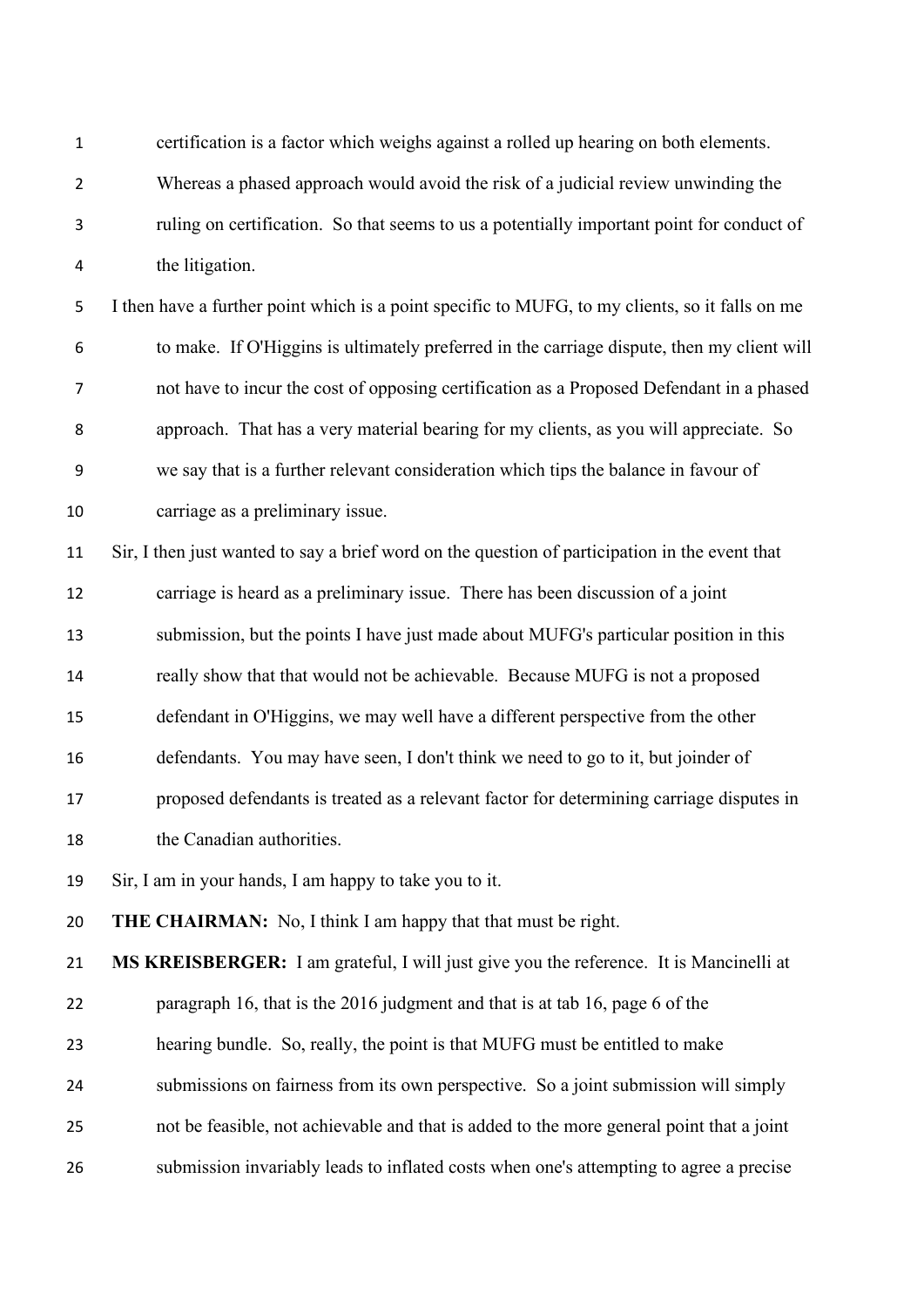certification is a factor which weighs against a rolled up hearing on both elements. Whereas a phased approach would avoid the risk of a judicial review unwinding the ruling on certification. So that seems to us a potentially important point for conduct of the litigation.

I then have a further point which is a point specific to MUFG, to my clients, so it falls on me to make. If O'Higgins is ultimately preferred in the carriage dispute, then my client will not have to incur the cost of opposing certification as a Proposed Defendant in a phased approach. That has a very material bearing for my clients, as you will appreciate. So we say that is a further relevant consideration which tips the balance in favour of carriage as a preliminary issue.

Sir, I then just wanted to say a brief word on the question of participation in the event that carriage is heard as a preliminary issue. There has been discussion of a joint submission, but the points I have just made about MUFG's particular position in this really show that that would not be achievable. Because MUFG is not a proposed defendant in O'Higgins, we may well have a different perspective from the other defendants. You may have seen, I don't think we need to go to it, but joinder of proposed defendants is treated as a relevant factor for determining carriage disputes in the Canadian authorities.

Sir, I am in your hands, I am happy to take you to it.

**THE CHAIRMAN:** No, I think I am happy that that must be right.

**MS KREISBERGER:** I am grateful, I will just give you the reference. It is Mancinelli at paragraph 16, that is the 2016 judgment and that is at tab 16, page 6 of the hearing bundle. So, really, the point is that MUFG must be entitled to make submissions on fairness from its own perspective. So a joint submission will simply not be feasible, not achievable and that is added to the more general point that a joint submission invariably leads to inflated costs when one's attempting to agree a precise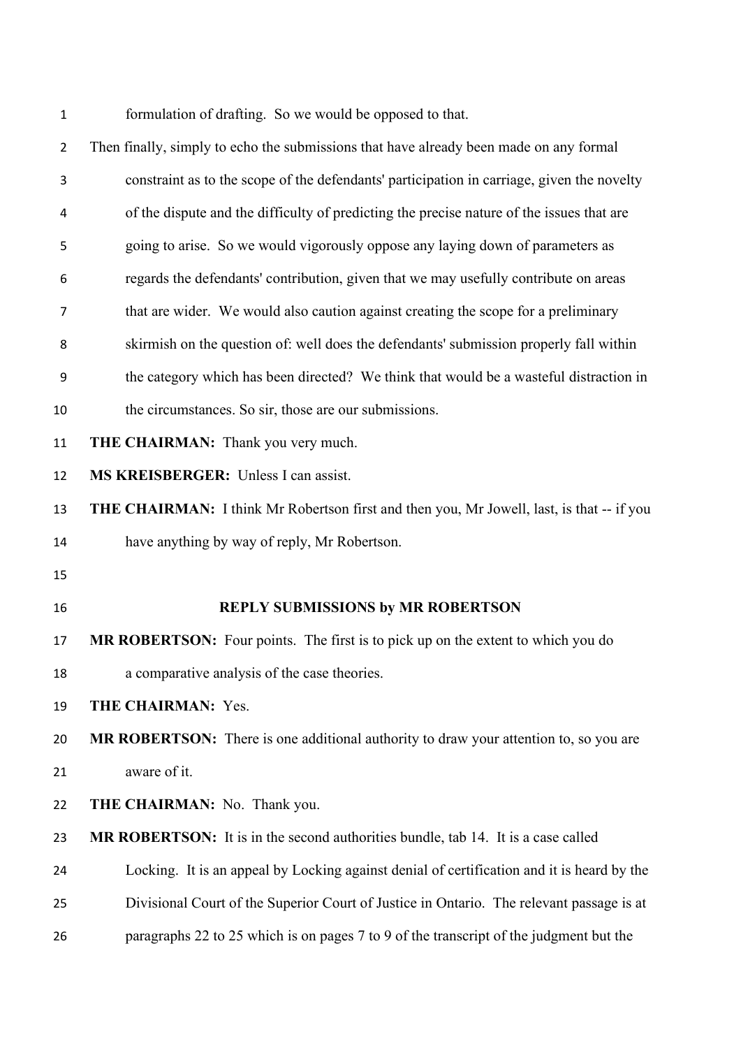formulation of drafting. So we would be opposed to that.

Then finally, simply to echo the submissions that have already been made on any formal constraint as to the scope of the defendants' participation in carriage, given the novelty of the dispute and the difficulty of predicting the precise nature of the issues that are going to arise. So we would vigorously oppose any laying down of parameters as regards the defendants' contribution, given that we may usefully contribute on areas that are wider. We would also caution against creating the scope for a preliminary skirmish on the question of: well does the defendants' submission properly fall within the category which has been directed? We think that would be a wasteful distraction in the circumstances. So sir, those are our submissions.

**THE CHAIRMAN:** Thank you very much.

**MS KREISBERGER:** Unless I can assist.

**THE CHAIRMAN:** I think Mr Robertson first and then you, Mr Jowell, last, is that -- if you have anything by way of reply, Mr Robertson.

## REPLY SUBMISSIONS by MR ROBERTSON

**MR ROBERTSON:** Four points. The first is to pick up on the extent to which you do a comparative analysis of the case theories.

**THE CHAIRMAN:** Yes.

**MR ROBERTSON:** There is one additional authority to draw your attention to, so you are aware of it.

**THE CHAIRMAN:** No. Thank you.

**MR ROBERTSON:** It is in the second authorities bundle, tab 14. It is a case called Locking. It is an appeal by Locking against denial of certification and it is heard by the Divisional Court of the Superior Court of Justice in Ontario. The relevant passage is at paragraphs 22 to 25 which is on pages 7 to 9 of the transcript of the judgment but the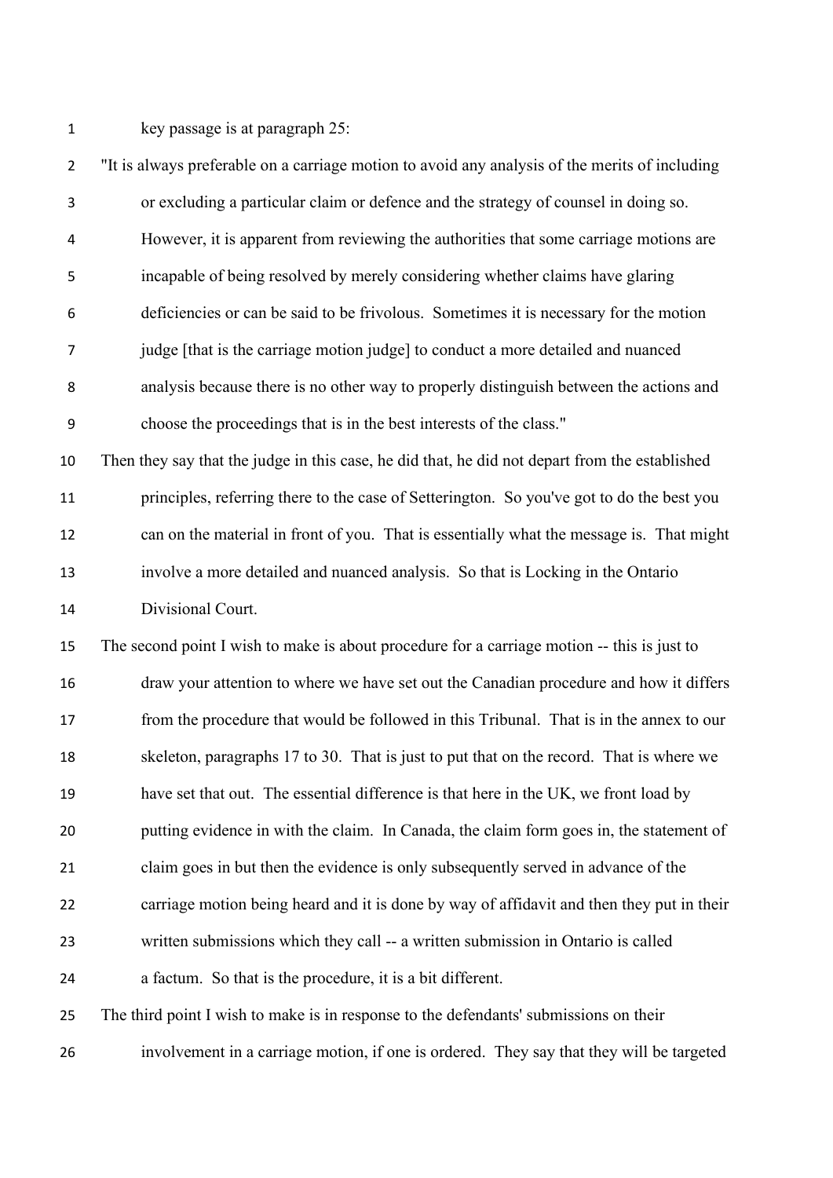key passage is at paragraph 25:

"It is always preferable on a carriage motion to avoid any analysis of the merits of including or excluding a particular claim or defence and the strategy of counsel in doing so. However, it is apparent from reviewing the authorities that some carriage motions are incapable of being resolved by merely considering whether claims have glaring deficiencies or can be said to be frivolous. Sometimes it is necessary for the motion judge [that is the carriage motion judge] to conduct a more detailed and nuanced analysis because there is no other way to properly distinguish between the actions and choose the proceedings that is in the best interests of the class."

Then they say that the judge in this case, he did that, he did not depart from the established principles, referring there to the case of Setterington. So you've got to do the best you can on the material in front of you. That is essentially what the message is. That might involve a more detailed and nuanced analysis. So that is Locking in the Ontario Divisional Court.

The second point I wish to make is about procedure for a carriage motion -- this is just to draw your attention to where we have set out the Canadian procedure and how it differs from the procedure that would be followed in this Tribunal. That is in the annex to our skeleton, paragraphs 17 to 30. That is just to put that on the record. That is where we have set that out. The essential difference is that here in the UK, we front load by putting evidence in with the claim. In Canada, the claim form goes in, the statement of claim goes in but then the evidence is only subsequently served in advance of the carriage motion being heard and it is done by way of affidavit and then they put in their written submissions which they call -- a written submission in Ontario is called a factum. So that is the procedure, it is a bit different.

The third point I wish to make is in response to the defendants' submissions on their involvement in a carriage motion, if one is ordered. They say that they will be targeted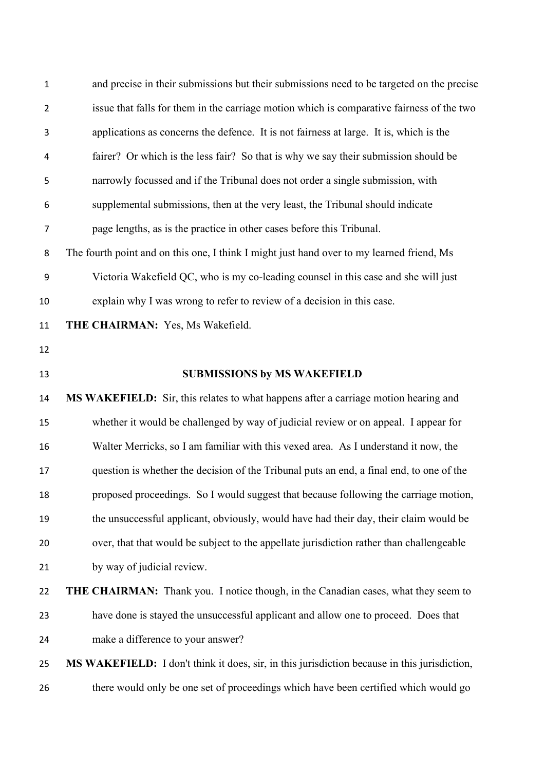and precise in their submissions but their submissions need to be targeted on the precise issue that falls for them in the carriage motion which is comparative fairness of the two applications as concerns the defence. It is not fairness at large. It is, which is the fairer? Or which is the less fair? So that is why we say their submission should be narrowly focussed and if the Tribunal does not order a single submission, with supplemental submissions, then at the very least, the Tribunal should indicate page lengths, as is the practice in other cases before this Tribunal.

The fourth point and on this one, I think I might just hand over to my learned friend, Ms Victoria Wakefield QC, who is my co-leading counsel in this case and she will just explain why I was wrong to refer to review of a decision in this case.

**THE CHAIRMAN:** Yes, Ms Wakefield.

**SUBMISSIONS by MS WAKEFIELD**

**MS WAKEFIELD:** Sir, this relates to what happens after a carriage motion hearing and whether it would be challenged by way of judicial review or on appeal. I appear for Walter Merricks, so I am familiar with this vexed area. As I understand it now, the question is whether the decision of the Tribunal puts an end, a final end, to one of the proposed proceedings. So I would suggest that because following the carriage motion, the unsuccessful applicant, obviously, would have had their day, their claim would be over, that that would be subject to the appellate jurisdiction rather than challengeable by way of judicial review.

**THE CHAIRMAN:** Thank you. I notice though, in the Canadian cases, what they seem to have done is stayed the unsuccessful applicant and allow one to proceed. Does that make a difference to your answer?

**MS WAKEFIELD:** I don't think it does, sir, in this jurisdiction because in this jurisdiction, there would only be one set of proceedings which have been certified which would go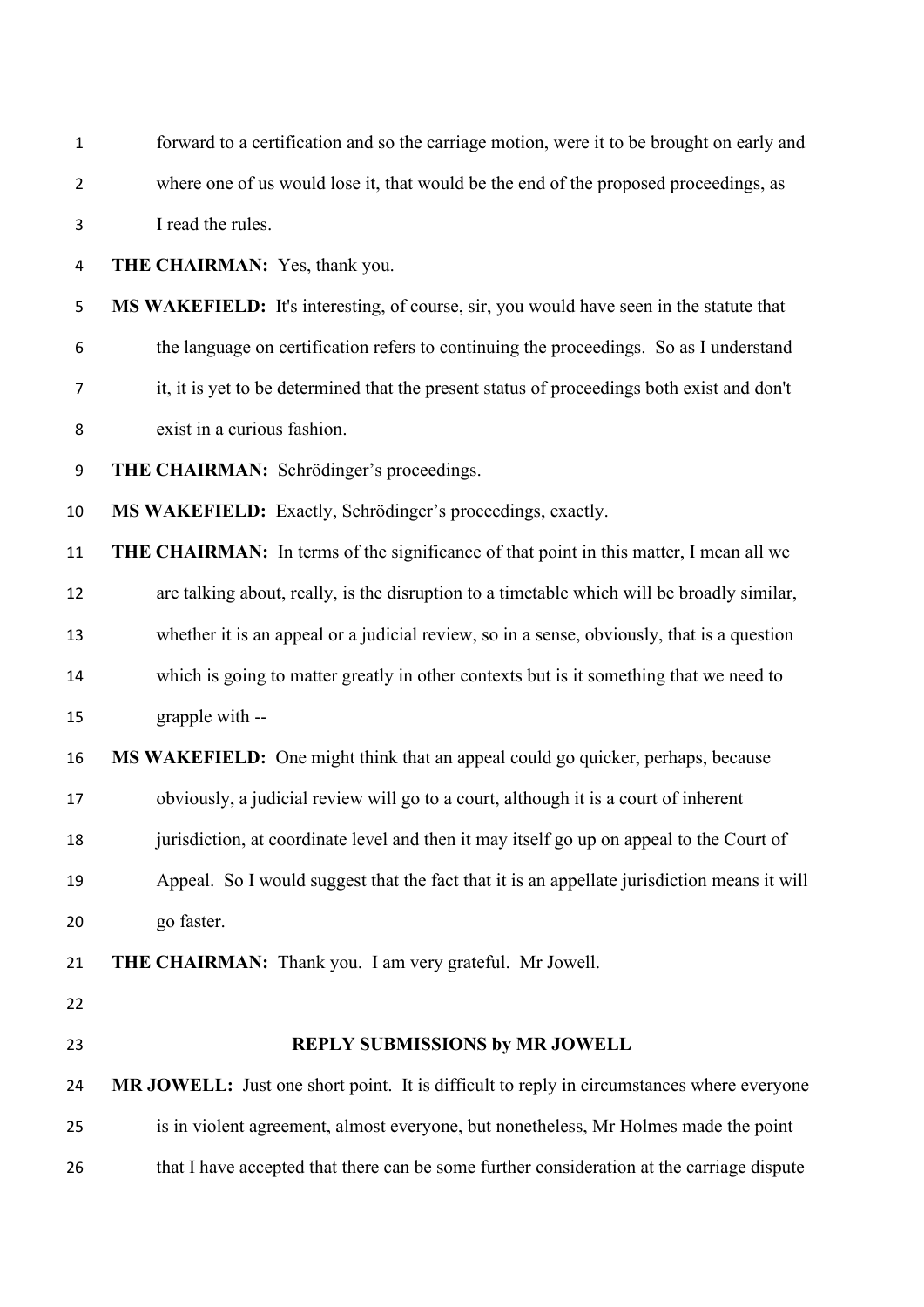forward to a certification and so the carriage motion, were it to be brought on early and where one of us would lose it, that would be the end of the proposed proceedings, as I read the rules.

**THE CHAIRMAN:** Yes, thank you.

**MS WAKEFIELD:** It's interesting, of course, sir, you would have seen in the statute that the language on certification refers to continuing the proceedings. So as I understand it, it is yet to be determined that the present status of proceedings both exist and don't exist in a curious fashion.

**THE CHAIRMAN:** Schrödinger's proceedings.

**MS WAKEFIELD:** Exactly, Schrödinger's proceedings, exactly.

**THE CHAIRMAN:** In terms of the significance of that point in this matter, I mean all we are talking about, really, is the disruption to a timetable which will be broadly similar, whether it is an appeal or a judicial review, so in a sense, obviously, that is a question which is going to matter greatly in other contexts but is it something that we need to grapple with --

**MS WAKEFIELD:** One might think that an appeal could go quicker, perhaps, because obviously, a judicial review will go to a court, although it is a court of inherent jurisdiction, at coordinate level and then it may itself go up on appeal to the Court of Appeal. So I would suggest that the fact that it is an appellate jurisdiction means it will go faster.

**THE CHAIRMAN:** Thank you. I am very grateful. Mr Jowell.

## REPLY SUBMISSIONS by MR JOWELL

**MR JOWELL:** Just one short point. It is difficult to reply in circumstances where everyone is in violent agreement, almost everyone, but nonetheless, Mr Holmes made the point that I have accepted that there can be some further consideration at the carriage dispute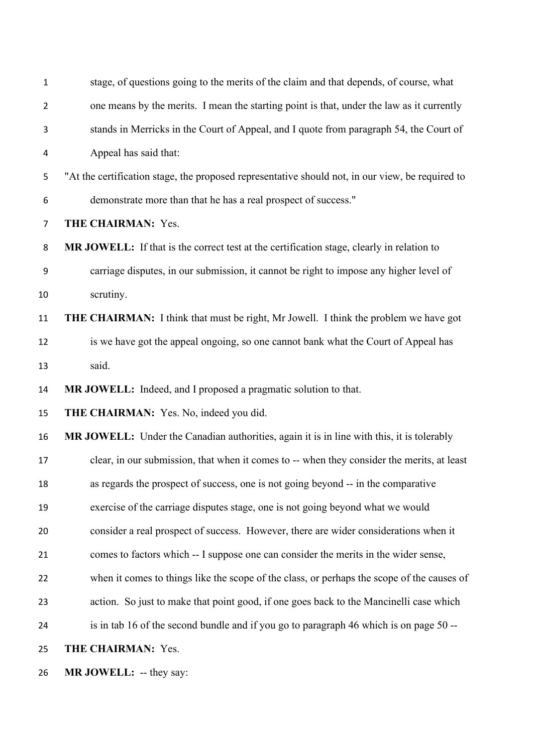stage, of questions going to the merits of the claim and that depends, of course, what one means by the merits. I mean the starting point is that, under the law as it currently stands in Merricks in the Court of Appeal, and I quote from paragraph 54, the Court of Appeal has said that:

"At the certification stage, the proposed representative should not, in our view, be required to demonstrate more than that he has a real prospect of success."

**THE CHAIRMAN:** Yes.

**MR JOWELL:** If that is the correct test at the certification stage, clearly in relation to carriage disputes, in our submission, it cannot be right to impose any higher level of scrutiny.

**THE CHAIRMAN:** I think that must be right, Mr Jowell. I think the problem we have got is we have got the appeal ongoing, so one cannot bank what the Court of Appeal has said.

**MR JOWELL:** Indeed, and I proposed a pragmatic solution to that.

**THE CHAIRMAN:** Yes. No, indeed you did.

**MR JOWELL:** Under the Canadian authorities, again it is in line with this, it is tolerably clear, in our submission, that when it comes to -- when they consider the merits, at least as regards the prospect of success, one is not going beyond -- in the comparative exercise of the carriage disputes stage, one is not going beyond what we would consider a real prospect of success. However, there are wider considerations when it comes to factors which -- I suppose one can consider the merits in the wider sense, when it comes to things like the scope of the class, or perhaps the scope of the causes of action. So just to make that point good, if one goes back to the Mancinelli case which is in tab 16 of the second bundle and if you go to paragraph 46 which is on page 50 --

**THE CHAIRMAN:** Yes.

**MR JOWELL:** -- they say: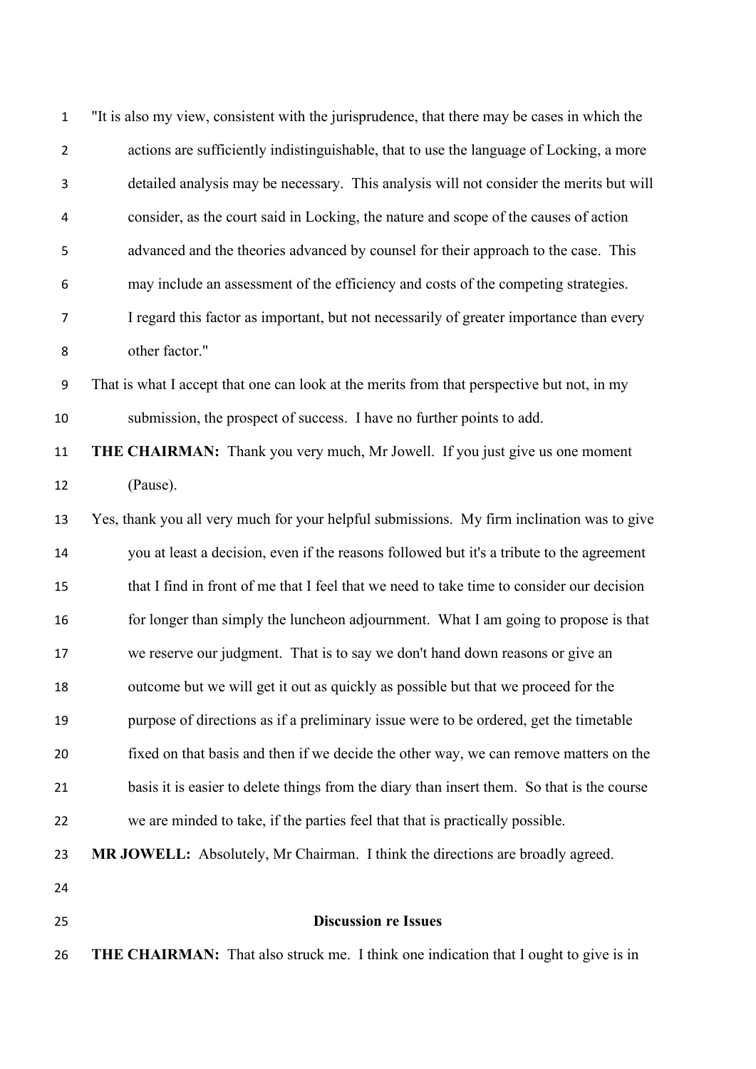"It is also my view, consistent with the jurisprudence, that there may be cases in which the actions are sufficiently indistinguishable, that to use the language of Locking, a more detailed analysis may be necessary. This analysis will not consider the merits but will consider, as the court said in Locking, the nature and scope of the causes of action advanced and the theories advanced by counsel for their approach to the case. This may include an assessment of the efficiency and costs of the competing strategies. I regard this factor as important, but not necessarily of greater importance than every other factor."

That is what I accept that one can look at the merits from that perspective but not, in my submission, the prospect of success. I have no further points to add.

**THE CHAIRMAN:** Thank you very much, Mr Jowell. If you just give us one moment (Pause).

Yes, thank you all very much for your helpful submissions. My firm inclination was to give you at least a decision, even if the reasons followed but it's a tribute to the agreement that I find in front of me that I feel that we need to take time to consider our decision for longer than simply the luncheon adjournment. What I am going to propose is that we reserve our judgment. That is to say we don't hand down reasons or give an outcome but we will get it out as quickly as possible but that we proceed for the purpose of directions as if a preliminary issue were to be ordered, get the timetable fixed on that basis and then if we decide the other way, we can remove matters on the basis it is easier to delete things from the diary than insert them. So that is the course we are minded to take, if the parties feel that that is practically possible.

**MR JOWELL:** Absolutely, Mr Chairman. I think the directions are broadly agreed.

## Discussion re Issues

**THE CHAIRMAN:** That also struck me. I think one indication that I ought to give is in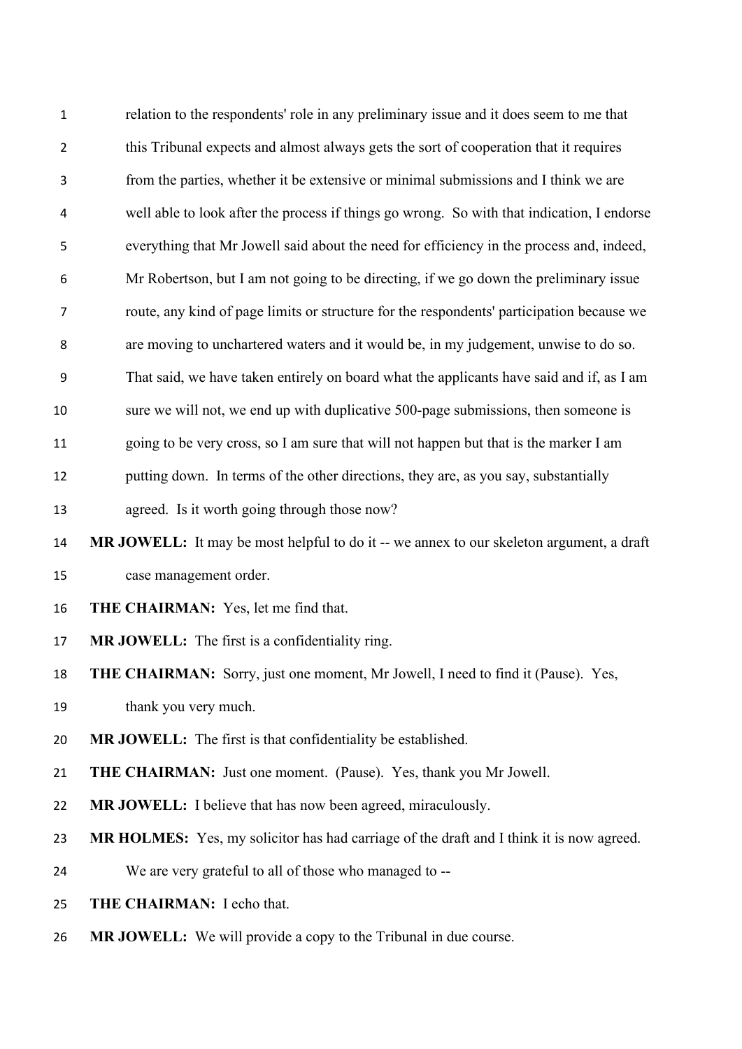relation to the respondents' role in any preliminary issue and it does seem to me that this Tribunal expects and almost always gets the sort of cooperation that it requires from the parties, whether it be extensive or minimal submissions and I think we are well able to look after the process if things go wrong. So with that indication, I endorse everything that Mr Jowell said about the need for efficiency in the process and, indeed, Mr Robertson, but I am not going to be directing, if we go down the preliminary issue route, any kind of page limits or structure for the respondents' participation because we are moving to unchartered waters and it would be, in my judgement, unwise to do so. That said, we have taken entirely on board what the applicants have said and if, as I am sure we will not, we end up with duplicative 500-page submissions, then someone is going to be very cross, so I am sure that will not happen but that is the marker I am putting down. In terms of the other directions, they are, as you say, substantially agreed. Is it worth going through those now?

**MR JOWELL:** It may be most helpful to do it -- we annex to our skeleton argument, a draft case management order.

**THE CHAIRMAN:** Yes, let me find that.

**MR JOWELL:** The first is a confidentiality ring.

**THE CHAIRMAN:** Sorry, just one moment, Mr Jowell, I need to find it (Pause). Yes, thank you very much.

**MR JOWELL:** The first is that confidentiality be established.

**THE CHAIRMAN:** Just one moment. (Pause). Yes, thank you Mr Jowell.

**MR JOWELL:** I believe that has now been agreed, miraculously.

**MR HOLMES:** Yes, my solicitor has had carriage of the draft and I think it is now agreed. We are very grateful to all of those who managed to --

**THE CHAIRMAN:** I echo that.

**MR JOWELL:** We will provide a copy to the Tribunal in due course.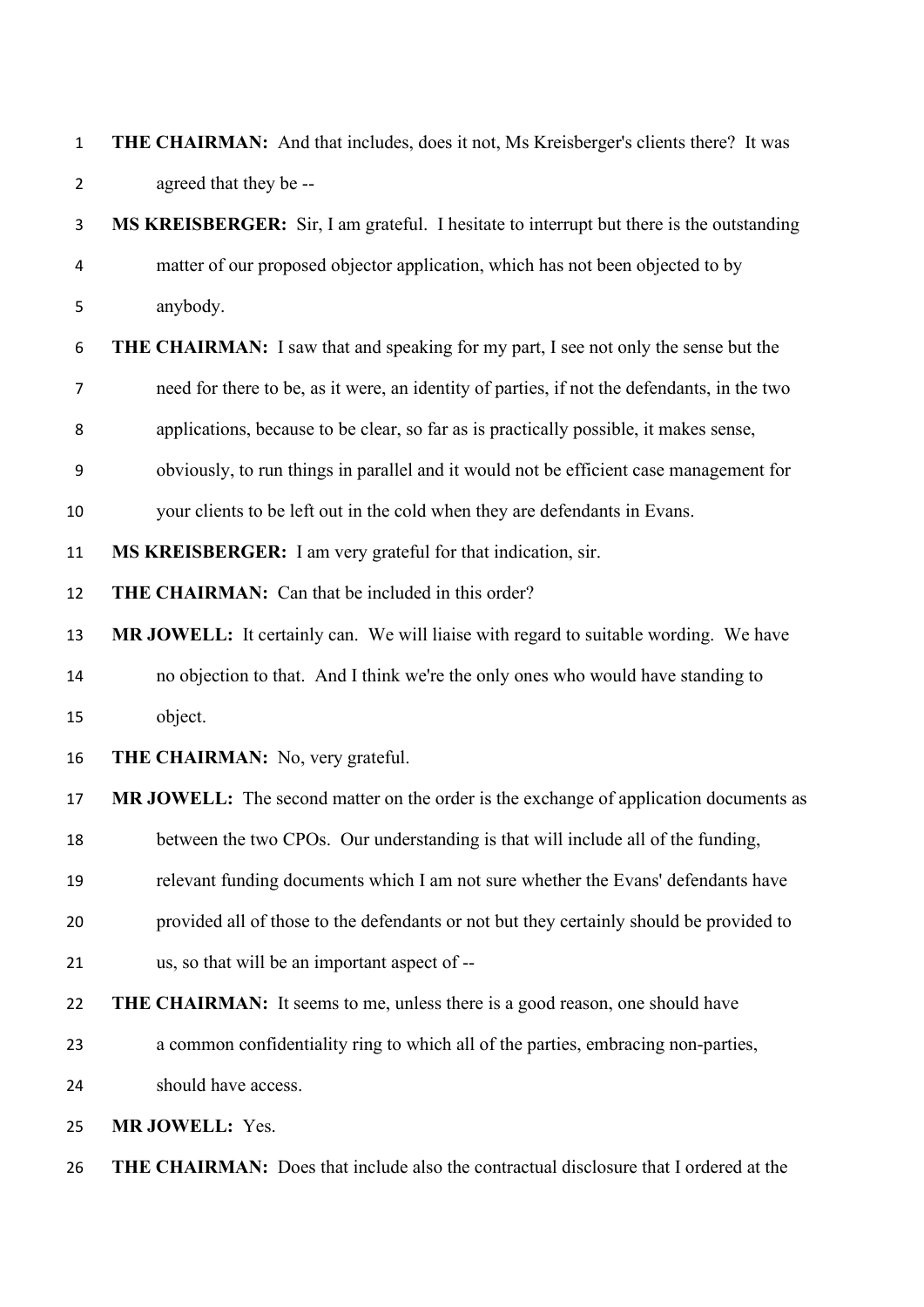**THE CHAIRMAN:** And that includes, does it not, Ms Kreisberger's clients there? It was agreed that they be --

**MS KREISBERGER:** Sir, I am grateful. I hesitate to interrupt but there is the outstanding matter of our proposed objector application, which has not been objected to by anybody.

**THE CHAIRMAN:** I saw that and speaking for my part, I see not only the sense but the need for there to be, as it were, an identity of parties, if not the defendants, in the two applications, because to be clear, so far as is practically possible, it makes sense, obviously, to run things in parallel and it would not be efficient case management for your clients to be left out in the cold when they are defendants in Evans.

**MS KREISBERGER:** I am very grateful for that indication, sir.

**THE CHAIRMAN:** Can that be included in this order?

**MR JOWELL:** It certainly can. We will liaise with regard to suitable wording. We have no objection to that. And I think we're the only ones who would have standing to object.

**THE CHAIRMAN:** No, very grateful.

**MR JOWELL:** The second matter on the order is the exchange of application documents as between the two CPOs. Our understanding is that will include all of the funding, relevant funding documents which I am not sure whether the Evans' defendants have provided all of those to the defendants or not but they certainly should be provided to us, so that will be an important aspect of --

**THE CHAIRMAN:** It seems to me, unless there is a good reason, one should have a common confidentiality ring to which all of the parties, embracing non-parties, should have access.

**MR JOWELL:** Yes.

**THE CHAIRMAN:** Does that include also the contractual disclosure that I ordered at the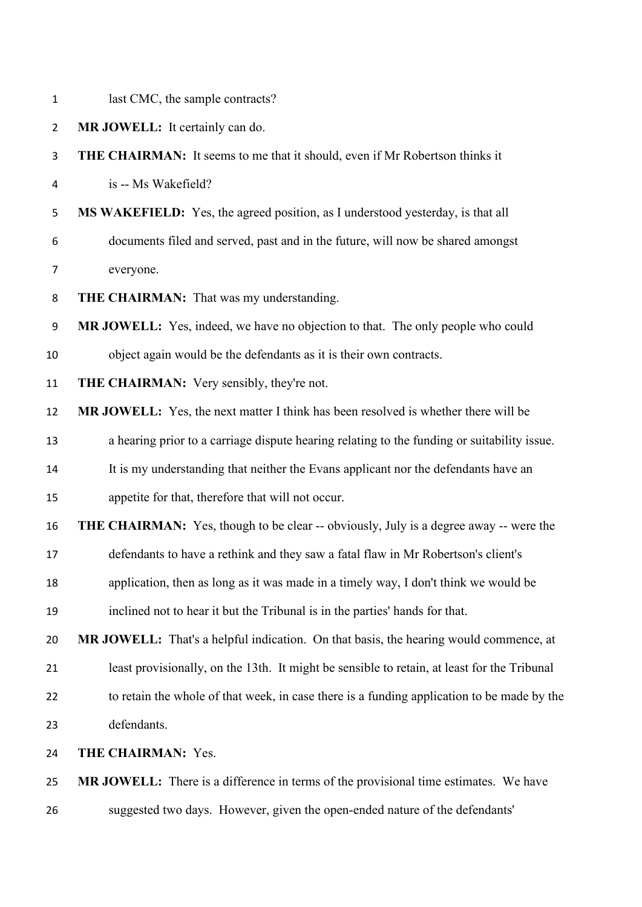last CMC, the sample contracts?

**MR JOWELL:** It certainly can do.

**THE CHAIRMAN:** It seems to me that it should, even if Mr Robertson thinks it is -- Ms Wakefield?

**MS WAKEFIELD:** Yes, the agreed position, as I understood yesterday, is that all documents filed and served, past and in the future, will now be shared amongst everyone.

**THE CHAIRMAN:** That was my understanding.

**MR JOWELL:** Yes, indeed, we have no objection to that. The only people who could object again would be the defendants as it is their own contracts.

**THE CHAIRMAN:** Very sensibly, they're not.

**MR JOWELL:** Yes, the next matter I think has been resolved is whether there will be a hearing prior to a carriage dispute hearing relating to the funding or suitability issue. It is my understanding that neither the Evans applicant nor the defendants have an appetite for that, therefore that will not occur.

**THE CHAIRMAN:** Yes, though to be clear -- obviously, July is a degree away -- were the defendants to have a rethink and they saw a fatal flaw in Mr Robertson's client's application, then as long as it was made in a timely way, I don't think we would be inclined not to hear it but the Tribunal is in the parties' hands for that.

**MR JOWELL:** That's a helpful indication. On that basis, the hearing would commence, at least provisionally, on the 13th. It might be sensible to retain, at least for the Tribunal to retain the whole of that week, in case there is a funding application to be made by the defendants.

**THE CHAIRMAN:** Yes.

**MR JOWELL:** There is a difference in terms of the provisional time estimates. We have suggested two days. However, given the open-ended nature of the defendants'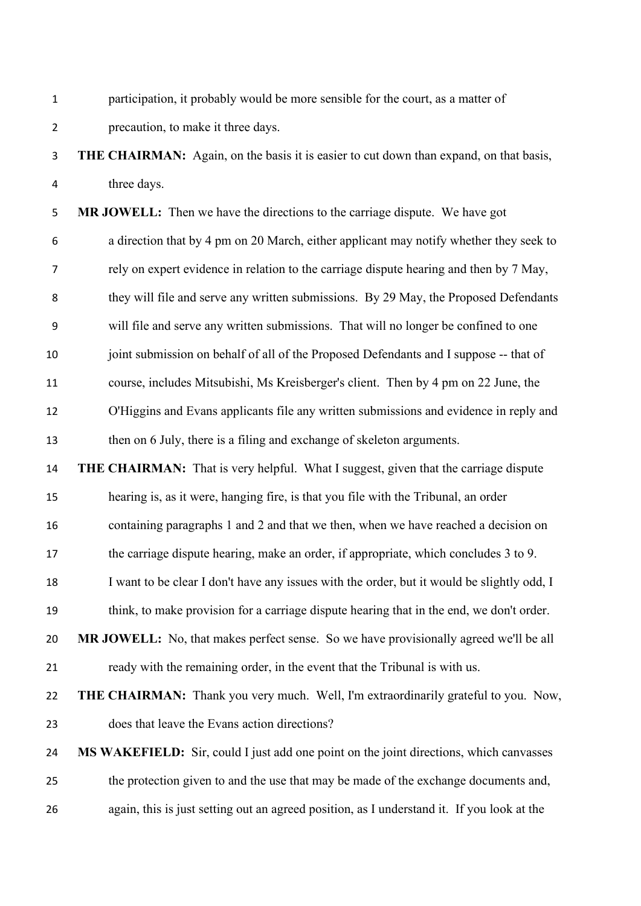participation, it probably would be more sensible for the court, as a matter of precaution, to make it three days.

**THE CHAIRMAN:** Again, on the basis it is easier to cut down than expand, on that basis, three days.

**MR JOWELL:** Then we have the directions to the carriage dispute. We have got a direction that by 4 pm on 20 March, either applicant may notify whether they seek to rely on expert evidence in relation to the carriage dispute hearing and then by 7 May, they will file and serve any written submissions. By 29 May, the Proposed Defendants will file and serve any written submissions. That will no longer be confined to one joint submission on behalf of all of the Proposed Defendants and I suppose -- that of course, includes Mitsubishi, Ms Kreisberger's client. Then by 4 pm on 22 June, the O'Higgins and Evans applicants file any written submissions and evidence in reply and then on 6 July, there is a filing and exchange of skeleton arguments.

**THE CHAIRMAN:** That is very helpful. What I suggest, given that the carriage dispute hearing is, as it were, hanging fire, is that you file with the Tribunal, an order containing paragraphs 1 and 2 and that we then, when we have reached a decision on the carriage dispute hearing, make an order, if appropriate, which concludes 3 to 9. I want to be clear I don't have any issues with the order, but it would be slightly odd, I think, to make provision for a carriage dispute hearing that in the end, we don't order.

**MR JOWELL:** No, that makes perfect sense. So we have provisionally agreed we'll be all ready with the remaining order, in the event that the Tribunal is with us.

**THE CHAIRMAN:** Thank you very much. Well, I'm extraordinarily grateful to you. Now, does that leave the Evans action directions?

**MS WAKEFIELD:** Sir, could I just add one point on the joint directions, which canvasses the protection given to and the use that may be made of the exchange documents and, again, this is just setting out an agreed position, as I understand it. If you look at the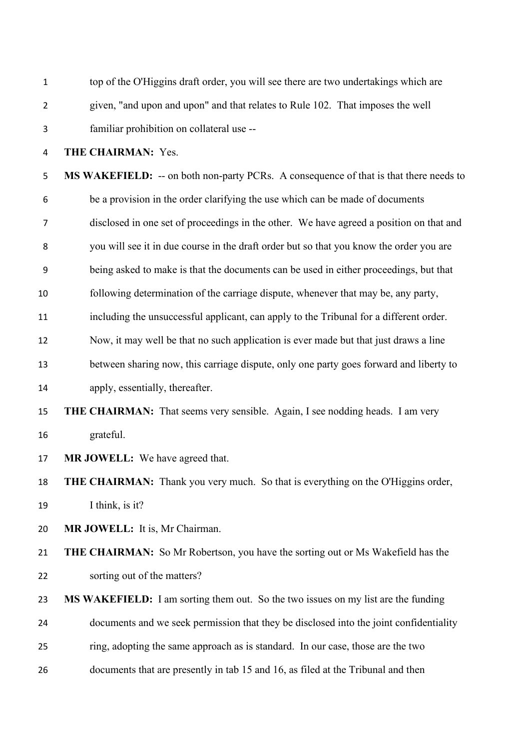top of the O'Higgins draft order, you will see there are two undertakings which are given, "and upon and upon" and that relates to Rule 102. That imposes the well familiar prohibition on collateral use --

**THE CHAIRMAN:** Yes.

**MS WAKEFIELD:** -- on both non-party PCRs. A consequence of that is that there needs to be a provision in the order clarifying the use which can be made of documents disclosed in one set of proceedings in the other. We have agreed a position on that and you will see it in due course in the draft order but so that you know the order you are being asked to make is that the documents can be used in either proceedings, but that following determination of the carriage dispute, whenever that may be, any party, including the unsuccessful applicant, can apply to the Tribunal for a different order. Now, it may well be that no such application is ever made but that just draws a line between sharing now, this carriage dispute, only one party goes forward and liberty to apply, essentially, thereafter.

**THE CHAIRMAN:** That seems very sensible. Again, I see nodding heads. I am very grateful.

**MR JOWELL:** We have agreed that.

**THE CHAIRMAN:** Thank you very much. So that is everything on the O'Higgins order, I think, is it?

**MR JOWELL:** It is, Mr Chairman.

**THE CHAIRMAN:** So Mr Robertson, you have the sorting out or Ms Wakefield has the sorting out of the matters?

**MS WAKEFIELD:** I am sorting them out. So the two issues on my list are the funding documents and we seek permission that they be disclosed into the joint confidentiality ring, adopting the same approach as is standard. In our case, those are the two documents that are presently in tab 15 and 16, as filed at the Tribunal and then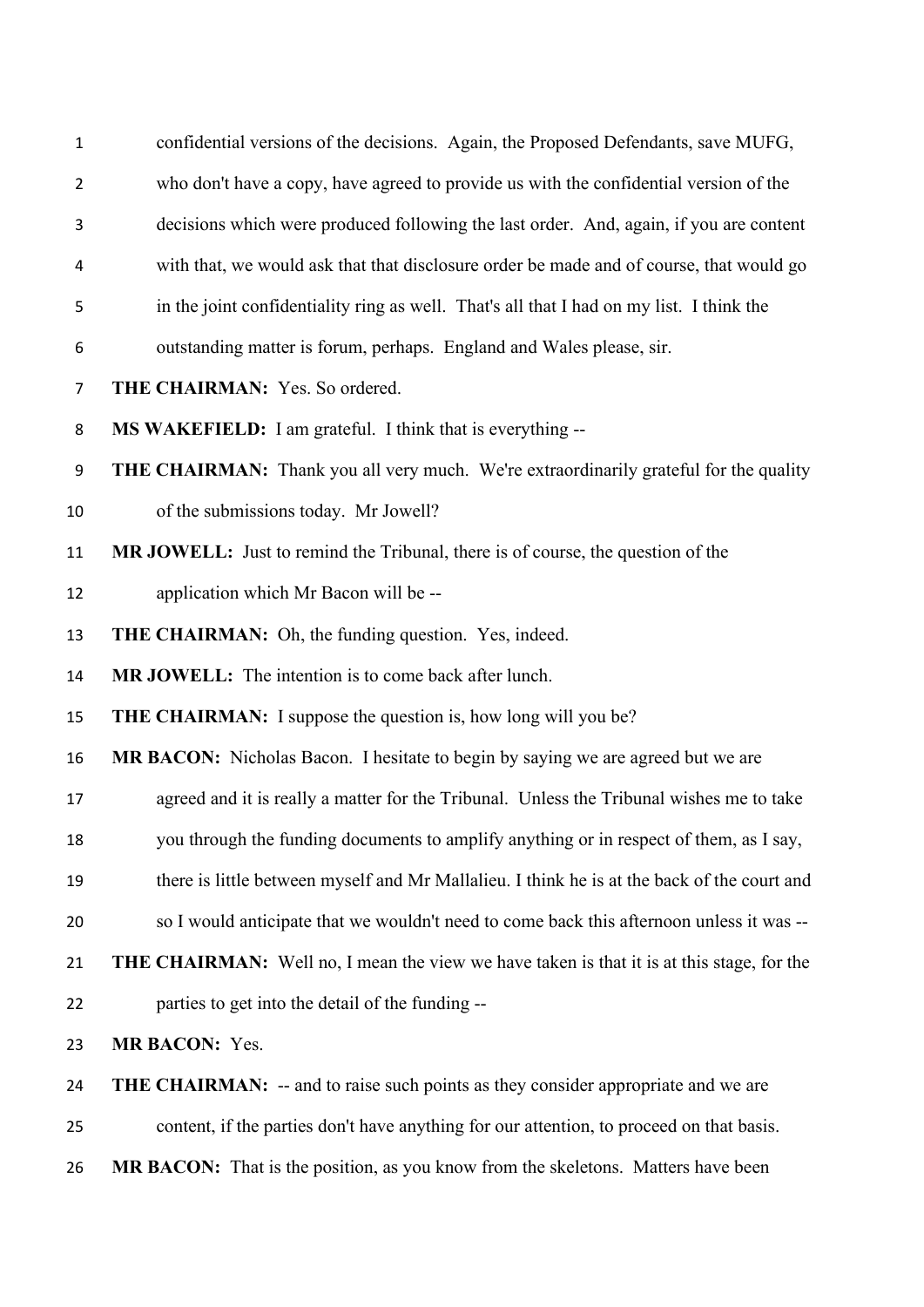confidential versions of the decisions. Again, the Proposed Defendants, save MUFG, who don't have a copy, have agreed to provide us with the confidential version of the decisions which were produced following the last order. And, again, if you are content with that, we would ask that that disclosure order be made and of course, that would go in the joint confidentiality ring as well. That's all that I had on my list. I think the outstanding matter is forum, perhaps. England and Wales please, sir.

**THE CHAIRMAN:** Yes. So ordered.

**MS WAKEFIELD:** I am grateful. I think that is everything --

**THE CHAIRMAN:** Thank you all very much. We're extraordinarily grateful for the quality of the submissions today. Mr Jowell?

**MR JOWELL:** Just to remind the Tribunal, there is of course, the question of the application which Mr Bacon will be --

**THE CHAIRMAN:** Oh, the funding question. Yes, indeed.

**MR JOWELL:** The intention is to come back after lunch.

**THE CHAIRMAN:** I suppose the question is, how long will you be?

**MR BACON:** Nicholas Bacon. I hesitate to begin by saying we are agreed but we are agreed and it is really a matter for the Tribunal. Unless the Tribunal wishes me to take you through the funding documents to amplify anything or in respect of them, as I say, there is little between myself and Mr Mallalieu. I think he is at the back of the court and so I would anticipate that we wouldn't need to come back this afternoon unless it was --

**THE CHAIRMAN:** Well no, I mean the view we have taken is that it is at this stage, for the parties to get into the detail of the funding --

**MR BACON:** Yes.

**THE CHAIRMAN:** -- and to raise such points as they consider appropriate and we are content, if the parties don't have anything for our attention, to proceed on that basis.

**MR BACON:** That is the position, as you know from the skeletons. Matters have been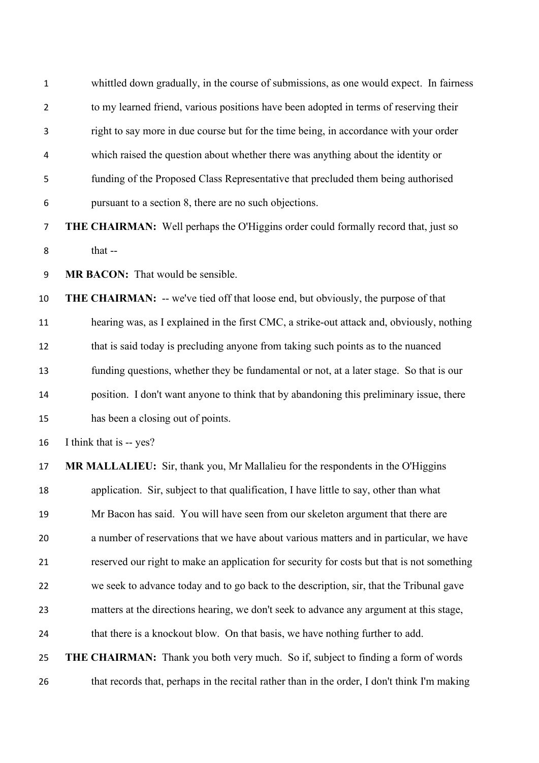whittled down gradually, in the course of submissions, as one would expect. In fairness to my learned friend, various positions have been adopted in terms of reserving their right to say more in due course but for the time being, in accordance with your order which raised the question about whether there was anything about the identity or funding of the Proposed Class Representative that precluded them being authorised pursuant to a section 8, there are no such objections.

**THE CHAIRMAN:** Well perhaps the O'Higgins order could formally record that, just so that --

**MR BACON:** That would be sensible.

**THE CHAIRMAN:** -- we've tied off that loose end, but obviously, the purpose of that hearing was, as I explained in the first CMC, a strike-out attack and, obviously, nothing that is said today is precluding anyone from taking such points as to the nuanced funding questions, whether they be fundamental or not, at a later stage. So that is our position. I don't want anyone to think that by abandoning this preliminary issue, there has been a closing out of points.

I think that is -- yes?

**MR MALLALIEU:** Sir, thank you, Mr Mallalieu for the respondents in the O'Higgins application. Sir, subject to that qualification, I have little to say, other than what Mr Bacon has said. You will have seen from our skeleton argument that there are a number of reservations that we have about various matters and in particular, we have reserved our right to make an application for security for costs but that is not something we seek to advance today and to go back to the description, sir, that the Tribunal gave matters at the directions hearing, we don't seek to advance any argument at this stage, that there is a knockout blow. On that basis, we have nothing further to add.

**THE CHAIRMAN:** Thank you both very much. So if, subject to finding a form of words that records that, perhaps in the recital rather than in the order, I don't think I'm making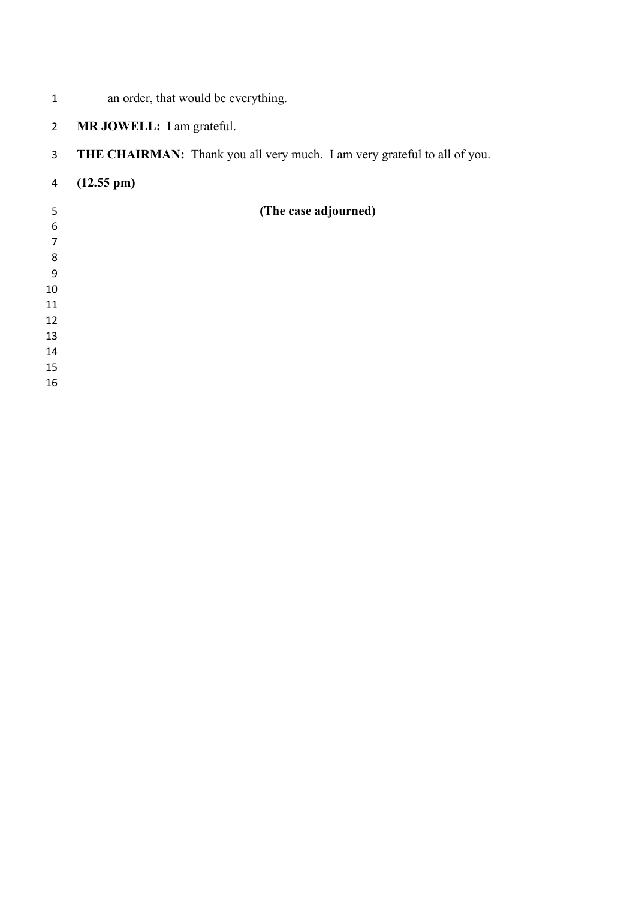an order, that would be everything.

**MR JOWELL:** I am grateful.

**THE CHAIRMAN:** Thank you all very much. I am very grateful to all of you.

**(12.55 pm)**

**(The case adjourned)**